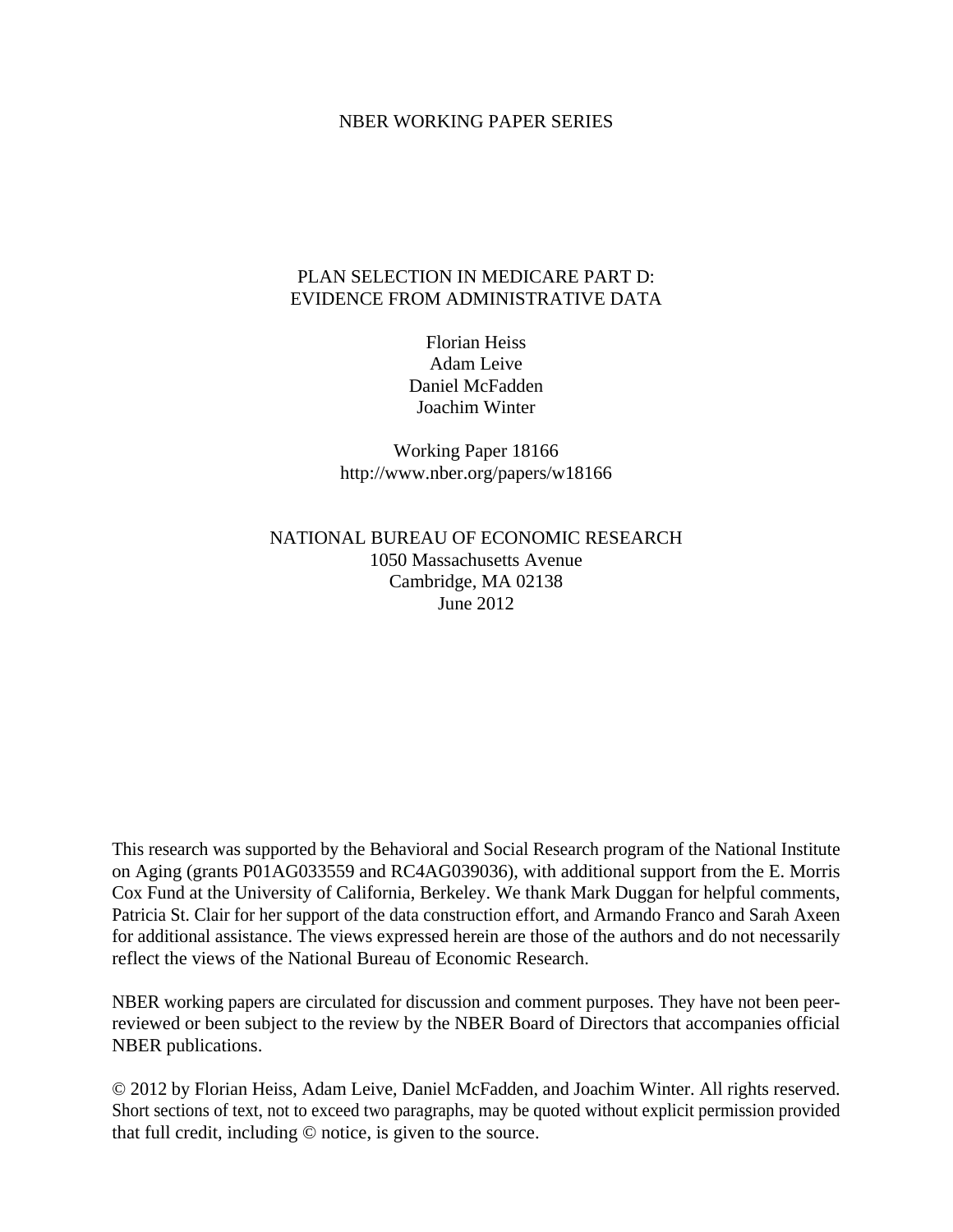NBER WORKING PAPER SERIES

# PLAN SELECTION IN MEDICARE PART D: EVIDENCE FROM ADMINISTRATIVE DATA

Florian Heiss
Adam Leive
Daniel McFadden
Joachim Winter

Working Paper 18166
http://www.nber.org/papers/w18166

NATIONAL BUREAU OF ECONOMIC RESEARCH
1050 Massachusetts Avenue
Cambridge, MA 02138
June 2012

This research was supported by the Behavioral and Social Research program of the National Institute on Aging (grants P01AG033559 and RC4AG039036), with additional support from the E. Morris Cox Fund at the University of California, Berkeley. We thank Mark Duggan for helpful comments, Patricia St. Clair for her support of the data construction effort, and Armando Franco and Sarah Axeen for additional assistance. The views expressed herein are those of the authors and do not necessarily reflect the views of the National Bureau of Economic Research.

NBER working papers are circulated for discussion and comment purposes. They have not been peer-reviewed or been subject to the review by the NBER Board of Directors that accompanies official NBER publications.

© 2012 by Florian Heiss, Adam Leive, Daniel McFadden, and Joachim Winter. All rights reserved. Short sections of text, not to exceed two paragraphs, may be quoted without explicit permission provided that full credit, including © notice, is given to the source.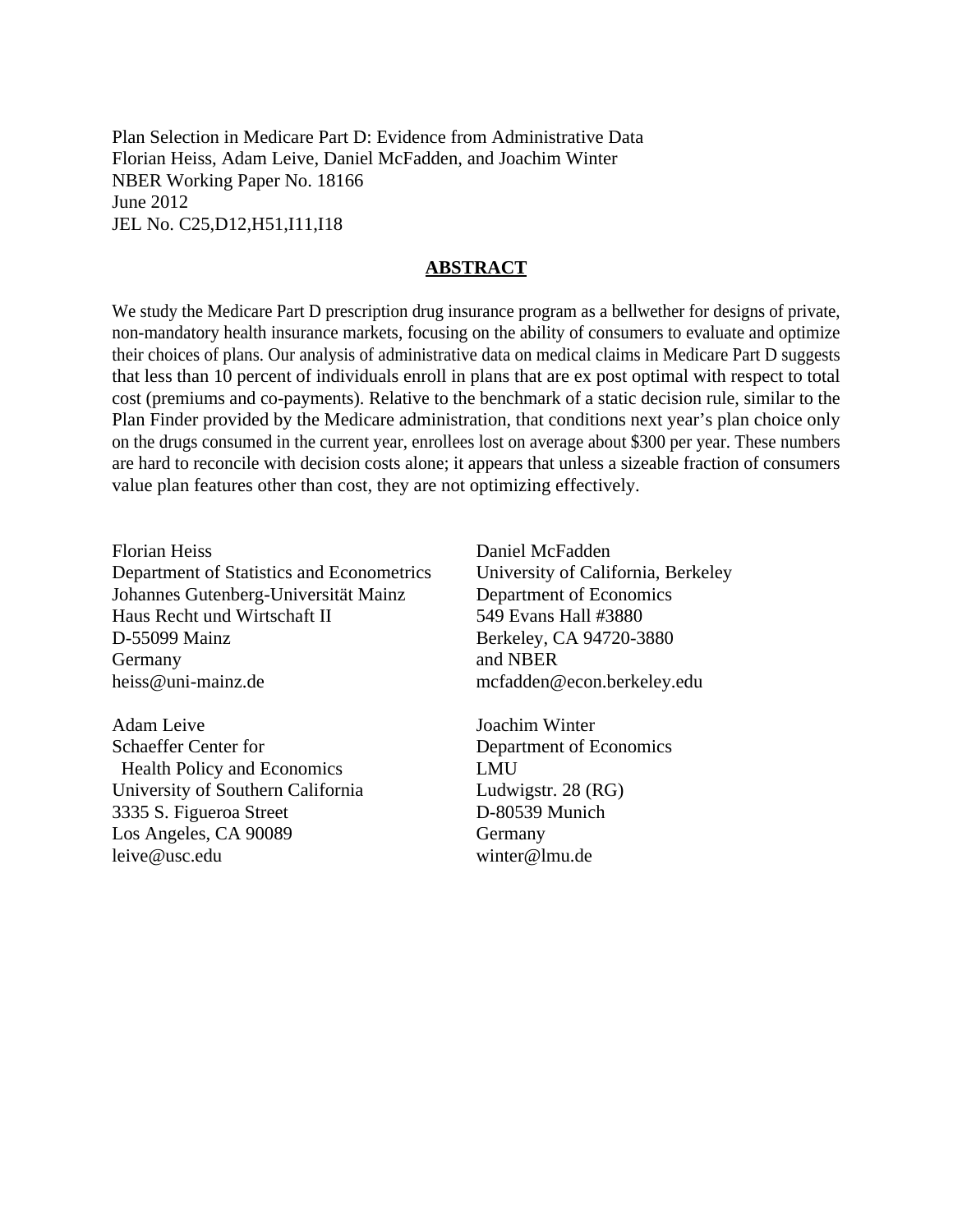Plan Selection in Medicare Part D: Evidence from Administrative Data
Florian Heiss, Adam Leive, Daniel McFadden, and Joachim Winter
NBER Working Paper No. 18166
June 2012
JEL No. C25,D12,H51,I11,I18

## ABSTRACT

We study the Medicare Part D prescription drug insurance program as a bellwether for designs of private, non-mandatory health insurance markets, focusing on the ability of consumers to evaluate and optimize their choices of plans. Our analysis of administrative data on medical claims in Medicare Part D suggests that less than 10 percent of individuals enroll in plans that are ex post optimal with respect to total cost (premiums and co-payments). Relative to the benchmark of a static decision rule, similar to the Plan Finder provided by the Medicare administration, that conditions next year's plan choice only on the drugs consumed in the current year, enrollees lost on average about $300 per year. These numbers are hard to reconcile with decision costs alone; it appears that unless a sizeable fraction of consumers value plan features other than cost, they are not optimizing effectively.

Florian Heiss
Department of Statistics and Econometrics
Johannes Gutenberg-Universität Mainz
Haus Recht und Wirtschaft II
D-55099 Mainz
Germany
heiss@uni-mainz.de

Adam Leive
Schaeffer Center for
Health Policy and Economics
University of Southern California
3335 S. Figueroa Street
Los Angeles, CA 90089
leive@usc.edu

Daniel McFadden
University of California, Berkeley
Department of Economics
549 Evans Hall #3880
Berkeley, CA 94720-3880
and NBER
mcfadden@econ.berkeley.edu

Joachim Winter
Department of Economics
LMU
Ludwigstr. 28 (RG)
D-80539 Munich
Germany
winter@lmu.de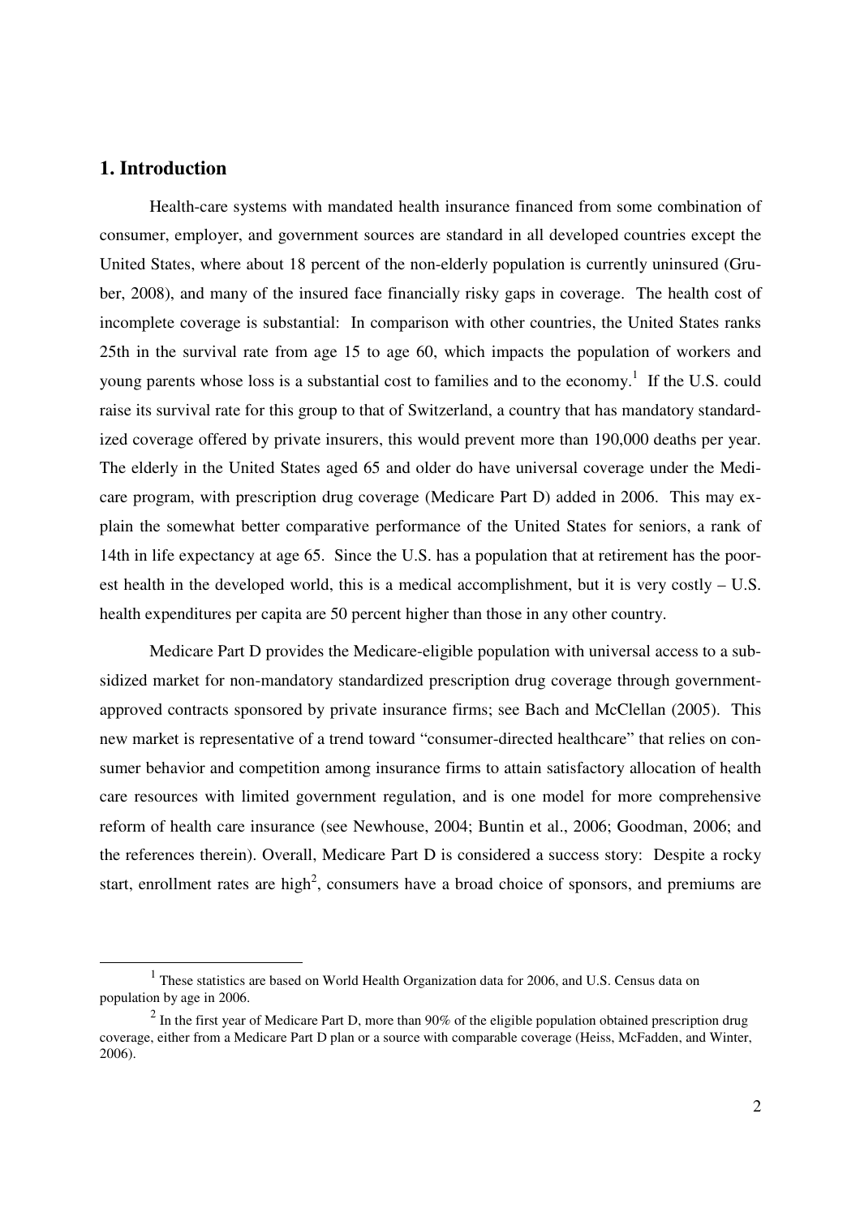## 1. Introduction

Health-care systems with mandated health insurance financed from some combination of consumer, employer, and government sources are standard in all developed countries except the United States, where about 18 percent of the non-elderly population is currently uninsured (Gruber, 2008), and many of the insured face financially risky gaps in coverage. The health cost of incomplete coverage is substantial: In comparison with other countries, the United States ranks 25th in the survival rate from age 15 to age 60, which impacts the population of workers and young parents whose loss is a substantial cost to families and to the economy.[1] If the U.S. could raise its survival rate for this group to that of Switzerland, a country that has mandatory standardized coverage offered by private insurers, this would prevent more than 190,000 deaths per year. The elderly in the United States aged 65 and older do have universal coverage under the Medicare program, with prescription drug coverage (Medicare Part D) added in 2006. This may explain the somewhat better comparative performance of the United States for seniors, a rank of 14th in life expectancy at age 65. Since the U.S. has a population that at retirement has the poorest health in the developed world, this is a medical accomplishment, but it is very costly – U.S. health expenditures per capita are 50 percent higher than those in any other country.

Medicare Part D provides the Medicare-eligible population with universal access to a subsidized market for non-mandatory standardized prescription drug coverage through government-approved contracts sponsored by private insurance firms; see Bach and McClellan (2005). This new market is representative of a trend toward "consumer-directed healthcare" that relies on consumer behavior and competition among insurance firms to attain satisfactory allocation of health care resources with limited government regulation, and is one model for more comprehensive reform of health care insurance (see Newhouse, 2004; Buntin et al., 2006; Goodman, 2006; and the references therein). Overall, Medicare Part D is considered a success story: Despite a rocky start, enrollment rates are high[2], consumers have a broad choice of sponsors, and premiums are

---

[1] These statistics are based on World Health Organization data for 2006, and U.S. Census data on population by age in 2006.

[2] In the first year of Medicare Part D, more than 90% of the eligible population obtained prescription drug coverage, either from a Medicare Part D plan or a source with comparable coverage (Heiss, McFadden, and Winter, 2006).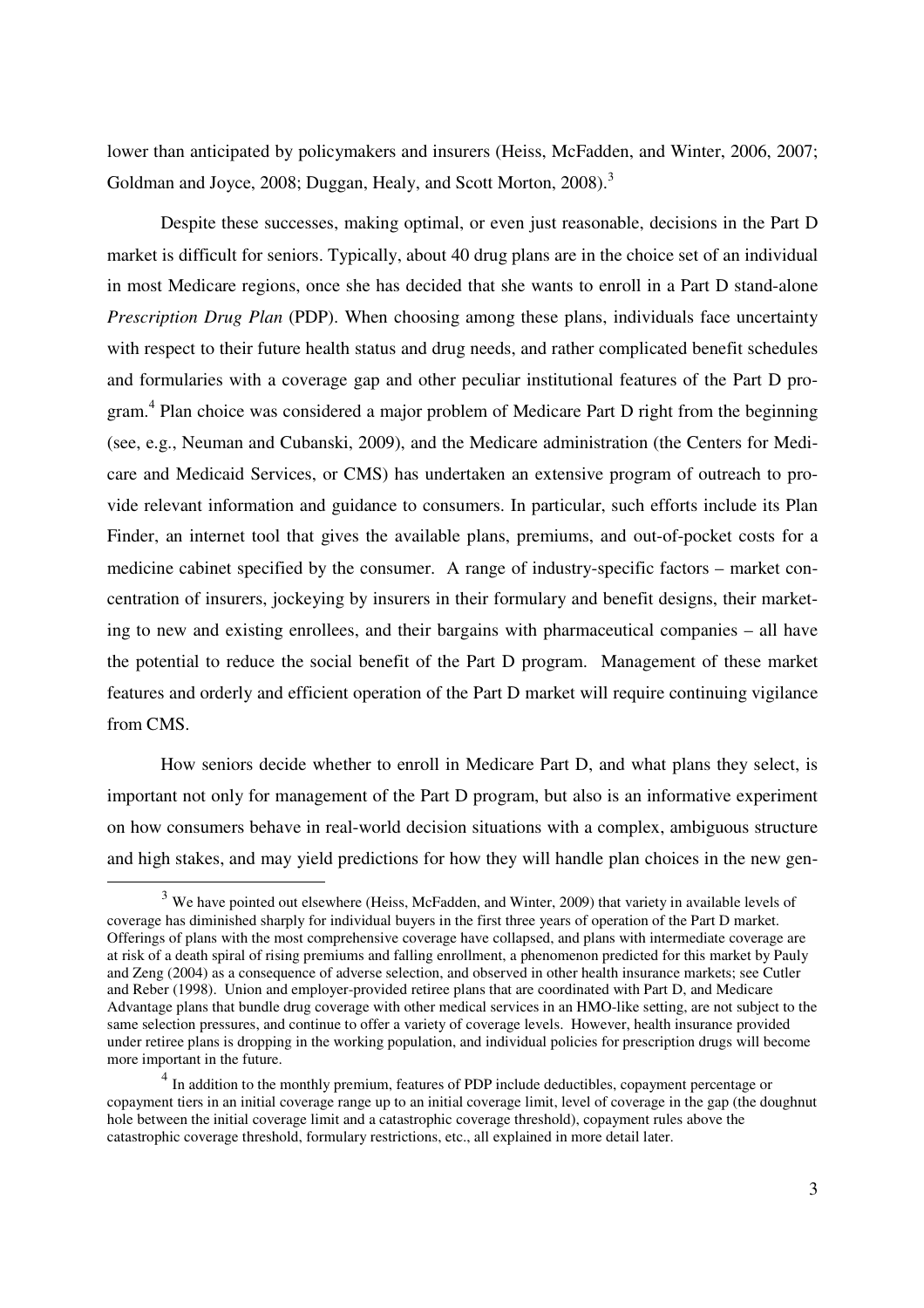lower than anticipated by policymakers and insurers (Heiss, McFadden, and Winter, 2006, 2007; Goldman and Joyce, 2008; Duggan, Healy, and Scott Morton, 2008).[3]

Despite these successes, making optimal, or even just reasonable, decisions in the Part D market is difficult for seniors. Typically, about 40 drug plans are in the choice set of an individual in most Medicare regions, once she has decided that she wants to enroll in a Part D stand-alone *Prescription Drug Plan* (PDP). When choosing among these plans, individuals face uncertainty with respect to their future health status and drug needs, and rather complicated benefit schedules and formularies with a coverage gap and other peculiar institutional features of the Part D program.[4] Plan choice was considered a major problem of Medicare Part D right from the beginning (see, e.g., Neuman and Cubanski, 2009), and the Medicare administration (the Centers for Medicare and Medicaid Services, or CMS) has undertaken an extensive program of outreach to provide relevant information and guidance to consumers. In particular, such efforts include its Plan Finder, an internet tool that gives the available plans, premiums, and out-of-pocket costs for a medicine cabinet specified by the consumer. A range of industry-specific factors – market concentration of insurers, jockeying by insurers in their formulary and benefit designs, their marketing to new and existing enrollees, and their bargains with pharmaceutical companies – all have the potential to reduce the social benefit of the Part D program. Management of these market features and orderly and efficient operation of the Part D market will require continuing vigilance from CMS.

How seniors decide whether to enroll in Medicare Part D, and what plans they select, is important not only for management of the Part D program, but also is an informative experiment on how consumers behave in real-world decision situations with a complex, ambiguous structure and high stakes, and may yield predictions for how they will handle plan choices in the new gen-

---

[3] We have pointed out elsewhere (Heiss, McFadden, and Winter, 2009) that variety in available levels of coverage has diminished sharply for individual buyers in the first three years of operation of the Part D market. Offerings of plans with the most comprehensive coverage have collapsed, and plans with intermediate coverage are at risk of a death spiral of rising premiums and falling enrollment, a phenomenon predicted for this market by Pauly and Zeng (2004) as a consequence of adverse selection, and observed in other health insurance markets; see Cutler and Reber (1998). Union and employer-provided retiree plans that are coordinated with Part D, and Medicare Advantage plans that bundle drug coverage with other medical services in an HMO-like setting, are not subject to the same selection pressures, and continue to offer a variety of coverage levels. However, health insurance provided under retiree plans is dropping in the working population, and individual policies for prescription drugs will become more important in the future.

[4] In addition to the monthly premium, features of PDP include deductibles, copayment percentage or copayment tiers in an initial coverage range up to an initial coverage limit, level of coverage in the gap (the doughnut hole between the initial coverage limit and a catastrophic coverage threshold), copayment rules above the catastrophic coverage threshold, formulary restrictions, etc., all explained in more detail later.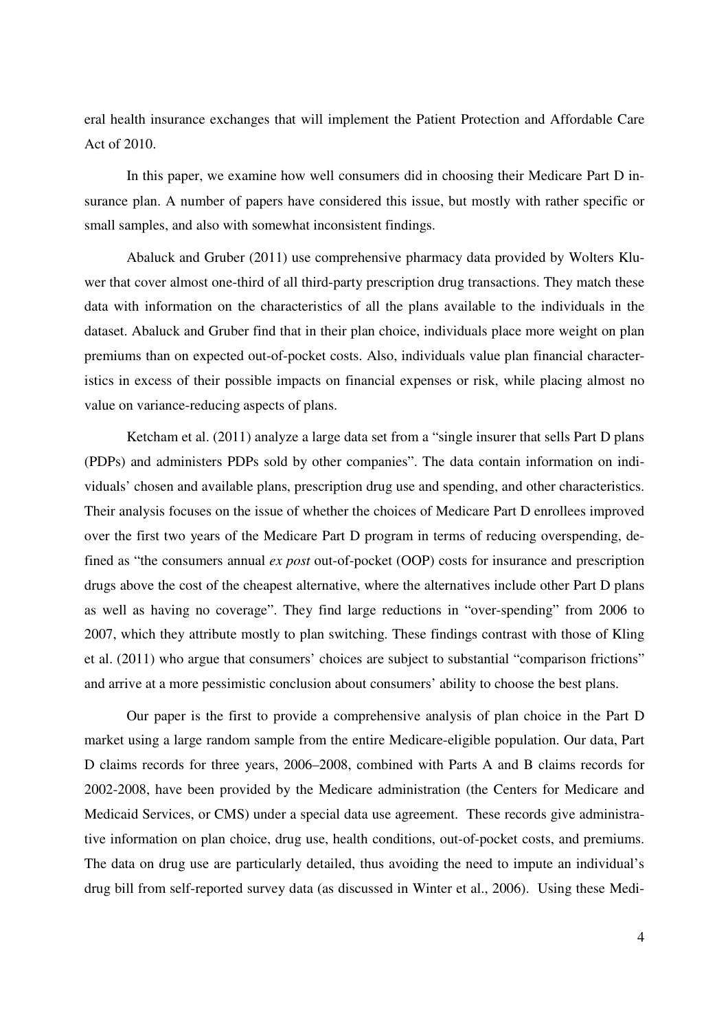eral health insurance exchanges that will implement the Patient Protection and Affordable Care Act of 2010.

In this paper, we examine how well consumers did in choosing their Medicare Part D insurance plan. A number of papers have considered this issue, but mostly with rather specific or small samples, and also with somewhat inconsistent findings.

Abaluck and Gruber (2011) use comprehensive pharmacy data provided by Wolters Kluwer that cover almost one-third of all third-party prescription drug transactions. They match these data with information on the characteristics of all the plans available to the individuals in the dataset. Abaluck and Gruber find that in their plan choice, individuals place more weight on plan premiums than on expected out-of-pocket costs. Also, individuals value plan financial characteristics in excess of their possible impacts on financial expenses or risk, while placing almost no value on variance-reducing aspects of plans.

Ketcham et al. (2011) analyze a large data set from a "single insurer that sells Part D plans (PDPs) and administers PDPs sold by other companies". The data contain information on individuals' chosen and available plans, prescription drug use and spending, and other characteristics. Their analysis focuses on the issue of whether the choices of Medicare Part D enrollees improved over the first two years of the Medicare Part D program in terms of reducing overspending, defined as "the consumers annual *ex post* out-of-pocket (OOP) costs for insurance and prescription drugs above the cost of the cheapest alternative, where the alternatives include other Part D plans as well as having no coverage". They find large reductions in "over-spending" from 2006 to 2007, which they attribute mostly to plan switching. These findings contrast with those of Kling et al. (2011) who argue that consumers' choices are subject to substantial "comparison frictions" and arrive at a more pessimistic conclusion about consumers' ability to choose the best plans.

Our paper is the first to provide a comprehensive analysis of plan choice in the Part D market using a large random sample from the entire Medicare-eligible population. Our data, Part D claims records for three years, 2006–2008, combined with Parts A and B claims records for 2002-2008, have been provided by the Medicare administration (the Centers for Medicare and Medicaid Services, or CMS) under a special data use agreement. These records give administrative information on plan choice, drug use, health conditions, out-of-pocket costs, and premiums. The data on drug use are particularly detailed, thus avoiding the need to impute an individual's drug bill from self-reported survey data (as discussed in Winter et al., 2006). Using these Medi-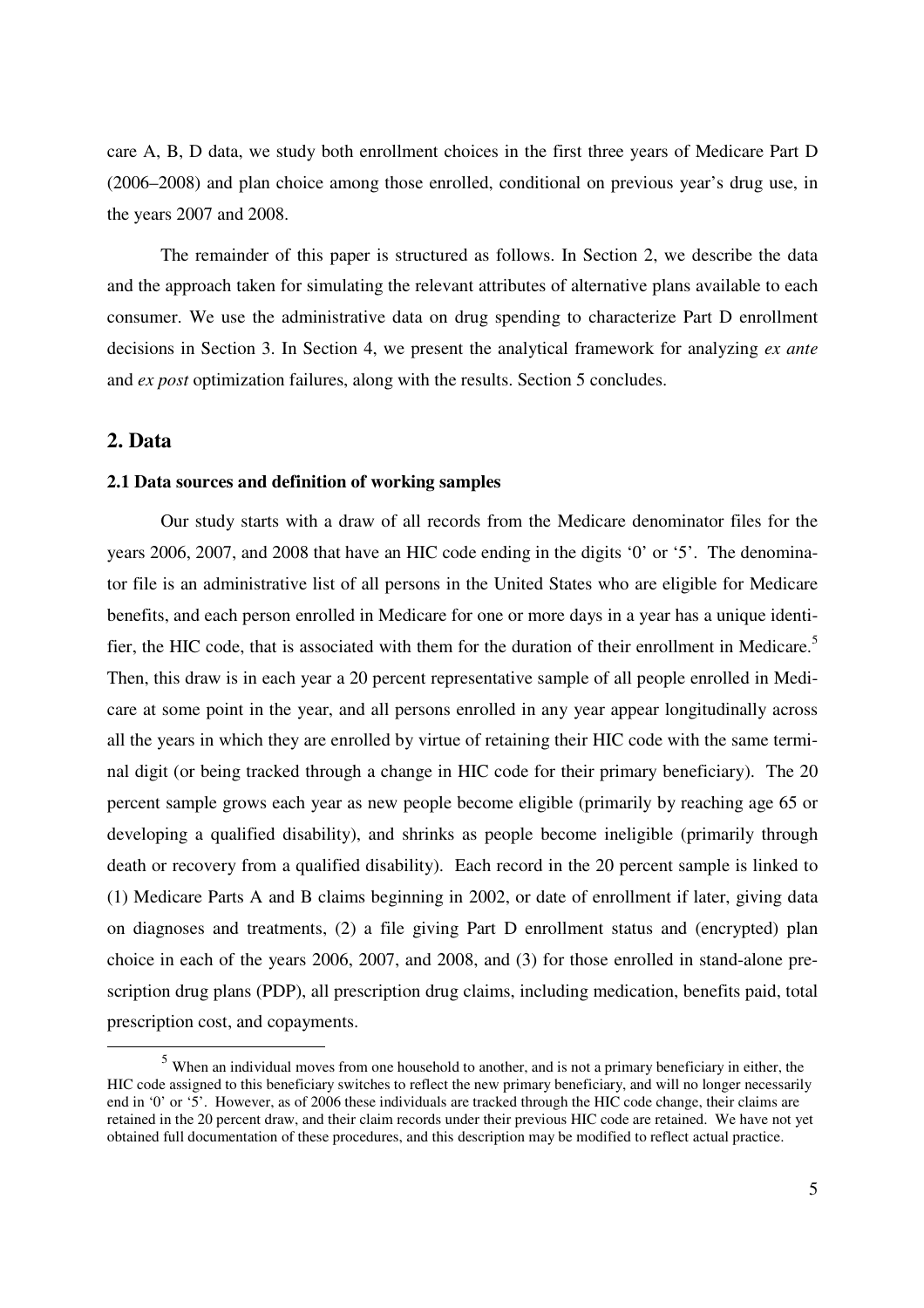care A, B, D data, we study both enrollment choices in the first three years of Medicare Part D (2006–2008) and plan choice among those enrolled, conditional on previous year's drug use, in the years 2007 and 2008.

The remainder of this paper is structured as follows. In Section 2, we describe the data and the approach taken for simulating the relevant attributes of alternative plans available to each consumer. We use the administrative data on drug spending to characterize Part D enrollment decisions in Section 3. In Section 4, we present the analytical framework for analyzing *ex ante* and *ex post* optimization failures, along with the results. Section 5 concludes.

## 2. Data

### 2.1 Data sources and definition of working samples

Our study starts with a draw of all records from the Medicare denominator files for the years 2006, 2007, and 2008 that have an HIC code ending in the digits '0' or '5'. The denominator file is an administrative list of all persons in the United States who are eligible for Medicare benefits, and each person enrolled in Medicare for one or more days in a year has a unique identifier, the HIC code, that is associated with them for the duration of their enrollment in Medicare.[5] Then, this draw is in each year a 20 percent representative sample of all people enrolled in Medicare at some point in the year, and all persons enrolled in any year appear longitudinally across all the years in which they are enrolled by virtue of retaining their HIC code with the same terminal digit (or being tracked through a change in HIC code for their primary beneficiary). The 20 percent sample grows each year as new people become eligible (primarily by reaching age 65 or developing a qualified disability), and shrinks as people become ineligible (primarily through death or recovery from a qualified disability). Each record in the 20 percent sample is linked to (1) Medicare Parts A and B claims beginning in 2002, or date of enrollment if later, giving data on diagnoses and treatments, (2) a file giving Part D enrollment status and (encrypted) plan choice in each of the years 2006, 2007, and 2008, and (3) for those enrolled in stand-alone prescription drug plans (PDP), all prescription drug claims, including medication, benefits paid, total prescription cost, and copayments.

[5] When an individual moves from one household to another, and is not a primary beneficiary in either, the HIC code assigned to this beneficiary switches to reflect the new primary beneficiary, and will no longer necessarily end in '0' or '5'. However, as of 2006 these individuals are tracked through the HIC code change, their claims are retained in the 20 percent draw, and their claim records under their previous HIC code are retained. We have not yet obtained full documentation of these procedures, and this description may be modified to reflect actual practice.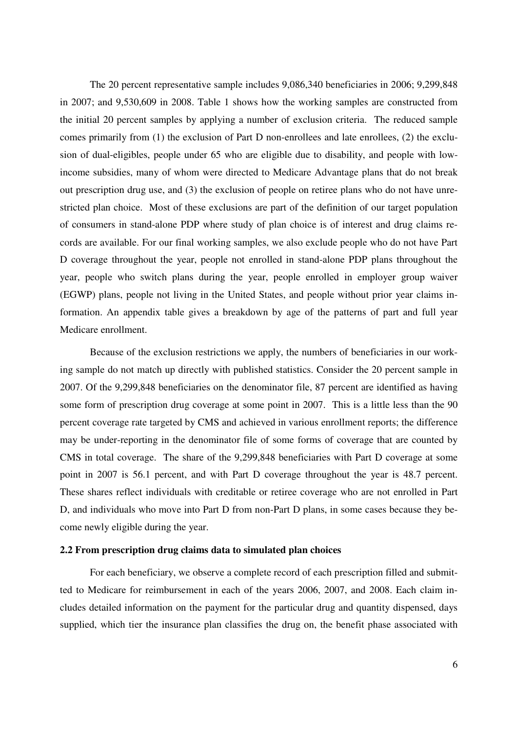The 20 percent representative sample includes 9,086,340 beneficiaries in 2006; 9,299,848 in 2007; and 9,530,609 in 2008. Table 1 shows how the working samples are constructed from the initial 20 percent samples by applying a number of exclusion criteria. The reduced sample comes primarily from (1) the exclusion of Part D non-enrollees and late enrollees, (2) the exclusion of dual-eligibles, people under 65 who are eligible due to disability, and people with low-income subsidies, many of whom were directed to Medicare Advantage plans that do not break out prescription drug use, and (3) the exclusion of people on retiree plans who do not have unrestricted plan choice. Most of these exclusions are part of the definition of our target population of consumers in stand-alone PDP where study of plan choice is of interest and drug claims records are available. For our final working samples, we also exclude people who do not have Part D coverage throughout the year, people not enrolled in stand-alone PDP plans throughout the year, people who switch plans during the year, people enrolled in employer group waiver (EGWP) plans, people not living in the United States, and people without prior year claims information. An appendix table gives a breakdown by age of the patterns of part and full year Medicare enrollment.

Because of the exclusion restrictions we apply, the numbers of beneficiaries in our working sample do not match up directly with published statistics. Consider the 20 percent sample in 2007. Of the 9,299,848 beneficiaries on the denominator file, 87 percent are identified as having some form of prescription drug coverage at some point in 2007. This is a little less than the 90 percent coverage rate targeted by CMS and achieved in various enrollment reports; the difference may be under-reporting in the denominator file of some forms of coverage that are counted by CMS in total coverage. The share of the 9,299,848 beneficiaries with Part D coverage at some point in 2007 is 56.1 percent, and with Part D coverage throughout the year is 48.7 percent. These shares reflect individuals with creditable or retiree coverage who are not enrolled in Part D, and individuals who move into Part D from non-Part D plans, in some cases because they become newly eligible during the year.

### 2.2 From prescription drug claims data to simulated plan choices

For each beneficiary, we observe a complete record of each prescription filled and submitted to Medicare for reimbursement in each of the years 2006, 2007, and 2008. Each claim includes detailed information on the payment for the particular drug and quantity dispensed, days supplied, which tier the insurance plan classifies the drug on, the benefit phase associated with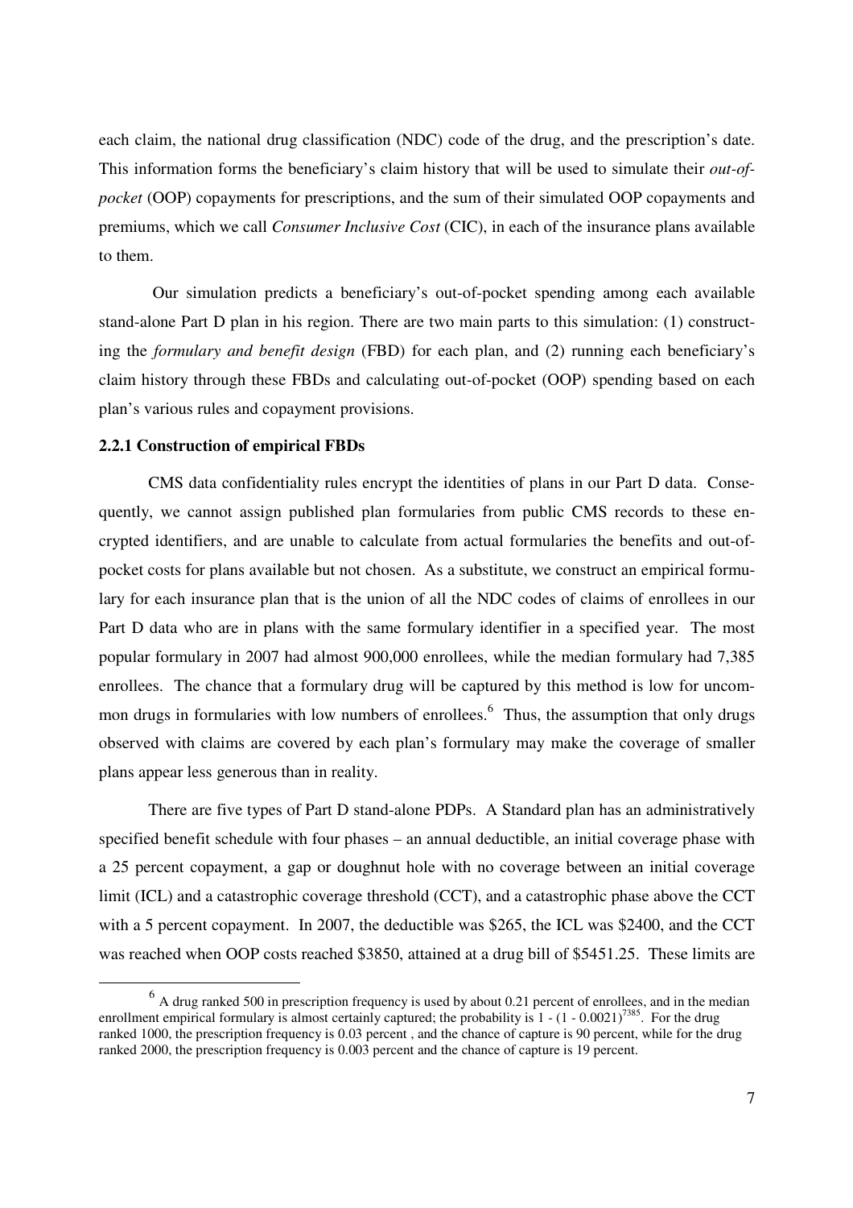each claim, the national drug classification (NDC) code of the drug, and the prescription's date. This information forms the beneficiary's claim history that will be used to simulate their *out-of-pocket* (OOP) copayments for prescriptions, and the sum of their simulated OOP copayments and premiums, which we call *Consumer Inclusive Cost* (CIC), in each of the insurance plans available to them.

Our simulation predicts a beneficiary's out-of-pocket spending among each available stand-alone Part D plan in his region. There are two main parts to this simulation: (1) constructing the *formulary and benefit design* (FBD) for each plan, and (2) running each beneficiary's claim history through these FBDs and calculating out-of-pocket (OOP) spending based on each plan's various rules and copayment provisions.

### 2.2.1 Construction of empirical FBDs

CMS data confidentiality rules encrypt the identities of plans in our Part D data. Consequently, we cannot assign published plan formularies from public CMS records to these encrypted identifiers, and are unable to calculate from actual formularies the benefits and out-of-pocket costs for plans available but not chosen. As a substitute, we construct an empirical formulary for each insurance plan that is the union of all the NDC codes of claims of enrollees in our Part D data who are in plans with the same formulary identifier in a specified year. The most popular formulary in 2007 had almost 900,000 enrollees, while the median formulary had 7,385 enrollees. The chance that a formulary drug will be captured by this method is low for uncommon drugs in formularies with low numbers of enrollees.[6] Thus, the assumption that only drugs observed with claims are covered by each plan's formulary may make the coverage of smaller plans appear less generous than in reality.

There are five types of Part D stand-alone PDPs. A Standard plan has an administratively specified benefit schedule with four phases – an annual deductible, an initial coverage phase with a 25 percent copayment, a gap or doughnut hole with no coverage between an initial coverage limit (ICL) and a catastrophic coverage threshold (CCT), and a catastrophic phase above the CCT with a 5 percent copayment. In 2007, the deductible was \$265, the ICL was \$2400, and the CCT was reached when OOP costs reached \$3850, attained at a drug bill of \$5451.25. These limits are

---

[6] A drug ranked 500 in prescription frequency is used by about 0.21 percent of enrollees, and in the median enrollment empirical formulary is almost certainly captured; the probability is $1 - (1 - 0.0021)^{7385}$. For the drug ranked 1000, the prescription frequency is 0.03 percent , and the chance of capture is 90 percent, while for the drug ranked 2000, the prescription frequency is 0.003 percent and the chance of capture is 19 percent.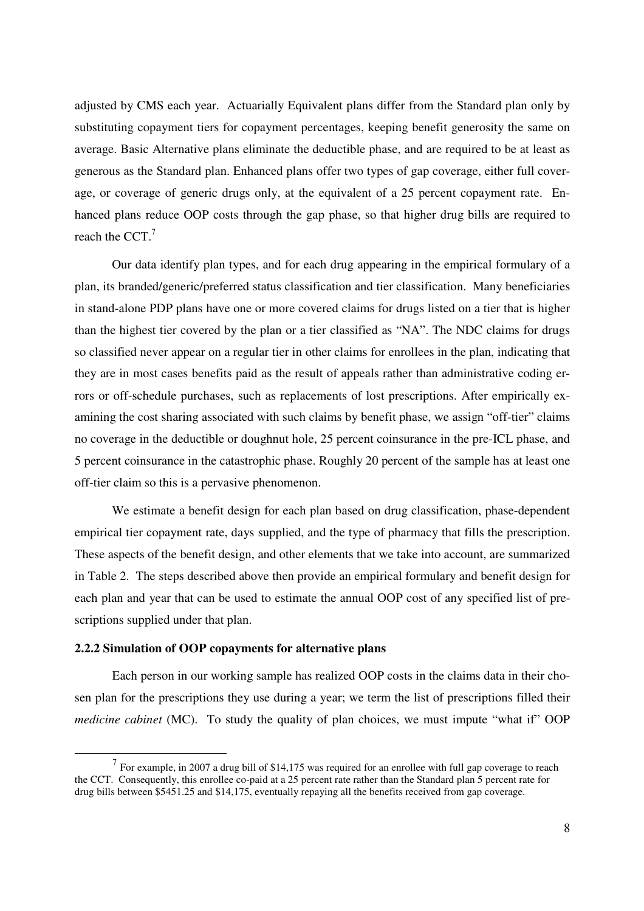adjusted by CMS each year. Actuarially Equivalent plans differ from the Standard plan only by substituting copayment tiers for copayment percentages, keeping benefit generosity the same on average. Basic Alternative plans eliminate the deductible phase, and are required to be at least as generous as the Standard plan. Enhanced plans offer two types of gap coverage, either full coverage, or coverage of generic drugs only, at the equivalent of a 25 percent copayment rate. Enhanced plans reduce OOP costs through the gap phase, so that higher drug bills are required to reach the CCT.[7]

Our data identify plan types, and for each drug appearing in the empirical formulary of a plan, its branded/generic/preferred status classification and tier classification. Many beneficiaries in stand-alone PDP plans have one or more covered claims for drugs listed on a tier that is higher than the highest tier covered by the plan or a tier classified as "NA". The NDC claims for drugs so classified never appear on a regular tier in other claims for enrollees in the plan, indicating that they are in most cases benefits paid as the result of appeals rather than administrative coding errors or off-schedule purchases, such as replacements of lost prescriptions. After empirically examining the cost sharing associated with such claims by benefit phase, we assign "off-tier" claims no coverage in the deductible or doughnut hole, 25 percent coinsurance in the pre-ICL phase, and 5 percent coinsurance in the catastrophic phase. Roughly 20 percent of the sample has at least one off-tier claim so this is a pervasive phenomenon.

We estimate a benefit design for each plan based on drug classification, phase-dependent empirical tier copayment rate, days supplied, and the type of pharmacy that fills the prescription. These aspects of the benefit design, and other elements that we take into account, are summarized in Table 2. The steps described above then provide an empirical formulary and benefit design for each plan and year that can be used to estimate the annual OOP cost of any specified list of prescriptions supplied under that plan.

### 2.2.2 Simulation of OOP copayments for alternative plans

Each person in our working sample has realized OOP costs in the claims data in their chosen plan for the prescriptions they use during a year; we term the list of prescriptions filled their *medicine cabinet* (MC). To study the quality of plan choices, we must impute "what if" OOP

[7] For example, in 2007 a drug bill of $14,175 was required for an enrollee with full gap coverage to reach the CCT. Consequently, this enrollee co-paid at a 25 percent rate rather than the Standard plan 5 percent rate for drug bills between $5451.25 and $14,175, eventually repaying all the benefits received from gap coverage.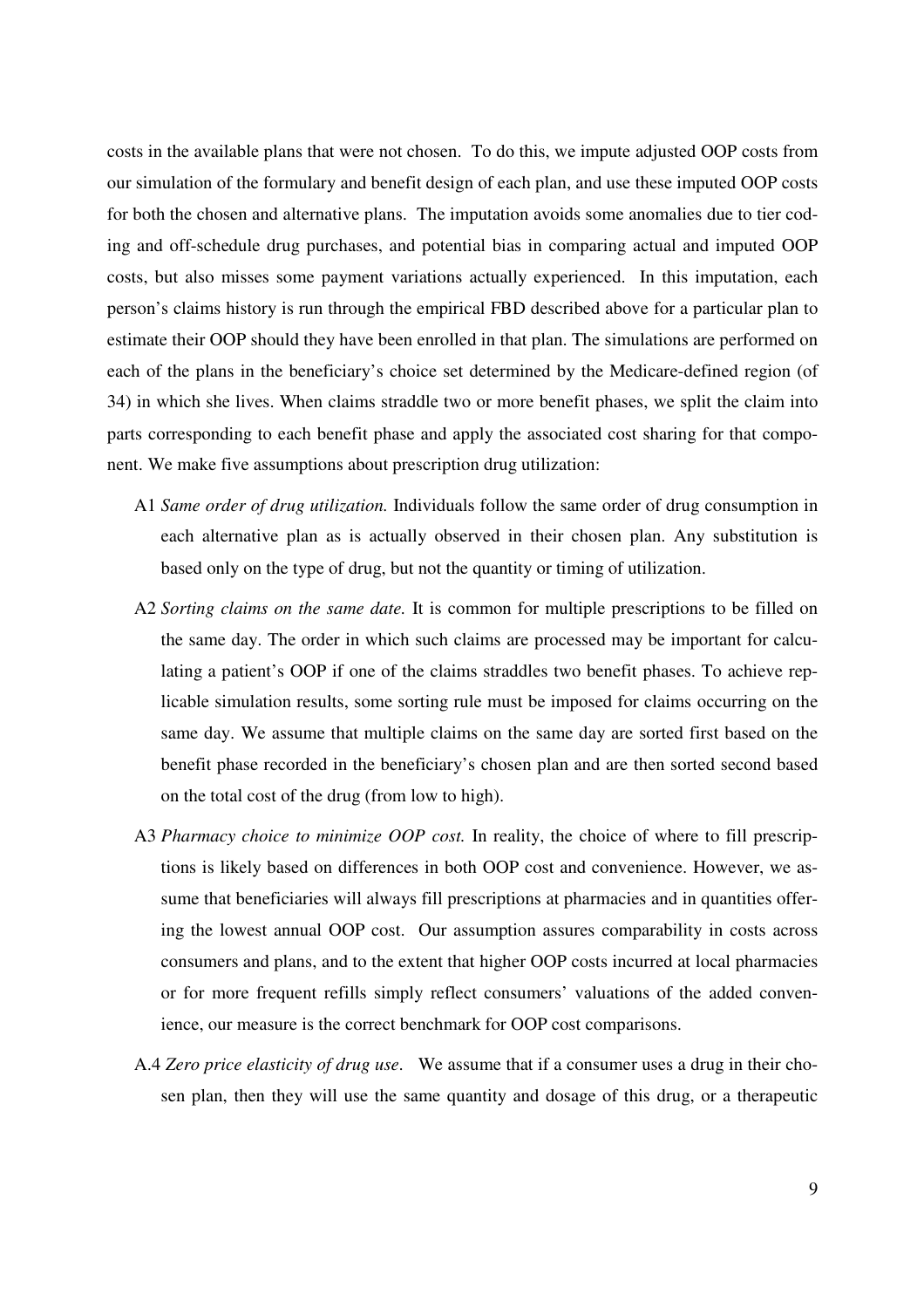costs in the available plans that were not chosen. To do this, we impute adjusted OOP costs from our simulation of the formulary and benefit design of each plan, and use these imputed OOP costs for both the chosen and alternative plans. The imputation avoids some anomalies due to tier coding and off-schedule drug purchases, and potential bias in comparing actual and imputed OOP costs, but also misses some payment variations actually experienced. In this imputation, each person's claims history is run through the empirical FBD described above for a particular plan to estimate their OOP should they have been enrolled in that plan. The simulations are performed on each of the plans in the beneficiary's choice set determined by the Medicare-defined region (of 34) in which she lives. When claims straddle two or more benefit phases, we split the claim into parts corresponding to each benefit phase and apply the associated cost sharing for that component. We make five assumptions about prescription drug utilization:

- A1 *Same order of drug utilization.* Individuals follow the same order of drug consumption in each alternative plan as is actually observed in their chosen plan. Any substitution is based only on the type of drug, but not the quantity or timing of utilization.
- A2 *Sorting claims on the same date.* It is common for multiple prescriptions to be filled on the same day. The order in which such claims are processed may be important for calculating a patient's OOP if one of the claims straddles two benefit phases. To achieve replicable simulation results, some sorting rule must be imposed for claims occurring on the same day. We assume that multiple claims on the same day are sorted first based on the benefit phase recorded in the beneficiary's chosen plan and are then sorted second based on the total cost of the drug (from low to high).
- A3 *Pharmacy choice to minimize OOP cost.* In reality, the choice of where to fill prescriptions is likely based on differences in both OOP cost and convenience. However, we assume that beneficiaries will always fill prescriptions at pharmacies and in quantities offering the lowest annual OOP cost. Our assumption assures comparability in costs across consumers and plans, and to the extent that higher OOP costs incurred at local pharmacies or for more frequent refills simply reflect consumers' valuations of the added convenience, our measure is the correct benchmark for OOP cost comparisons.
- A.4 *Zero price elasticity of drug use.* We assume that if a consumer uses a drug in their chosen plan, then they will use the same quantity and dosage of this drug, or a therapeutic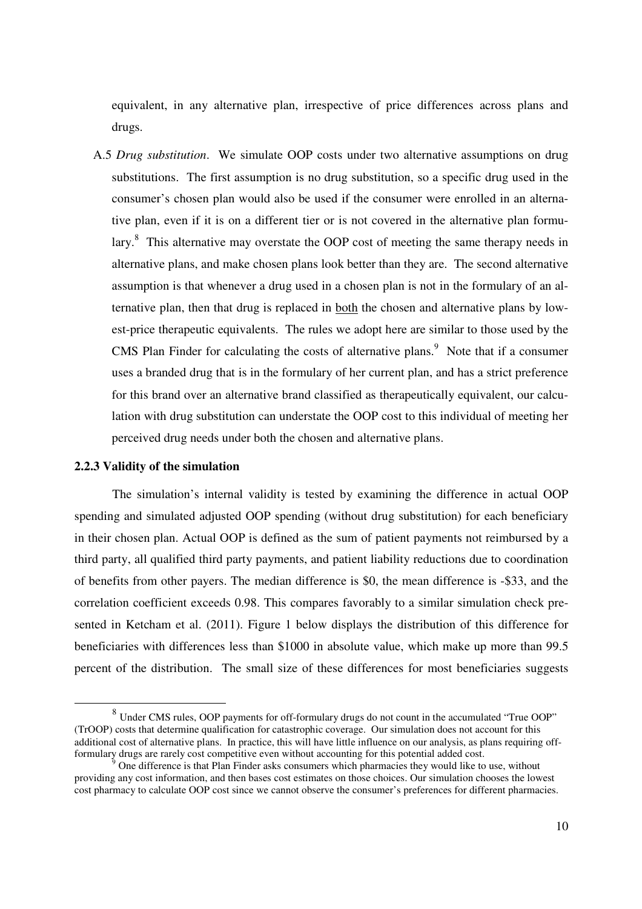equivalent, in any alternative plan, irrespective of price differences across plans and drugs.

A.5 *Drug substitution*. We simulate OOP costs under two alternative assumptions on drug substitutions. The first assumption is no drug substitution, so a specific drug used in the consumer's chosen plan would also be used if the consumer were enrolled in an alternative plan, even if it is on a different tier or is not covered in the alternative plan formulary.[8] This alternative may overstate the OOP cost of meeting the same therapy needs in alternative plans, and make chosen plans look better than they are. The second alternative assumption is that whenever a drug used in a chosen plan is not in the formulary of an alternative plan, then that drug is replaced in <u>both</u> the chosen and alternative plans by lowest-price therapeutic equivalents. The rules we adopt here are similar to those used by the CMS Plan Finder for calculating the costs of alternative plans.[9] Note that if a consumer uses a branded drug that is in the formulary of her current plan, and has a strict preference for this brand over an alternative brand classified as therapeutically equivalent, our calculation with drug substitution can understate the OOP cost to this individual of meeting her perceived drug needs under both the chosen and alternative plans.

### 2.2.3 Validity of the simulation

The simulation's internal validity is tested by examining the difference in actual OOP spending and simulated adjusted OOP spending (without drug substitution) for each beneficiary in their chosen plan. Actual OOP is defined as the sum of patient payments not reimbursed by a third party, all qualified third party payments, and patient liability reductions due to coordination of benefits from other payers. The median difference is $0, the mean difference is -$33, and the correlation coefficient exceeds 0.98. This compares favorably to a similar simulation check presented in Ketcham et al. (2011). Figure 1 below displays the distribution of this difference for beneficiaries with differences less than $1000 in absolute value, which make up more than 99.5 percent of the distribution. The small size of these differences for most beneficiaries suggests

---

[8] Under CMS rules, OOP payments for off-formulary drugs do not count in the accumulated "True OOP" (TrOOP) costs that determine qualification for catastrophic coverage. Our simulation does not account for this additional cost of alternative plans. In practice, this will have little influence on our analysis, as plans requiring off-formulary drugs are rarely cost competitive even without accounting for this potential added cost.

[9] One difference is that Plan Finder asks consumers which pharmacies they would like to use, without providing any cost information, and then bases cost estimates on those choices. Our simulation chooses the lowest cost pharmacy to calculate OOP cost since we cannot observe the consumer's preferences for different pharmacies.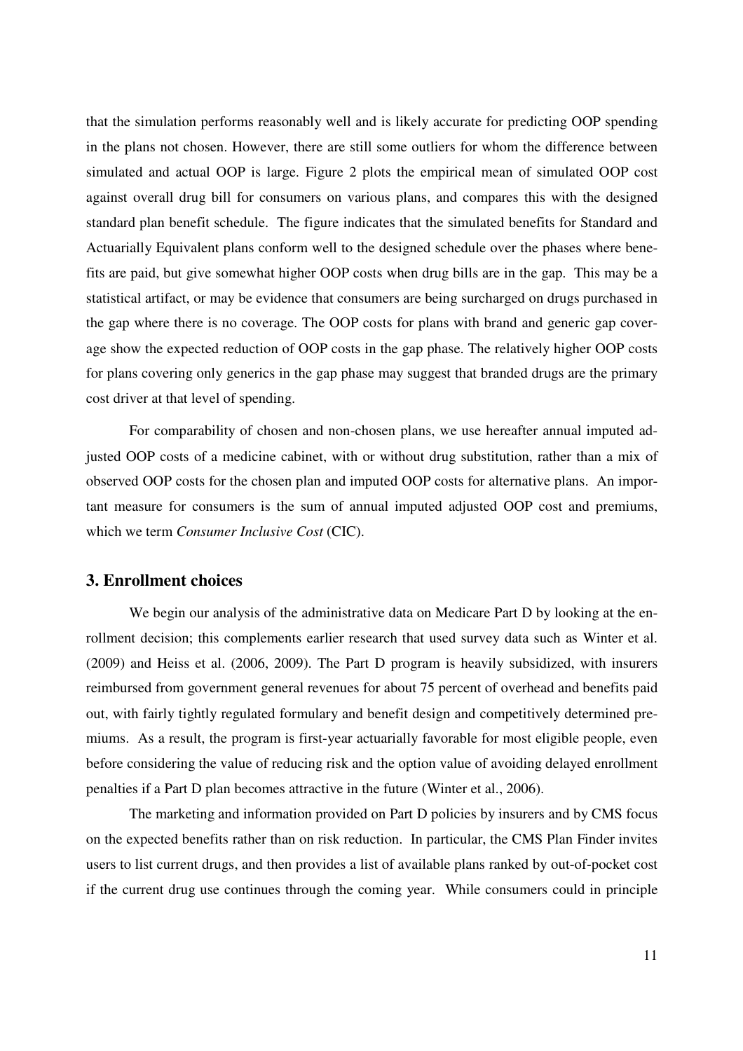that the simulation performs reasonably well and is likely accurate for predicting OOP spending in the plans not chosen. However, there are still some outliers for whom the difference between simulated and actual OOP is large. Figure 2 plots the empirical mean of simulated OOP cost against overall drug bill for consumers on various plans, and compares this with the designed standard plan benefit schedule. The figure indicates that the simulated benefits for Standard and Actuarially Equivalent plans conform well to the designed schedule over the phases where benefits are paid, but give somewhat higher OOP costs when drug bills are in the gap. This may be a statistical artifact, or may be evidence that consumers are being surcharged on drugs purchased in the gap where there is no coverage. The OOP costs for plans with brand and generic gap coverage show the expected reduction of OOP costs in the gap phase. The relatively higher OOP costs for plans covering only generics in the gap phase may suggest that branded drugs are the primary cost driver at that level of spending.

For comparability of chosen and non-chosen plans, we use hereafter annual imputed adjusted OOP costs of a medicine cabinet, with or without drug substitution, rather than a mix of observed OOP costs for the chosen plan and imputed OOP costs for alternative plans. An important measure for consumers is the sum of annual imputed adjusted OOP cost and premiums, which we term *Consumer Inclusive Cost* (CIC).

## 3. Enrollment choices

We begin our analysis of the administrative data on Medicare Part D by looking at the enrollment decision; this complements earlier research that used survey data such as Winter et al. (2009) and Heiss et al. (2006, 2009). The Part D program is heavily subsidized, with insurers reimbursed from government general revenues for about 75 percent of overhead and benefits paid out, with fairly tightly regulated formulary and benefit design and competitively determined premiums. As a result, the program is first-year actuarially favorable for most eligible people, even before considering the value of reducing risk and the option value of avoiding delayed enrollment penalties if a Part D plan becomes attractive in the future (Winter et al., 2006).

The marketing and information provided on Part D policies by insurers and by CMS focus on the expected benefits rather than on risk reduction. In particular, the CMS Plan Finder invites users to list current drugs, and then provides a list of available plans ranked by out-of-pocket cost if the current drug use continues through the coming year. While consumers could in principle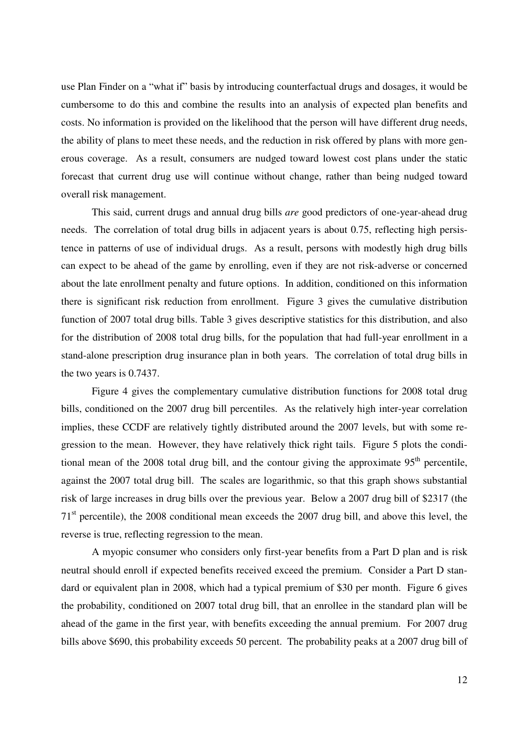use Plan Finder on a "what if" basis by introducing counterfactual drugs and dosages, it would be cumbersome to do this and combine the results into an analysis of expected plan benefits and costs. No information is provided on the likelihood that the person will have different drug needs, the ability of plans to meet these needs, and the reduction in risk offered by plans with more generous coverage. As a result, consumers are nudged toward lowest cost plans under the static forecast that current drug use will continue without change, rather than being nudged toward overall risk management.

This said, current drugs and annual drug bills *are* good predictors of one-year-ahead drug needs. The correlation of total drug bills in adjacent years is about 0.75, reflecting high persistence in patterns of use of individual drugs. As a result, persons with modestly high drug bills can expect to be ahead of the game by enrolling, even if they are not risk-adverse or concerned about the late enrollment penalty and future options. In addition, conditioned on this information there is significant risk reduction from enrollment. Figure 3 gives the cumulative distribution function of 2007 total drug bills. Table 3 gives descriptive statistics for this distribution, and also for the distribution of 2008 total drug bills, for the population that had full-year enrollment in a stand-alone prescription drug insurance plan in both years. The correlation of total drug bills in the two years is 0.7437.

Figure 4 gives the complementary cumulative distribution functions for 2008 total drug bills, conditioned on the 2007 drug bill percentiles. As the relatively high inter-year correlation implies, these CCDF are relatively tightly distributed around the 2007 levels, but with some regression to the mean. However, they have relatively thick right tails. Figure 5 plots the conditional mean of the 2008 total drug bill, and the contour giving the approximate 95th percentile, against the 2007 total drug bill. The scales are logarithmic, so that this graph shows substantial risk of large increases in drug bills over the previous year. Below a 2007 drug bill of $2317 (the 71st percentile), the 2008 conditional mean exceeds the 2007 drug bill, and above this level, the reverse is true, reflecting regression to the mean.

A myopic consumer who considers only first-year benefits from a Part D plan and is risk neutral should enroll if expected benefits received exceed the premium. Consider a Part D standard or equivalent plan in 2008, which had a typical premium of $30 per month. Figure 6 gives the probability, conditioned on 2007 total drug bill, that an enrollee in the standard plan will be ahead of the game in the first year, with benefits exceeding the annual premium. For 2007 drug bills above $690, this probability exceeds 50 percent. The probability peaks at a 2007 drug bill of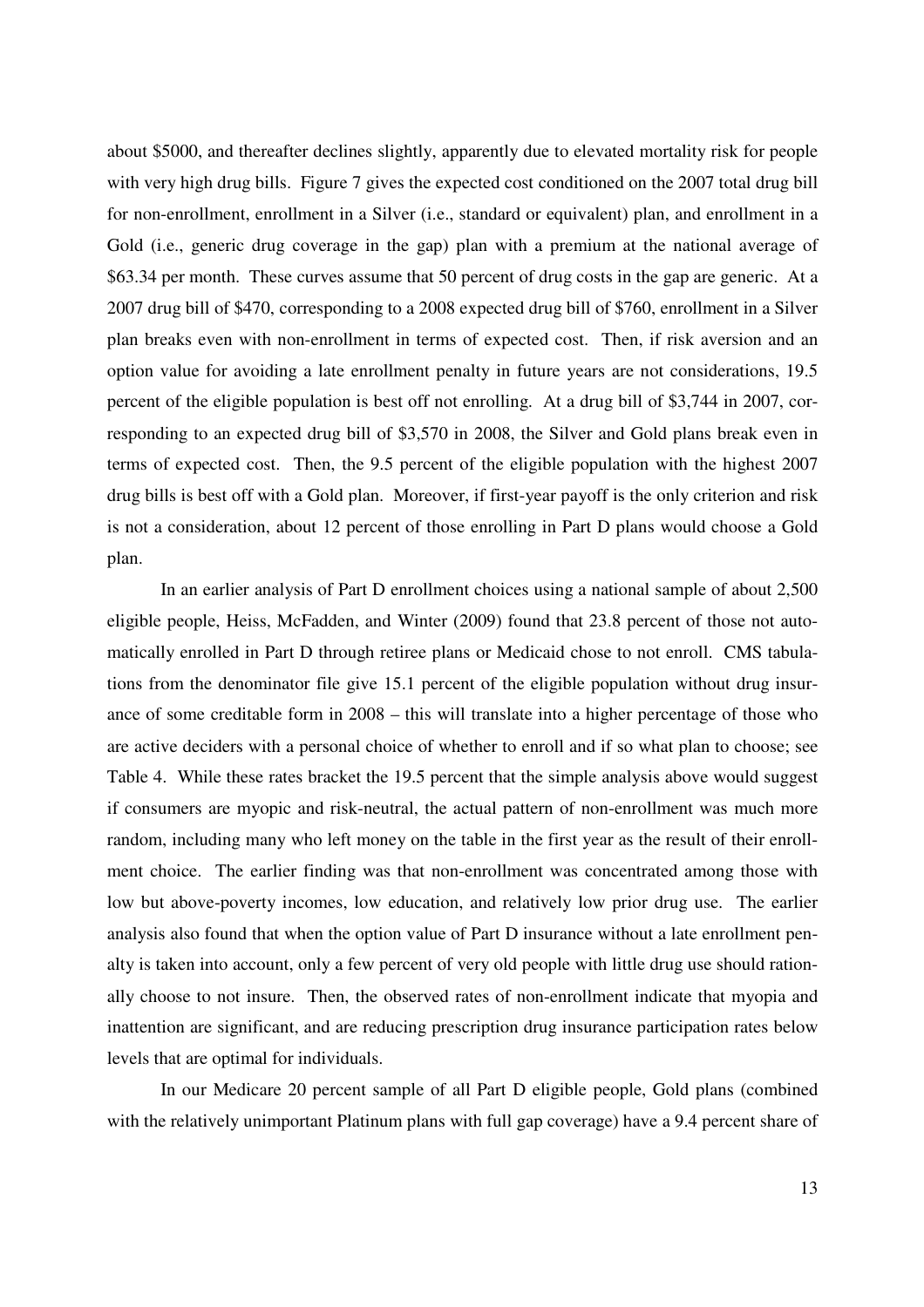about \$5000, and thereafter declines slightly, apparently due to elevated mortality risk for people with very high drug bills. Figure 7 gives the expected cost conditioned on the 2007 total drug bill for non-enrollment, enrollment in a Silver (i.e., standard or equivalent) plan, and enrollment in a Gold (i.e., generic drug coverage in the gap) plan with a premium at the national average of \$63.34 per month. These curves assume that 50 percent of drug costs in the gap are generic. At a 2007 drug bill of \$470, corresponding to a 2008 expected drug bill of \$760, enrollment in a Silver plan breaks even with non-enrollment in terms of expected cost. Then, if risk aversion and an option value for avoiding a late enrollment penalty in future years are not considerations, 19.5 percent of the eligible population is best off not enrolling. At a drug bill of \$3,744 in 2007, corresponding to an expected drug bill of \$3,570 in 2008, the Silver and Gold plans break even in terms of expected cost. Then, the 9.5 percent of the eligible population with the highest 2007 drug bills is best off with a Gold plan. Moreover, if first-year payoff is the only criterion and risk is not a consideration, about 12 percent of those enrolling in Part D plans would choose a Gold plan.

In an earlier analysis of Part D enrollment choices using a national sample of about 2,500 eligible people, Heiss, McFadden, and Winter (2009) found that 23.8 percent of those not automatically enrolled in Part D through retiree plans or Medicaid chose to not enroll. CMS tabulations from the denominator file give 15.1 percent of the eligible population without drug insurance of some creditable form in 2008 – this will translate into a higher percentage of those who are active deciders with a personal choice of whether to enroll and if so what plan to choose; see Table 4. While these rates bracket the 19.5 percent that the simple analysis above would suggest if consumers are myopic and risk-neutral, the actual pattern of non-enrollment was much more random, including many who left money on the table in the first year as the result of their enrollment choice. The earlier finding was that non-enrollment was concentrated among those with low but above-poverty incomes, low education, and relatively low prior drug use. The earlier analysis also found that when the option value of Part D insurance without a late enrollment penalty is taken into account, only a few percent of very old people with little drug use should rationally choose to not insure. Then, the observed rates of non-enrollment indicate that myopia and inattention are significant, and are reducing prescription drug insurance participation rates below levels that are optimal for individuals.

In our Medicare 20 percent sample of all Part D eligible people, Gold plans (combined with the relatively unimportant Platinum plans with full gap coverage) have a 9.4 percent share of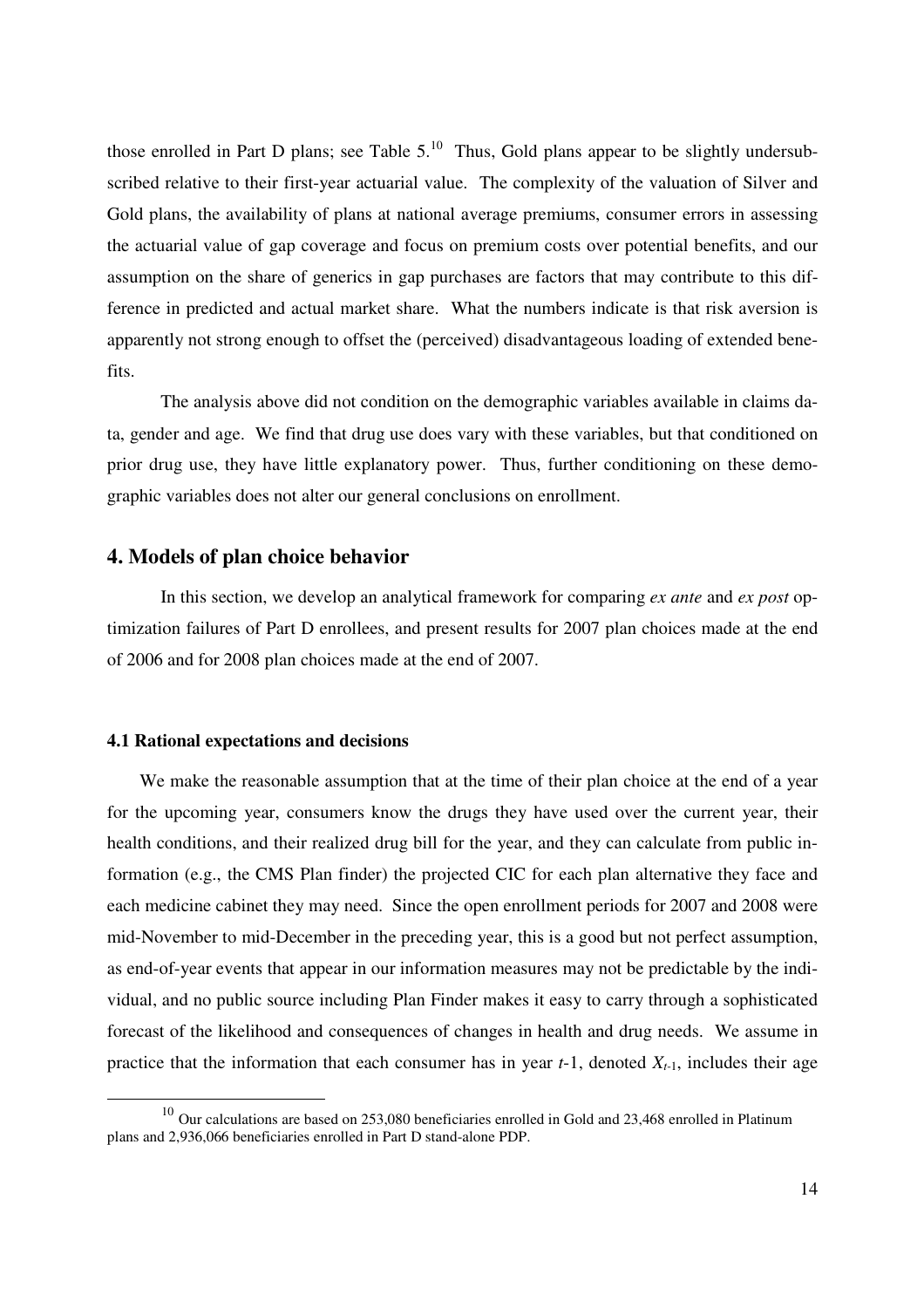those enrolled in Part D plans; see Table 5.[10] Thus, Gold plans appear to be slightly undersubscribed relative to their first-year actuarial value. The complexity of the valuation of Silver and Gold plans, the availability of plans at national average premiums, consumer errors in assessing the actuarial value of gap coverage and focus on premium costs over potential benefits, and our assumption on the share of generics in gap purchases are factors that may contribute to this difference in predicted and actual market share. What the numbers indicate is that risk aversion is apparently not strong enough to offset the (perceived) disadvantageous loading of extended benefits.

The analysis above did not condition on the demographic variables available in claims data, gender and age. We find that drug use does vary with these variables, but that conditioned on prior drug use, they have little explanatory power. Thus, further conditioning on these demographic variables does not alter our general conclusions on enrollment.

## 4. Models of plan choice behavior

In this section, we develop an analytical framework for comparing *ex ante* and *ex post* optimization failures of Part D enrollees, and present results for 2007 plan choices made at the end of 2006 and for 2008 plan choices made at the end of 2007.

### 4.1 Rational expectations and decisions

We make the reasonable assumption that at the time of their plan choice at the end of a year for the upcoming year, consumers know the drugs they have used over the current year, their health conditions, and their realized drug bill for the year, and they can calculate from public information (e.g., the CMS Plan finder) the projected CIC for each plan alternative they face and each medicine cabinet they may need. Since the open enrollment periods for 2007 and 2008 were mid-November to mid-December in the preceding year, this is a good but not perfect assumption, as end-of-year events that appear in our information measures may not be predictable by the individual, and no public source including Plan Finder makes it easy to carry through a sophisticated forecast of the likelihood and consequences of changes in health and drug needs. We assume in practice that the information that each consumer has in year $t$-1, denoted $X_{t-1}$, includes their age

[10] Our calculations are based on 253,080 beneficiaries enrolled in Gold and 23,468 enrolled in Platinum plans and 2,936,066 beneficiaries enrolled in Part D stand-alone PDP.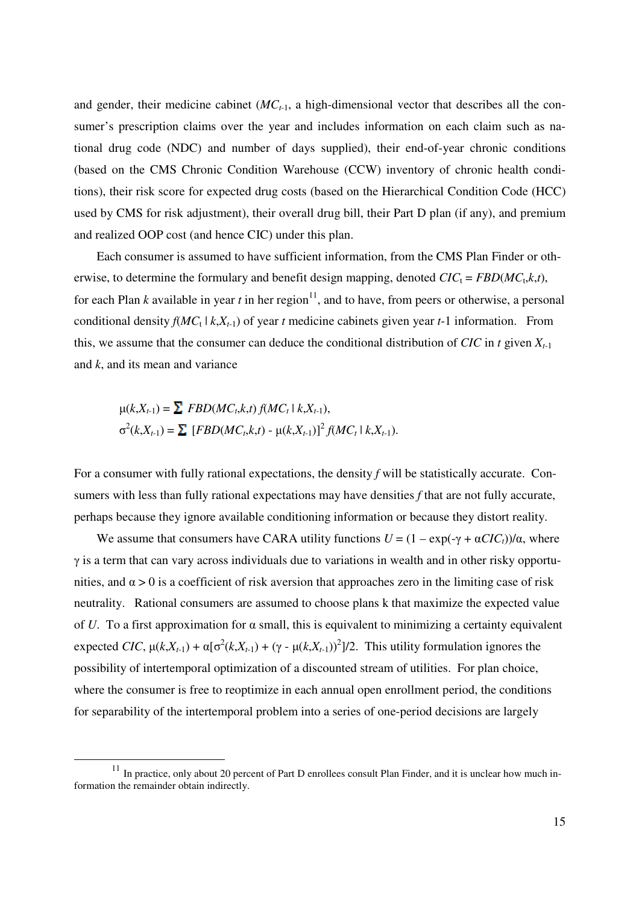and gender, their medicine cabinet ($MC_{t-1}$, a high-dimensional vector that describes all the consumer's prescription claims over the year and includes information on each claim such as national drug code (NDC) and number of days supplied), their end-of-year chronic conditions (based on the CMS Chronic Condition Warehouse (CCW) inventory of chronic health conditions), their risk score for expected drug costs (based on the Hierarchical Condition Code (HCC) used by CMS for risk adjustment), their overall drug bill, their Part D plan (if any), and premium and realized OOP cost (and hence CIC) under this plan.

Each consumer is assumed to have sufficient information, from the CMS Plan Finder or otherwise, to determine the formulary and benefit design mapping, denoted $CIC_t = FBD(MC_t,k,t)$, for each Plan $k$ available in year $t$ in her region[11], and to have, from peers or otherwise, a personal conditional density $f(MC_t \mid k,X_{t-1})$ of year $t$ medicine cabinets given year $t$-1 information. From this, we assume that the consumer can deduce the conditional distribution of $CIC$ in $t$ given $X_{t-1}$ and $k$, and its mean and variance

$$\mu(k,X_{t-1}) = \sum FBD(MC_t,k,t)\, f(MC_t \mid k,X_{t-1}),$$
$$\sigma^2(k,X_{t-1}) = \sum\, [FBD(MC_t,k,t) - \mu(k,X_{t-1})]^2 f(MC_t \mid k,X_{t-1}).$$

For a consumer with fully rational expectations, the density $f$ will be statistically accurate. Consumers with less than fully rational expectations may have densities $f$ that are not fully accurate, perhaps because they ignore available conditioning information or because they distort reality.

We assume that consumers have CARA utility functions $U = (1 - \exp(-\gamma + \alpha CIC_t))/\alpha$, where $\gamma$ is a term that can vary across individuals due to variations in wealth and in other risky opportunities, and $\alpha > 0$ is a coefficient of risk aversion that approaches zero in the limiting case of risk neutrality. Rational consumers are assumed to choose plans k that maximize the expected value of $U$. To a first approximation for $\alpha$ small, this is equivalent to minimizing a certainty equivalent expected $CIC$, $\mu(k,X_{t-1}) + \alpha[\sigma^2(k,X_{t-1}) + (\gamma - \mu(k,X_{t-1}))^2]/2$. This utility formulation ignores the possibility of intertemporal optimization of a discounted stream of utilities. For plan choice, where the consumer is free to reoptimize in each annual open enrollment period, the conditions for separability of the intertemporal problem into a series of one-period decisions are largely

[11] In practice, only about 20 percent of Part D enrollees consult Plan Finder, and it is unclear how much information the remainder obtain indirectly.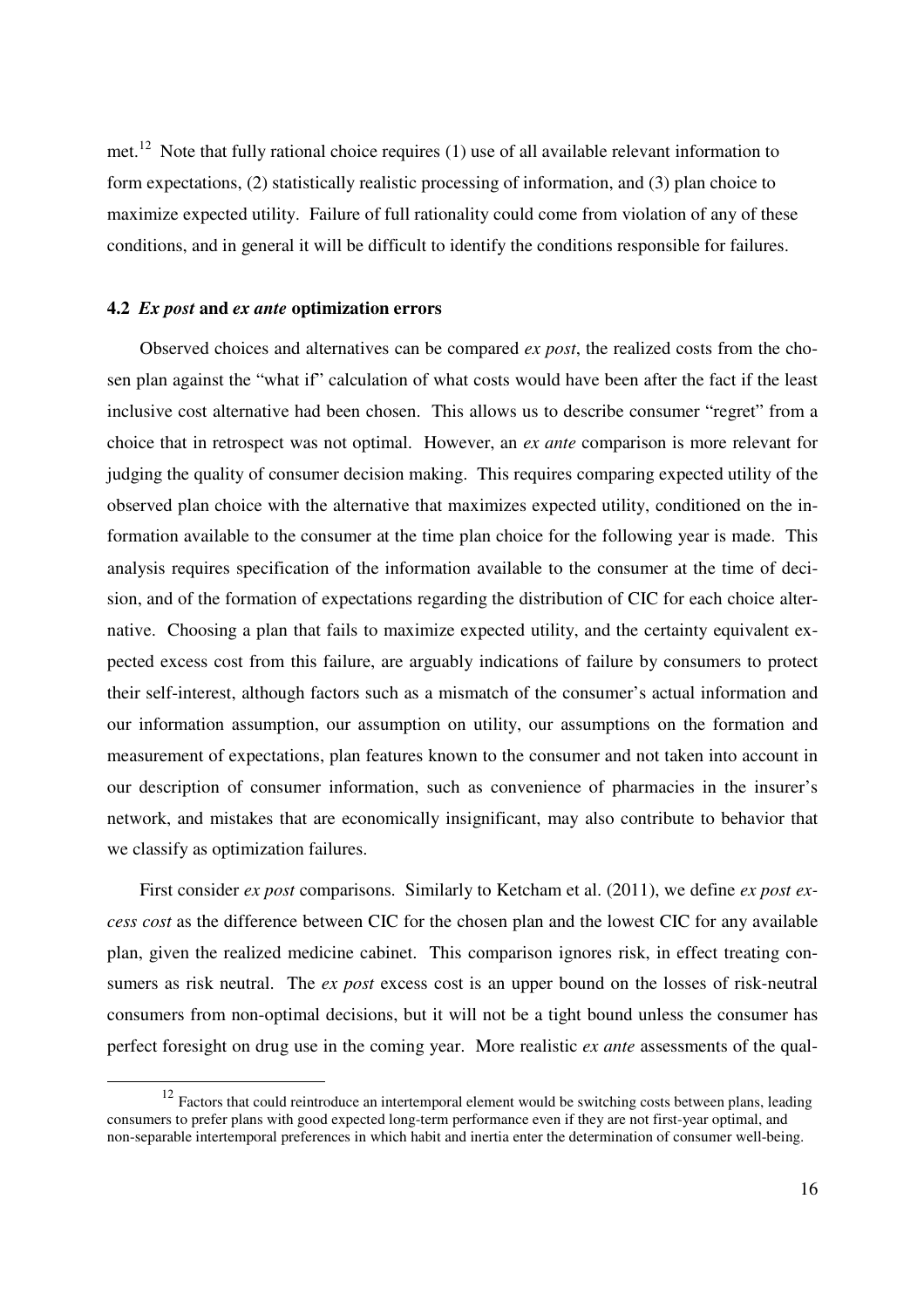met.[12] Note that fully rational choice requires (1) use of all available relevant information to form expectations, (2) statistically realistic processing of information, and (3) plan choice to maximize expected utility. Failure of full rationality could come from violation of any of these conditions, and in general it will be difficult to identify the conditions responsible for failures.

### 4.2 *Ex post* and *ex ante* optimization errors

Observed choices and alternatives can be compared *ex post*, the realized costs from the chosen plan against the "what if" calculation of what costs would have been after the fact if the least inclusive cost alternative had been chosen. This allows us to describe consumer "regret" from a choice that in retrospect was not optimal. However, an *ex ante* comparison is more relevant for judging the quality of consumer decision making. This requires comparing expected utility of the observed plan choice with the alternative that maximizes expected utility, conditioned on the information available to the consumer at the time plan choice for the following year is made. This analysis requires specification of the information available to the consumer at the time of decision, and of the formation of expectations regarding the distribution of CIC for each choice alternative. Choosing a plan that fails to maximize expected utility, and the certainty equivalent expected excess cost from this failure, are arguably indications of failure by consumers to protect their self-interest, although factors such as a mismatch of the consumer's actual information and our information assumption, our assumption on utility, our assumptions on the formation and measurement of expectations, plan features known to the consumer and not taken into account in our description of consumer information, such as convenience of pharmacies in the insurer's network, and mistakes that are economically insignificant, may also contribute to behavior that we classify as optimization failures.

First consider *ex post* comparisons. Similarly to Ketcham et al. (2011), we define *ex post excess cost* as the difference between CIC for the chosen plan and the lowest CIC for any available plan, given the realized medicine cabinet. This comparison ignores risk, in effect treating consumers as risk neutral. The *ex post* excess cost is an upper bound on the losses of risk-neutral consumers from non-optimal decisions, but it will not be a tight bound unless the consumer has perfect foresight on drug use in the coming year. More realistic *ex ante* assessments of the qual-

---

[12] Factors that could reintroduce an intertemporal element would be switching costs between plans, leading consumers to prefer plans with good expected long-term performance even if they are not first-year optimal, and non-separable intertemporal preferences in which habit and inertia enter the determination of consumer well-being.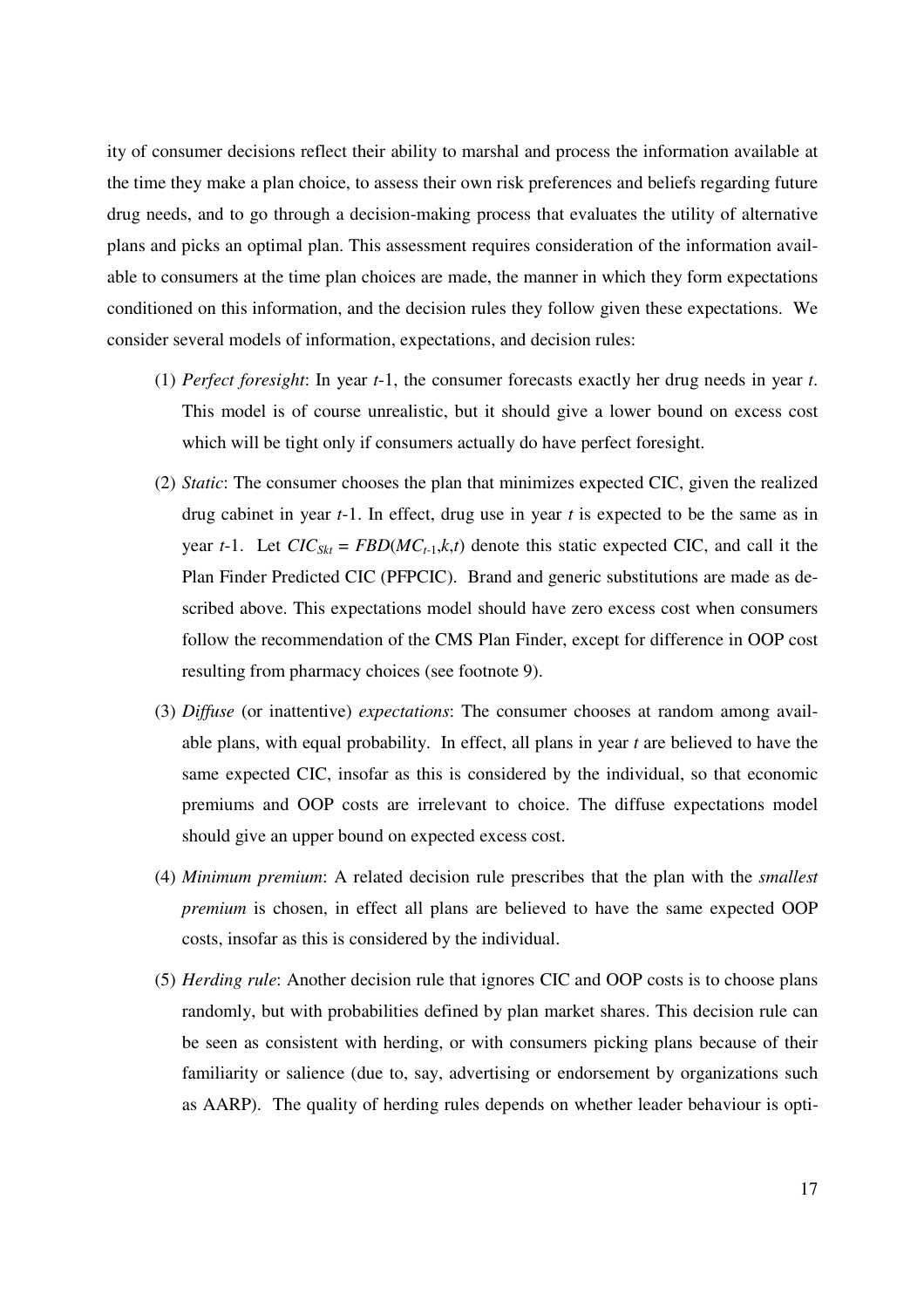ity of consumer decisions reflect their ability to marshal and process the information available at the time they make a plan choice, to assess their own risk preferences and beliefs regarding future drug needs, and to go through a decision-making process that evaluates the utility of alternative plans and picks an optimal plan. This assessment requires consideration of the information available to consumers at the time plan choices are made, the manner in which they form expectations conditioned on this information, and the decision rules they follow given these expectations. We consider several models of information, expectations, and decision rules:

(1) *Perfect foresight*: In year $t$-1, the consumer forecasts exactly her drug needs in year $t$. This model is of course unrealistic, but it should give a lower bound on excess cost which will be tight only if consumers actually do have perfect foresight.

(2) *Static*: The consumer chooses the plan that minimizes expected CIC, given the realized drug cabinet in year $t$-1. In effect, drug use in year $t$ is expected to be the same as in year $t$-1. Let $CIC_{Skt} = FBD(MC_{t\text{-}1},k,t)$ denote this static expected CIC, and call it the Plan Finder Predicted CIC (PFPCIC). Brand and generic substitutions are made as described above. This expectations model should have zero excess cost when consumers follow the recommendation of the CMS Plan Finder, except for difference in OOP cost resulting from pharmacy choices (see footnote 9).

(3) *Diffuse* (or inattentive) *expectations*: The consumer chooses at random among available plans, with equal probability. In effect, all plans in year $t$ are believed to have the same expected CIC, insofar as this is considered by the individual, so that economic premiums and OOP costs are irrelevant to choice. The diffuse expectations model should give an upper bound on expected excess cost.

(4) *Minimum premium*: A related decision rule prescribes that the plan with the *smallest premium* is chosen, in effect all plans are believed to have the same expected OOP costs, insofar as this is considered by the individual.

(5) *Herding rule*: Another decision rule that ignores CIC and OOP costs is to choose plans randomly, but with probabilities defined by plan market shares. This decision rule can be seen as consistent with herding, or with consumers picking plans because of their familiarity or salience (due to, say, advertising or endorsement by organizations such as AARP). The quality of herding rules depends on whether leader behaviour is opti-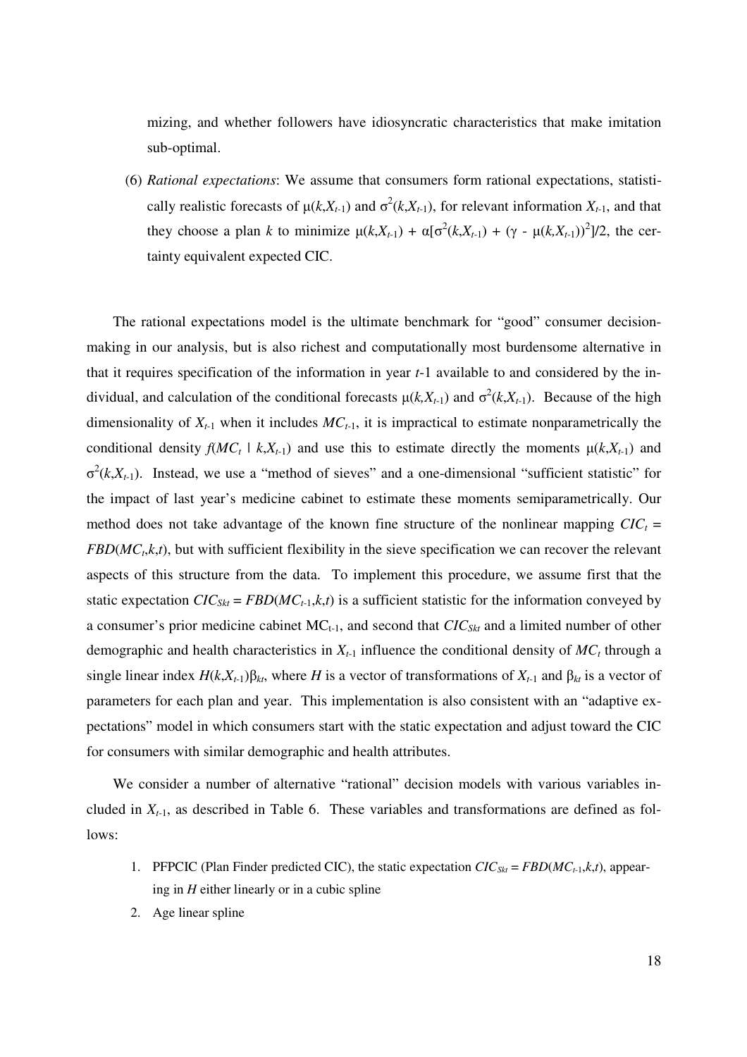mizing, and whether followers have idiosyncratic characteristics that make imitation sub-optimal.

(6) *Rational expectations*: We assume that consumers form rational expectations, statistically realistic forecasts of $\mu(k,X_{t-1})$ and $\sigma^2(k,X_{t-1})$, for relevant information $X_{t-1}$, and that they choose a plan $k$ to minimize $\mu(k,X_{t-1}) + \alpha[\sigma^2(k,X_{t-1}) + (\gamma - \mu(k,X_{t-1}))^2]/2$, the certainty equivalent expected CIC.

The rational expectations model is the ultimate benchmark for "good" consumer decision-making in our analysis, but is also richest and computationally most burdensome alternative in that it requires specification of the information in year $t$-1 available to and considered by the individual, and calculation of the conditional forecasts $\mu(k,X_{t-1})$ and $\sigma^2(k,X_{t-1})$. Because of the high dimensionality of $X_{t-1}$ when it includes $MC_{t-1}$, it is impractical to estimate nonparametrically the conditional density $f(MC_t \mid k,X_{t-1})$ and use this to estimate directly the moments $\mu(k,X_{t-1})$ and $\sigma^2(k,X_{t-1})$. Instead, we use a "method of sieves" and a one-dimensional "sufficient statistic" for the impact of last year's medicine cabinet to estimate these moments semiparametrically. Our method does not take advantage of the known fine structure of the nonlinear mapping $CIC_t = FBD(MC_t,k,t)$, but with sufficient flexibility in the sieve specification we can recover the relevant aspects of this structure from the data. To implement this procedure, we assume first that the static expectation $CIC_{Skt} = FBD(MC_{t-1},k,t)$ is a sufficient statistic for the information conveyed by a consumer's prior medicine cabinet $MC_{t-1}$, and second that $CIC_{Skt}$ and a limited number of other demographic and health characteristics in $X_{t-1}$ influence the conditional density of $MC_t$ through a single linear index $H(k,X_{t-1})\beta_{kt}$, where $H$ is a vector of transformations of $X_{t-1}$ and $\beta_{kt}$ is a vector of parameters for each plan and year. This implementation is also consistent with an "adaptive expectations" model in which consumers start with the static expectation and adjust toward the CIC for consumers with similar demographic and health attributes.

We consider a number of alternative "rational" decision models with various variables included in $X_{t-1}$, as described in Table 6. These variables and transformations are defined as follows:

1. PFPCIC (Plan Finder predicted CIC), the static expectation $CIC_{Skt} = FBD(MC_{t-1},k,t)$, appearing in $H$ either linearly or in a cubic spline
2. Age linear spline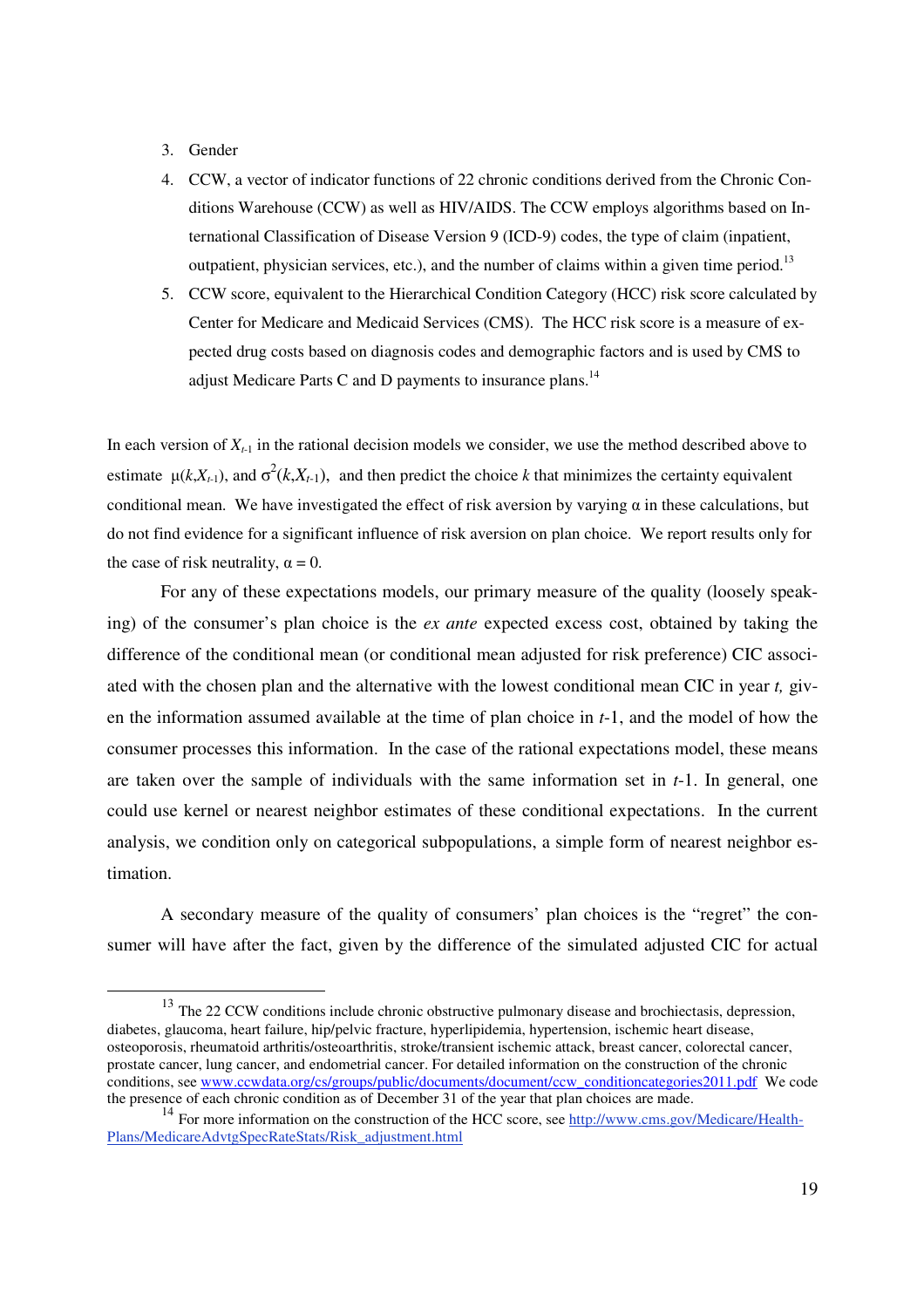3. Gender
4. CCW, a vector of indicator functions of 22 chronic conditions derived from the Chronic Conditions Warehouse (CCW) as well as HIV/AIDS. The CCW employs algorithms based on International Classification of Disease Version 9 (ICD-9) codes, the type of claim (inpatient, outpatient, physician services, etc.), and the number of claims within a given time period.[13]
5. CCW score, equivalent to the Hierarchical Condition Category (HCC) risk score calculated by Center for Medicare and Medicaid Services (CMS). The HCC risk score is a measure of expected drug costs based on diagnosis codes and demographic factors and is used by CMS to adjust Medicare Parts C and D payments to insurance plans.[14]

In each version of $X_{t\text{-}1}$ in the rational decision models we consider, we use the method described above to estimate $\mu(k,X_{t\text{-}1})$, and $\sigma^2(k,X_{t\text{-}1})$, and then predict the choice $k$ that minimizes the certainty equivalent conditional mean. We have investigated the effect of risk aversion by varying $\alpha$ in these calculations, but do not find evidence for a significant influence of risk aversion on plan choice. We report results only for the case of risk neutrality, $\alpha = 0$.

For any of these expectations models, our primary measure of the quality (loosely speaking) of the consumer's plan choice is the *ex ante* expected excess cost, obtained by taking the difference of the conditional mean (or conditional mean adjusted for risk preference) CIC associated with the chosen plan and the alternative with the lowest conditional mean CIC in year $t$, given the information assumed available at the time of plan choice in $t$-1, and the model of how the consumer processes this information. In the case of the rational expectations model, these means are taken over the sample of individuals with the same information set in $t$-1. In general, one could use kernel or nearest neighbor estimates of these conditional expectations. In the current analysis, we condition only on categorical subpopulations, a simple form of nearest neighbor estimation.

A secondary measure of the quality of consumers' plan choices is the "regret" the consumer will have after the fact, given by the difference of the simulated adjusted CIC for actual

[13] The 22 CCW conditions include chronic obstructive pulmonary disease and brochiectasis, depression, diabetes, glaucoma, heart failure, hip/pelvic fracture, hyperlipidemia, hypertension, ischemic heart disease, osteoporosis, rheumatoid arthritis/osteoarthritis, stroke/transient ischemic attack, breast cancer, colorectal cancer, prostate cancer, lung cancer, and endometrial cancer. For detailed information on the construction of the chronic conditions, see www.ccwdata.org/cs/groups/public/documents/document/ccw_conditioncategories2011.pdf We code the presence of each chronic condition as of December 31 of the year that plan choices are made.

[14] For more information on the construction of the HCC score, see http://www.cms.gov/Medicare/Health-Plans/MedicareAdvtgSpecRateStats/Risk_adjustment.html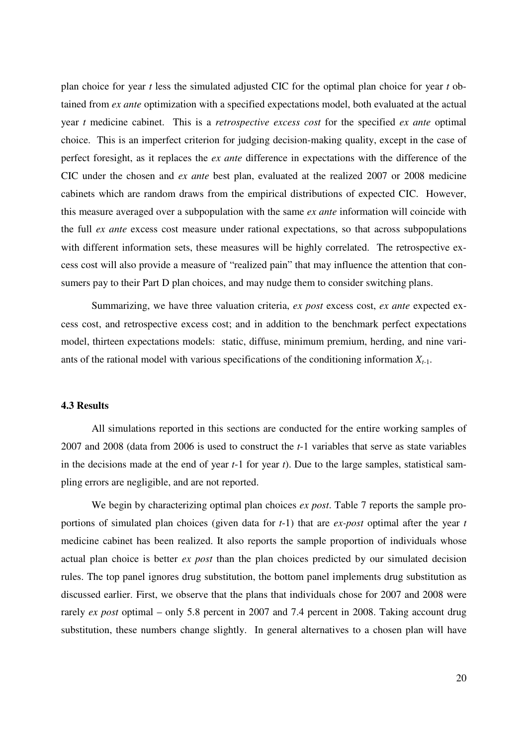plan choice for year $t$ less the simulated adjusted CIC for the optimal plan choice for year $t$ obtained from *ex ante* optimization with a specified expectations model, both evaluated at the actual year $t$ medicine cabinet. This is a *retrospective excess cost* for the specified *ex ante* optimal choice. This is an imperfect criterion for judging decision-making quality, except in the case of perfect foresight, as it replaces the *ex ante* difference in expectations with the difference of the CIC under the chosen and *ex ante* best plan, evaluated at the realized 2007 or 2008 medicine cabinets which are random draws from the empirical distributions of expected CIC. However, this measure averaged over a subpopulation with the same *ex ante* information will coincide with the full *ex ante* excess cost measure under rational expectations, so that across subpopulations with different information sets, these measures will be highly correlated. The retrospective excess cost will also provide a measure of "realized pain" that may influence the attention that consumers pay to their Part D plan choices, and may nudge them to consider switching plans.

Summarizing, we have three valuation criteria, *ex post* excess cost, *ex ante* expected excess cost, and retrospective excess cost; and in addition to the benchmark perfect expectations model, thirteen expectations models: static, diffuse, minimum premium, herding, and nine variants of the rational model with various specifications of the conditioning information $X_{t\text{-}1}$.

### 4.3 Results

All simulations reported in this sections are conducted for the entire working samples of 2007 and 2008 (data from 2006 is used to construct the $t$-1 variables that serve as state variables in the decisions made at the end of year $t$-1 for year $t$). Due to the large samples, statistical sampling errors are negligible, and are not reported.

We begin by characterizing optimal plan choices *ex post*. Table 7 reports the sample proportions of simulated plan choices (given data for $t$-1) that are *ex-post* optimal after the year $t$ medicine cabinet has been realized. It also reports the sample proportion of individuals whose actual plan choice is better *ex post* than the plan choices predicted by our simulated decision rules. The top panel ignores drug substitution, the bottom panel implements drug substitution as discussed earlier. First, we observe that the plans that individuals chose for 2007 and 2008 were rarely *ex post* optimal – only 5.8 percent in 2007 and 7.4 percent in 2008. Taking account drug substitution, these numbers change slightly. In general alternatives to a chosen plan will have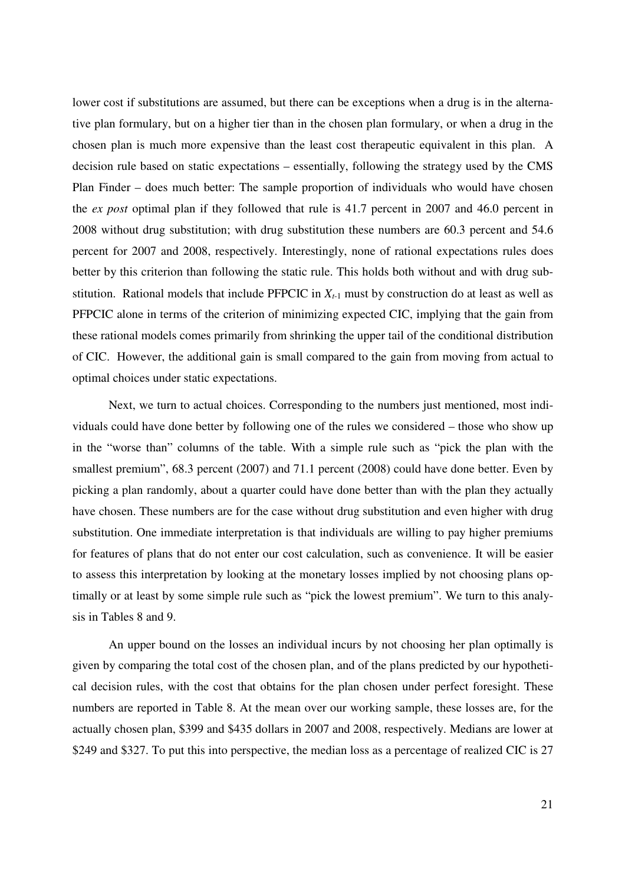lower cost if substitutions are assumed, but there can be exceptions when a drug is in the alternative plan formulary, but on a higher tier than in the chosen plan formulary, or when a drug in the chosen plan is much more expensive than the least cost therapeutic equivalent in this plan. A decision rule based on static expectations – essentially, following the strategy used by the CMS Plan Finder – does much better: The sample proportion of individuals who would have chosen the *ex post* optimal plan if they followed that rule is 41.7 percent in 2007 and 46.0 percent in 2008 without drug substitution; with drug substitution these numbers are 60.3 percent and 54.6 percent for 2007 and 2008, respectively. Interestingly, none of rational expectations rules does better by this criterion than following the static rule. This holds both without and with drug substitution. Rational models that include PFPCIC in $X_{t-1}$ must by construction do at least as well as PFPCIC alone in terms of the criterion of minimizing expected CIC, implying that the gain from these rational models comes primarily from shrinking the upper tail of the conditional distribution of CIC. However, the additional gain is small compared to the gain from moving from actual to optimal choices under static expectations.

Next, we turn to actual choices. Corresponding to the numbers just mentioned, most individuals could have done better by following one of the rules we considered – those who show up in the "worse than" columns of the table. With a simple rule such as "pick the plan with the smallest premium", 68.3 percent (2007) and 71.1 percent (2008) could have done better. Even by picking a plan randomly, about a quarter could have done better than with the plan they actually have chosen. These numbers are for the case without drug substitution and even higher with drug substitution. One immediate interpretation is that individuals are willing to pay higher premiums for features of plans that do not enter our cost calculation, such as convenience. It will be easier to assess this interpretation by looking at the monetary losses implied by not choosing plans optimally or at least by some simple rule such as "pick the lowest premium". We turn to this analysis in Tables 8 and 9.

An upper bound on the losses an individual incurs by not choosing her plan optimally is given by comparing the total cost of the chosen plan, and of the plans predicted by our hypothetical decision rules, with the cost that obtains for the plan chosen under perfect foresight. These numbers are reported in Table 8. At the mean over our working sample, these losses are, for the actually chosen plan, \$399 and \$435 dollars in 2007 and 2008, respectively. Medians are lower at \$249 and \$327. To put this into perspective, the median loss as a percentage of realized CIC is 27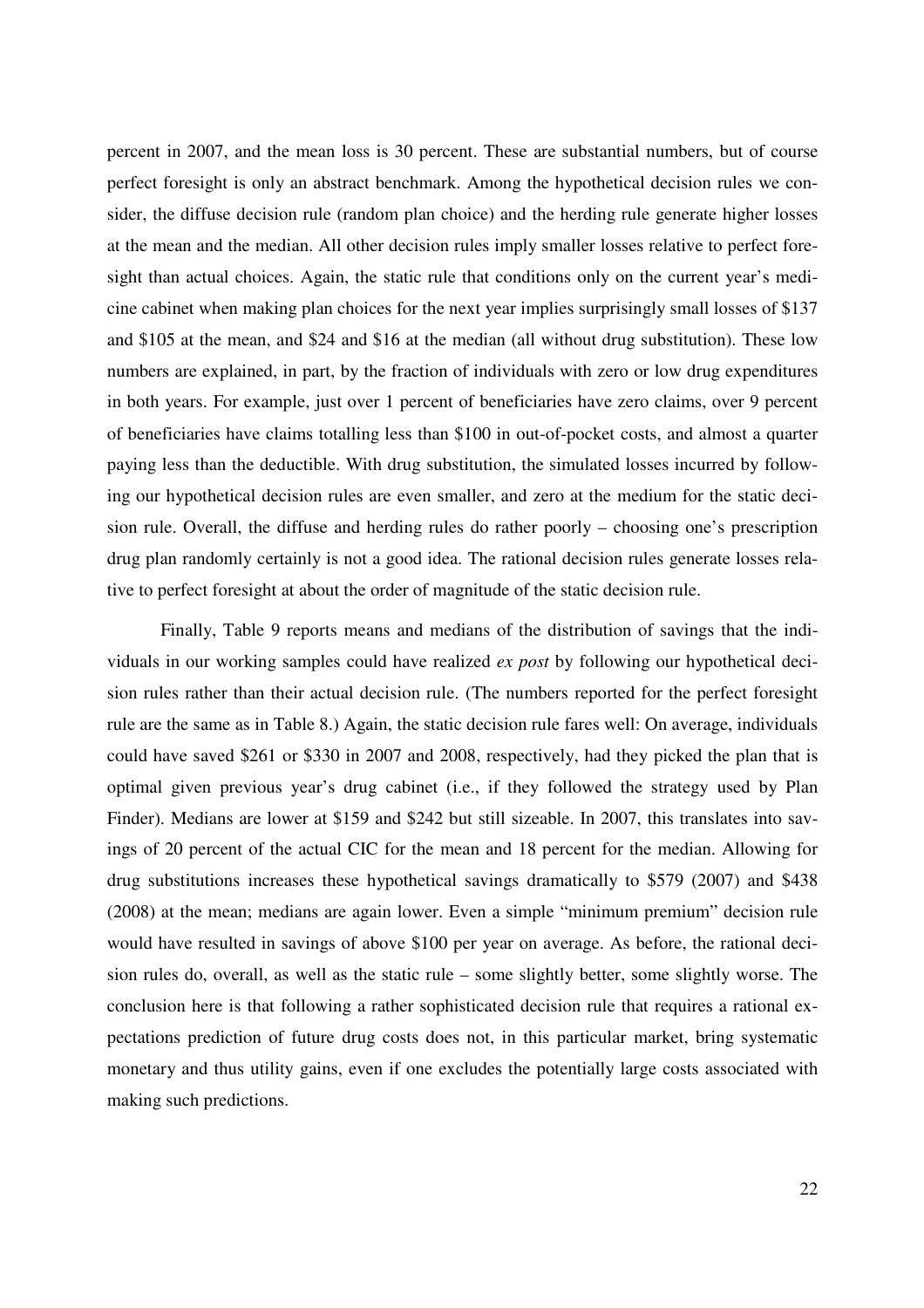percent in 2007, and the mean loss is 30 percent. These are substantial numbers, but of course perfect foresight is only an abstract benchmark. Among the hypothetical decision rules we consider, the diffuse decision rule (random plan choice) and the herding rule generate higher losses at the mean and the median. All other decision rules imply smaller losses relative to perfect foresight than actual choices. Again, the static rule that conditions only on the current year's medicine cabinet when making plan choices for the next year implies surprisingly small losses of \$137 and \$105 at the mean, and \$24 and \$16 at the median (all without drug substitution). These low numbers are explained, in part, by the fraction of individuals with zero or low drug expenditures in both years. For example, just over 1 percent of beneficiaries have zero claims, over 9 percent of beneficiaries have claims totalling less than \$100 in out-of-pocket costs, and almost a quarter paying less than the deductible. With drug substitution, the simulated losses incurred by following our hypothetical decision rules are even smaller, and zero at the medium for the static decision rule. Overall, the diffuse and herding rules do rather poorly – choosing one's prescription drug plan randomly certainly is not a good idea. The rational decision rules generate losses relative to perfect foresight at about the order of magnitude of the static decision rule.

Finally, Table 9 reports means and medians of the distribution of savings that the individuals in our working samples could have realized *ex post* by following our hypothetical decision rules rather than their actual decision rule. (The numbers reported for the perfect foresight rule are the same as in Table 8.) Again, the static decision rule fares well: On average, individuals could have saved \$261 or \$330 in 2007 and 2008, respectively, had they picked the plan that is optimal given previous year's drug cabinet (i.e., if they followed the strategy used by Plan Finder). Medians are lower at \$159 and \$242 but still sizeable. In 2007, this translates into savings of 20 percent of the actual CIC for the mean and 18 percent for the median. Allowing for drug substitutions increases these hypothetical savings dramatically to \$579 (2007) and \$438 (2008) at the mean; medians are again lower. Even a simple "minimum premium" decision rule would have resulted in savings of above \$100 per year on average. As before, the rational decision rules do, overall, as well as the static rule – some slightly better, some slightly worse. The conclusion here is that following a rather sophisticated decision rule that requires a rational expectations prediction of future drug costs does not, in this particular market, bring systematic monetary and thus utility gains, even if one excludes the potentially large costs associated with making such predictions.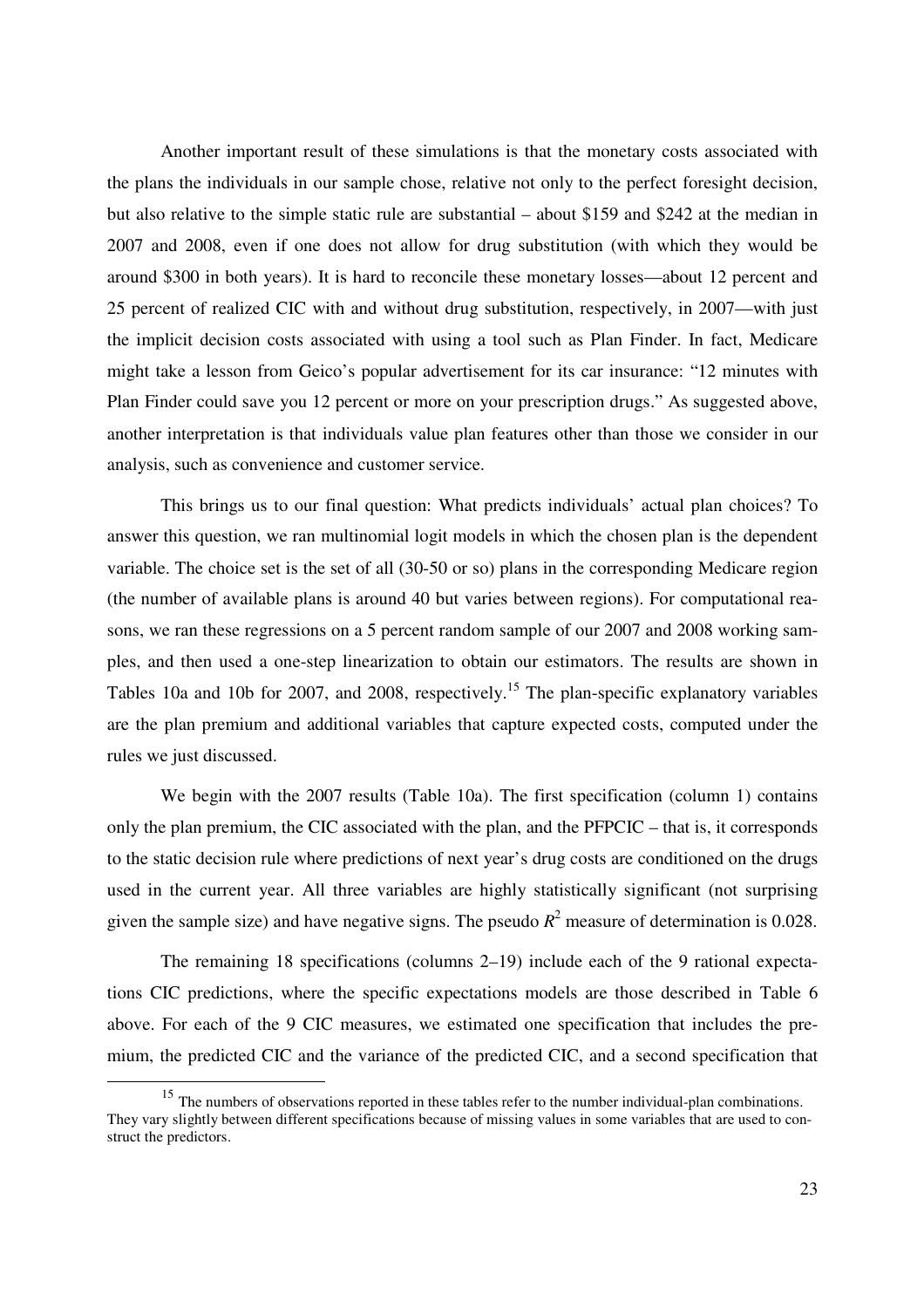Another important result of these simulations is that the monetary costs associated with the plans the individuals in our sample chose, relative not only to the perfect foresight decision, but also relative to the simple static rule are substantial – about $159 and $242 at the median in 2007 and 2008, even if one does not allow for drug substitution (with which they would be around $300 in both years). It is hard to reconcile these monetary losses—about 12 percent and 25 percent of realized CIC with and without drug substitution, respectively, in 2007—with just the implicit decision costs associated with using a tool such as Plan Finder. In fact, Medicare might take a lesson from Geico's popular advertisement for its car insurance: "12 minutes with Plan Finder could save you 12 percent or more on your prescription drugs." As suggested above, another interpretation is that individuals value plan features other than those we consider in our analysis, such as convenience and customer service.

This brings us to our final question: What predicts individuals' actual plan choices? To answer this question, we ran multinomial logit models in which the chosen plan is the dependent variable. The choice set is the set of all (30-50 or so) plans in the corresponding Medicare region (the number of available plans is around 40 but varies between regions). For computational reasons, we ran these regressions on a 5 percent random sample of our 2007 and 2008 working samples, and then used a one-step linearization to obtain our estimators. The results are shown in Tables 10a and 10b for 2007, and 2008, respectively.[15] The plan-specific explanatory variables are the plan premium and additional variables that capture expected costs, computed under the rules we just discussed.

We begin with the 2007 results (Table 10a). The first specification (column 1) contains only the plan premium, the CIC associated with the plan, and the PFPCIC – that is, it corresponds to the static decision rule where predictions of next year's drug costs are conditioned on the drugs used in the current year. All three variables are highly statistically significant (not surprising given the sample size) and have negative signs. The pseudo $R^2$ measure of determination is 0.028.

The remaining 18 specifications (columns 2–19) include each of the 9 rational expectations CIC predictions, where the specific expectations models are those described in Table 6 above. For each of the 9 CIC measures, we estimated one specification that includes the premium, the predicted CIC and the variance of the predicted CIC, and a second specification that

[15] The numbers of observations reported in these tables refer to the number individual-plan combinations. They vary slightly between different specifications because of missing values in some variables that are used to construct the predictors.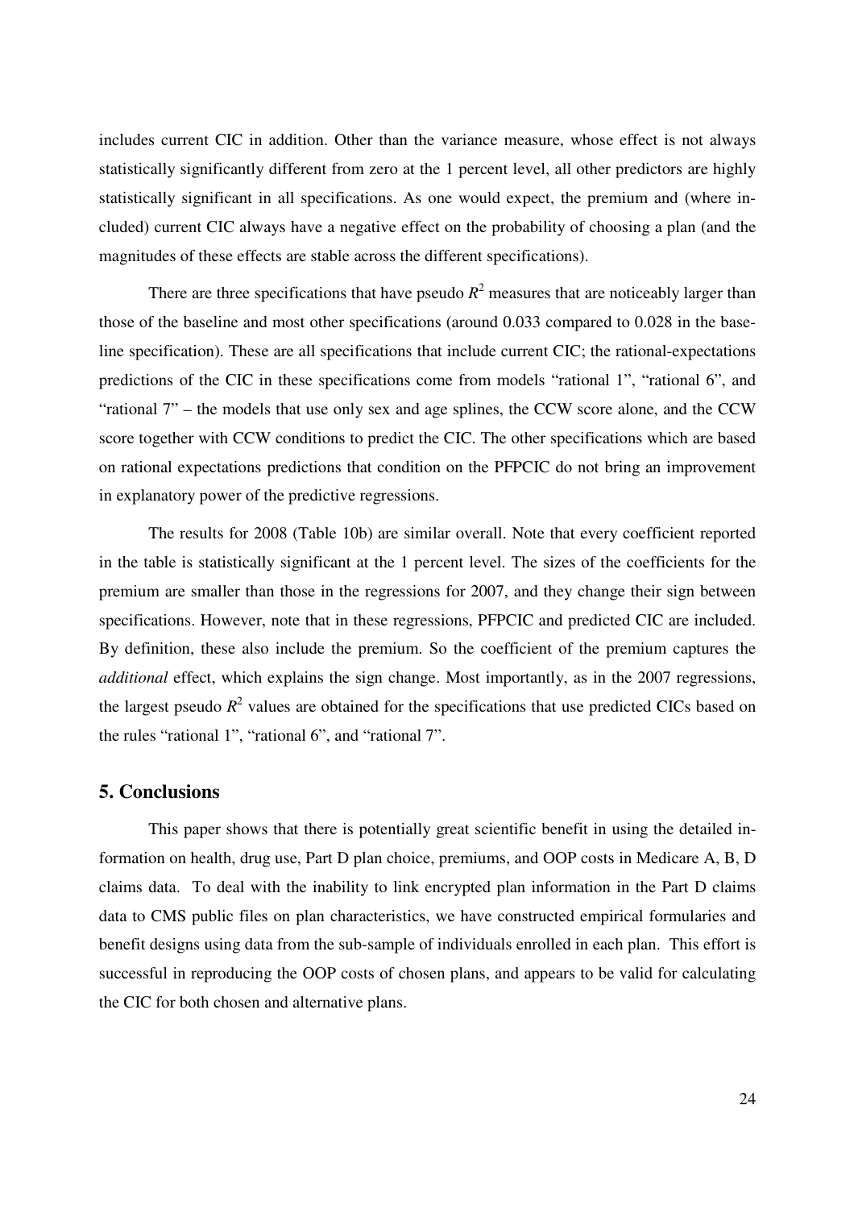includes current CIC in addition. Other than the variance measure, whose effect is not always statistically significantly different from zero at the 1 percent level, all other predictors are highly statistically significant in all specifications. As one would expect, the premium and (where included) current CIC always have a negative effect on the probability of choosing a plan (and the magnitudes of these effects are stable across the different specifications).

There are three specifications that have pseudo $R^2$ measures that are noticeably larger than those of the baseline and most other specifications (around 0.033 compared to 0.028 in the baseline specification). These are all specifications that include current CIC; the rational-expectations predictions of the CIC in these specifications come from models "rational 1", "rational 6", and "rational 7" – the models that use only sex and age splines, the CCW score alone, and the CCW score together with CCW conditions to predict the CIC. The other specifications which are based on rational expectations predictions that condition on the PFPCIC do not bring an improvement in explanatory power of the predictive regressions.

The results for 2008 (Table 10b) are similar overall. Note that every coefficient reported in the table is statistically significant at the 1 percent level. The sizes of the coefficients for the premium are smaller than those in the regressions for 2007, and they change their sign between specifications. However, note that in these regressions, PFPCIC and predicted CIC are included. By definition, these also include the premium. So the coefficient of the premium captures the *additional* effect, which explains the sign change. Most importantly, as in the 2007 regressions, the largest pseudo $R^2$ values are obtained for the specifications that use predicted CICs based on the rules "rational 1", "rational 6", and "rational 7".

## 5. Conclusions

This paper shows that there is potentially great scientific benefit in using the detailed information on health, drug use, Part D plan choice, premiums, and OOP costs in Medicare A, B, D claims data. To deal with the inability to link encrypted plan information in the Part D claims data to CMS public files on plan characteristics, we have constructed empirical formularies and benefit designs using data from the sub-sample of individuals enrolled in each plan. This effort is successful in reproducing the OOP costs of chosen plans, and appears to be valid for calculating the CIC for both chosen and alternative plans.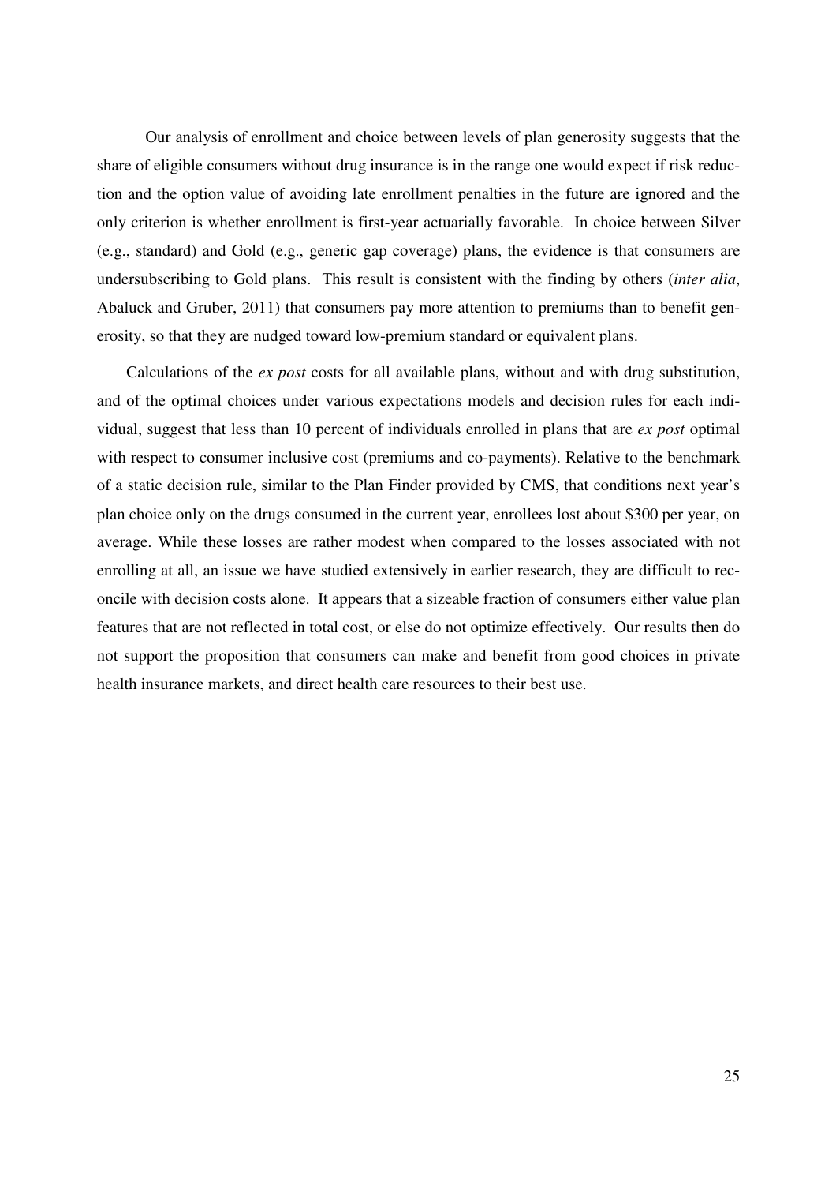Our analysis of enrollment and choice between levels of plan generosity suggests that the share of eligible consumers without drug insurance is in the range one would expect if risk reduction and the option value of avoiding late enrollment penalties in the future are ignored and the only criterion is whether enrollment is first-year actuarially favorable. In choice between Silver (e.g., standard) and Gold (e.g., generic gap coverage) plans, the evidence is that consumers are undersubscribing to Gold plans. This result is consistent with the finding by others (*inter alia*, Abaluck and Gruber, 2011) that consumers pay more attention to premiums than to benefit generosity, so that they are nudged toward low-premium standard or equivalent plans.

Calculations of the *ex post* costs for all available plans, without and with drug substitution, and of the optimal choices under various expectations models and decision rules for each individual, suggest that less than 10 percent of individuals enrolled in plans that are *ex post* optimal with respect to consumer inclusive cost (premiums and co-payments). Relative to the benchmark of a static decision rule, similar to the Plan Finder provided by CMS, that conditions next year's plan choice only on the drugs consumed in the current year, enrollees lost about $300 per year, on average. While these losses are rather modest when compared to the losses associated with not enrolling at all, an issue we have studied extensively in earlier research, they are difficult to reconcile with decision costs alone. It appears that a sizeable fraction of consumers either value plan features that are not reflected in total cost, or else do not optimize effectively. Our results then do not support the proposition that consumers can make and benefit from good choices in private health insurance markets, and direct health care resources to their best use.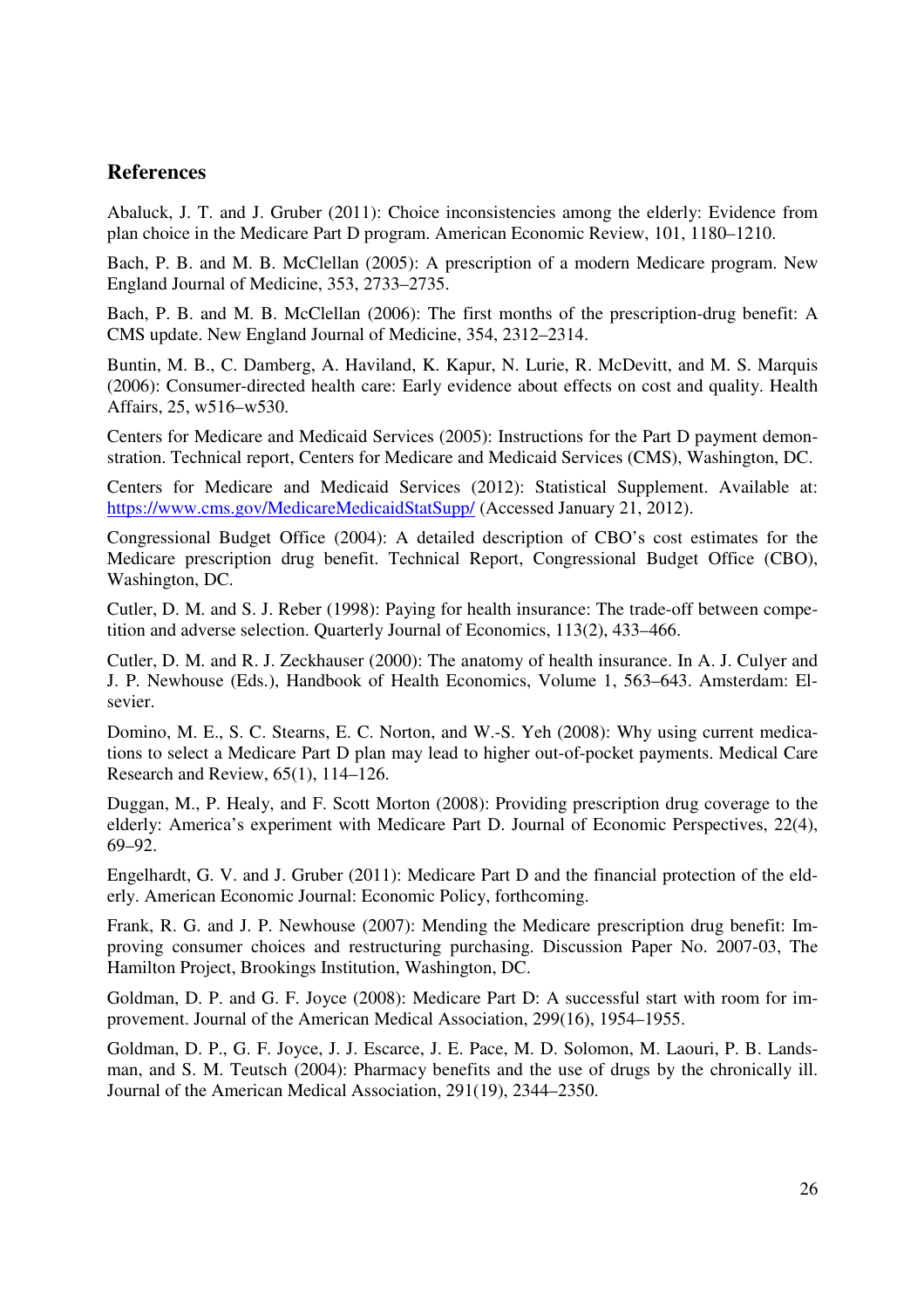## References

Abaluck, J. T. and J. Gruber (2011): Choice inconsistencies among the elderly: Evidence from plan choice in the Medicare Part D program. American Economic Review, 101, 1180–1210.

Bach, P. B. and M. B. McClellan (2005): A prescription of a modern Medicare program. New England Journal of Medicine, 353, 2733–2735.

Bach, P. B. and M. B. McClellan (2006): The first months of the prescription-drug benefit: A CMS update. New England Journal of Medicine, 354, 2312–2314.

Buntin, M. B., C. Damberg, A. Haviland, K. Kapur, N. Lurie, R. McDevitt, and M. S. Marquis (2006): Consumer-directed health care: Early evidence about effects on cost and quality. Health Affairs, 25, w516–w530.

Centers for Medicare and Medicaid Services (2005): Instructions for the Part D payment demonstration. Technical report, Centers for Medicare and Medicaid Services (CMS), Washington, DC.

Centers for Medicare and Medicaid Services (2012): Statistical Supplement. Available at: https://www.cms.gov/MedicareMedicaidStatSupp/ (Accessed January 21, 2012).

Congressional Budget Office (2004): A detailed description of CBO's cost estimates for the Medicare prescription drug benefit. Technical Report, Congressional Budget Office (CBO), Washington, DC.

Cutler, D. M. and S. J. Reber (1998): Paying for health insurance: The trade-off between competition and adverse selection. Quarterly Journal of Economics, 113(2), 433–466.

Cutler, D. M. and R. J. Zeckhauser (2000): The anatomy of health insurance. In A. J. Culyer and J. P. Newhouse (Eds.), Handbook of Health Economics, Volume 1, 563–643. Amsterdam: Elsevier.

Domino, M. E., S. C. Stearns, E. C. Norton, and W.-S. Yeh (2008): Why using current medications to select a Medicare Part D plan may lead to higher out-of-pocket payments. Medical Care Research and Review, 65(1), 114–126.

Duggan, M., P. Healy, and F. Scott Morton (2008): Providing prescription drug coverage to the elderly: America's experiment with Medicare Part D. Journal of Economic Perspectives, 22(4), 69–92.

Engelhardt, G. V. and J. Gruber (2011): Medicare Part D and the financial protection of the elderly. American Economic Journal: Economic Policy, forthcoming.

Frank, R. G. and J. P. Newhouse (2007): Mending the Medicare prescription drug benefit: Improving consumer choices and restructuring purchasing. Discussion Paper No. 2007-03, The Hamilton Project, Brookings Institution, Washington, DC.

Goldman, D. P. and G. F. Joyce (2008): Medicare Part D: A successful start with room for improvement. Journal of the American Medical Association, 299(16), 1954–1955.

Goldman, D. P., G. F. Joyce, J. J. Escarce, J. E. Pace, M. D. Solomon, M. Laouri, P. B. Landsman, and S. M. Teutsch (2004): Pharmacy benefits and the use of drugs by the chronically ill. Journal of the American Medical Association, 291(19), 2344–2350.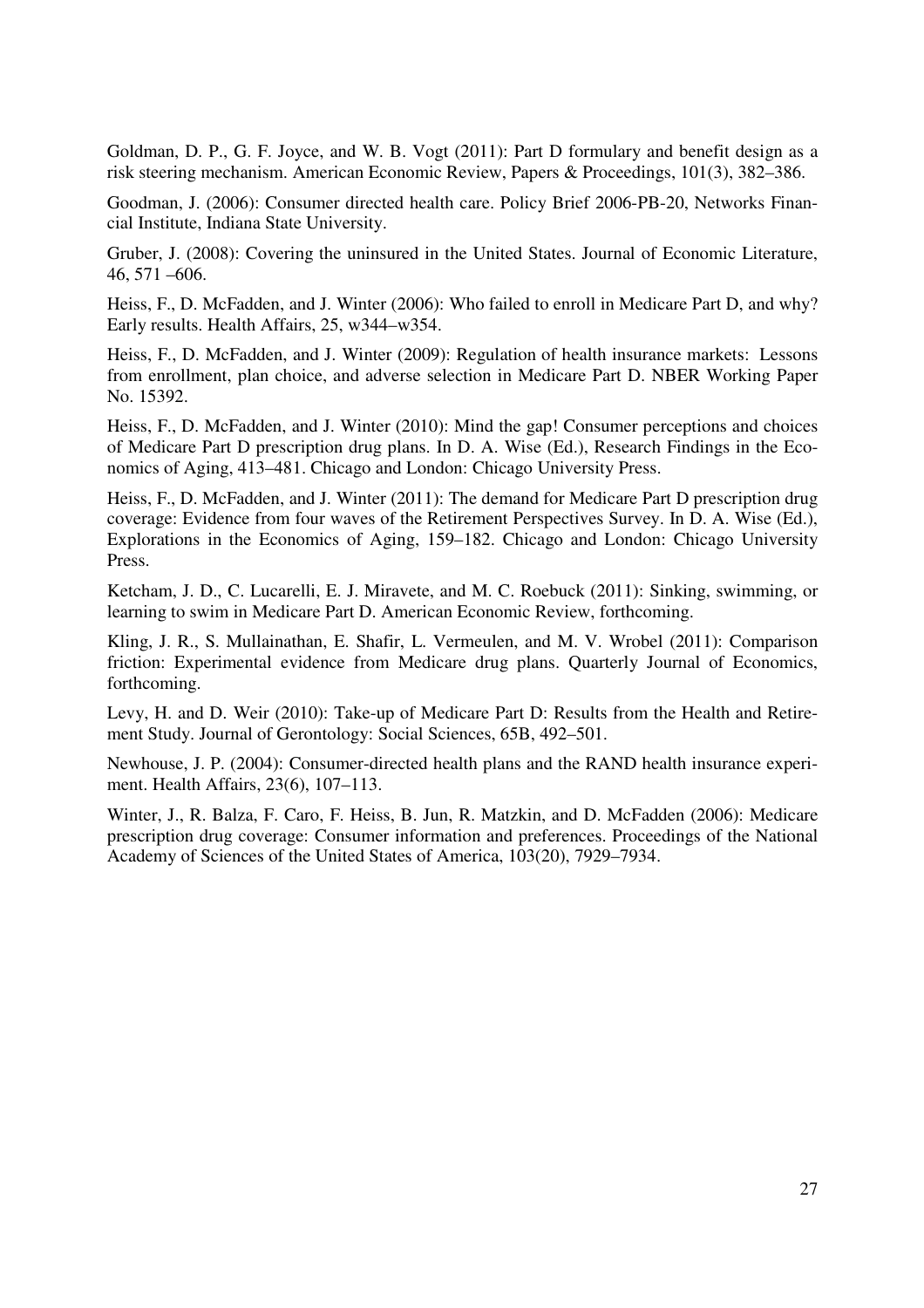Goldman, D. P., G. F. Joyce, and W. B. Vogt (2011): Part D formulary and benefit design as a risk steering mechanism. American Economic Review, Papers & Proceedings, 101(3), 382–386.

Goodman, J. (2006): Consumer directed health care. Policy Brief 2006-PB-20, Networks Financial Institute, Indiana State University.

Gruber, J. (2008): Covering the uninsured in the United States. Journal of Economic Literature, 46, 571 –606.

Heiss, F., D. McFadden, and J. Winter (2006): Who failed to enroll in Medicare Part D, and why? Early results. Health Affairs, 25, w344–w354.

Heiss, F., D. McFadden, and J. Winter (2009): Regulation of health insurance markets: Lessons from enrollment, plan choice, and adverse selection in Medicare Part D. NBER Working Paper No. 15392.

Heiss, F., D. McFadden, and J. Winter (2010): Mind the gap! Consumer perceptions and choices of Medicare Part D prescription drug plans. In D. A. Wise (Ed.), Research Findings in the Economics of Aging, 413–481. Chicago and London: Chicago University Press.

Heiss, F., D. McFadden, and J. Winter (2011): The demand for Medicare Part D prescription drug coverage: Evidence from four waves of the Retirement Perspectives Survey. In D. A. Wise (Ed.), Explorations in the Economics of Aging, 159–182. Chicago and London: Chicago University Press.

Ketcham, J. D., C. Lucarelli, E. J. Miravete, and M. C. Roebuck (2011): Sinking, swimming, or learning to swim in Medicare Part D. American Economic Review, forthcoming.

Kling, J. R., S. Mullainathan, E. Shafir, L. Vermeulen, and M. V. Wrobel (2011): Comparison friction: Experimental evidence from Medicare drug plans. Quarterly Journal of Economics, forthcoming.

Levy, H. and D. Weir (2010): Take-up of Medicare Part D: Results from the Health and Retirement Study. Journal of Gerontology: Social Sciences, 65B, 492–501.

Newhouse, J. P. (2004): Consumer-directed health plans and the RAND health insurance experiment. Health Affairs, 23(6), 107–113.

Winter, J., R. Balza, F. Caro, F. Heiss, B. Jun, R. Matzkin, and D. McFadden (2006): Medicare prescription drug coverage: Consumer information and preferences. Proceedings of the National Academy of Sciences of the United States of America, 103(20), 7929–7934.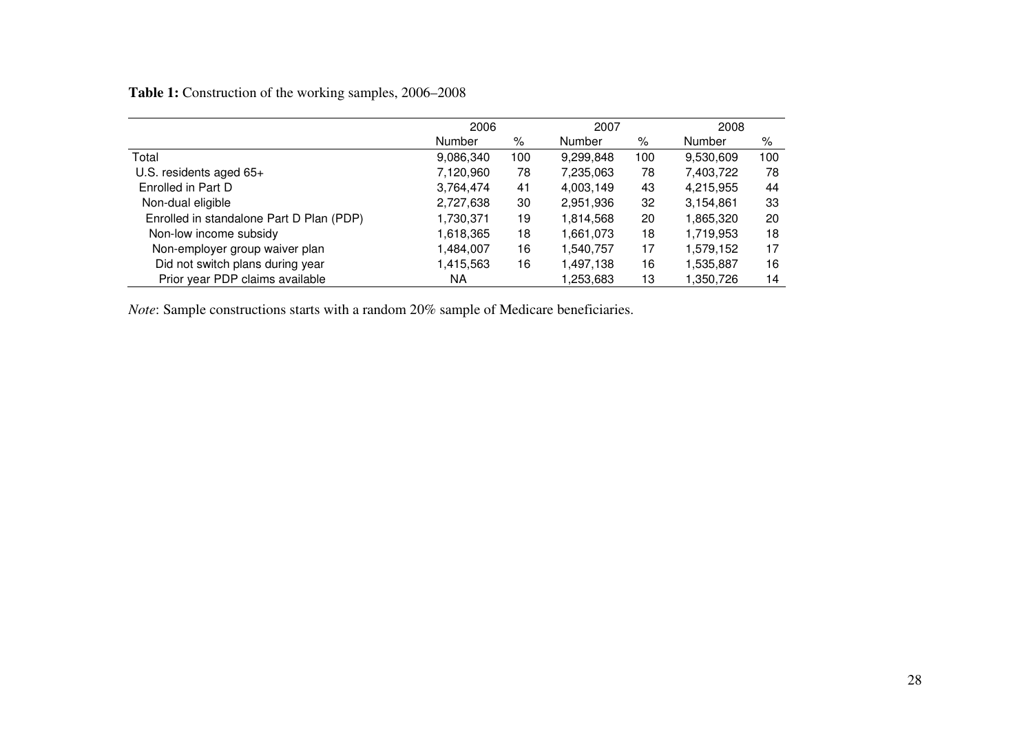**Table 1:** Construction of the working samples, 2006–2008

| | 2006 | | 2007 | | 2008 | |
|---|---|---|---|---|---|---|
| | Number | % | Number | % | Number | % |
| Total | 9,086,340 | 100 | 9,299,848 | 100 | 9,530,609 | 100 |
| U.S. residents aged 65+ | 7,120,960 | 78 | 7,235,063 | 78 | 7,403,722 | 78 |
| Enrolled in Part D | 3,764,474 | 41 | 4,003,149 | 43 | 4,215,955 | 44 |
| Non-dual eligible | 2,727,638 | 30 | 2,951,936 | 32 | 3,154,861 | 33 |
| Enrolled in standalone Part D Plan (PDP) | 1,730,371 | 19 | 1,814,568 | 20 | 1,865,320 | 20 |
| Non-low income subsidy | 1,618,365 | 18 | 1,661,073 | 18 | 1,719,953 | 18 |
| Non-employer group waiver plan | 1,484,007 | 16 | 1,540,757 | 17 | 1,579,152 | 17 |
| Did not switch plans during year | 1,415,563 | 16 | 1,497,138 | 16 | 1,535,887 | 16 |
| Prior year PDP claims available | NA | | 1,253,683 | 13 | 1,350,726 | 14 |

*Note*: Sample constructions starts with a random 20% sample of Medicare beneficiaries.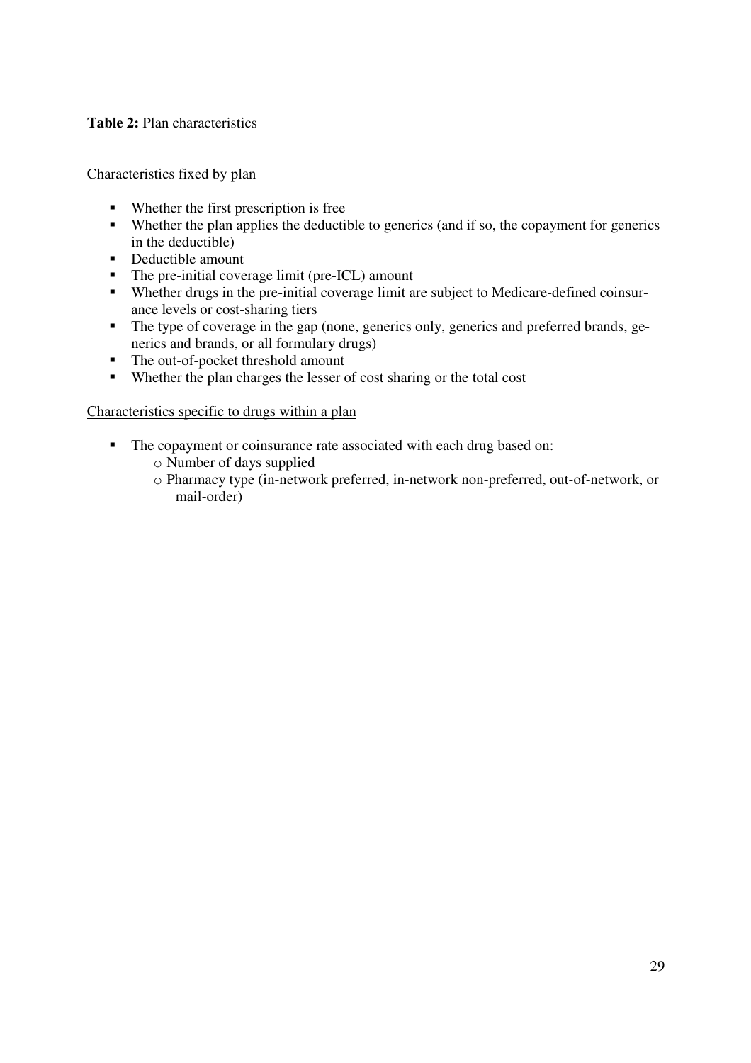**Table 2:** Plan characteristics

<u>Characteristics fixed by plan</u>

- Whether the first prescription is free
- Whether the plan applies the deductible to generics (and if so, the copayment for generics in the deductible)
- Deductible amount
- The pre-initial coverage limit (pre-ICL) amount
- Whether drugs in the pre-initial coverage limit are subject to Medicare-defined coinsurance levels or cost-sharing tiers
- The type of coverage in the gap (none, generics only, generics and preferred brands, generics and brands, or all formulary drugs)
- The out-of-pocket threshold amount
- Whether the plan charges the lesser of cost sharing or the total cost

<u>Characteristics specific to drugs within a plan</u>

- The copayment or coinsurance rate associated with each drug based on:
  - Number of days supplied
  - Pharmacy type (in-network preferred, in-network non-preferred, out-of-network, or mail-order)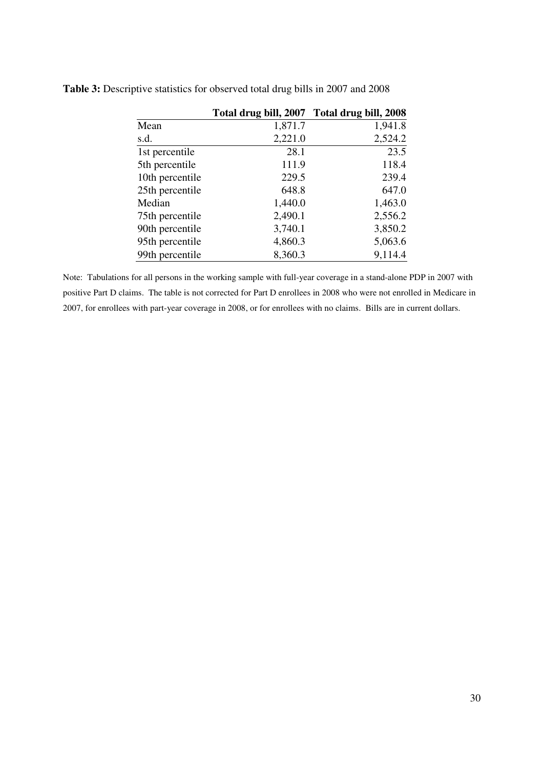**Table 3:** Descriptive statistics for observed total drug bills in 2007 and 2008

| | Total drug bill, 2007 | Total drug bill, 2008 |
|---|---|---|
| Mean | 1,871.7 | 1,941.8 |
| s.d. | 2,221.0 | 2,524.2 |
| 1st percentile | 28.1 | 23.5 |
| 5th percentile | 111.9 | 118.4 |
| 10th percentile | 229.5 | 239.4 |
| 25th percentile | 648.8 | 647.0 |
| Median | 1,440.0 | 1,463.0 |
| 75th percentile | 2,490.1 | 2,556.2 |
| 90th percentile | 3,740.1 | 3,850.2 |
| 95th percentile | 4,860.3 | 5,063.6 |
| 99th percentile | 8,360.3 | 9,114.4 |

Note: Tabulations for all persons in the working sample with full-year coverage in a stand-alone PDP in 2007 with positive Part D claims. The table is not corrected for Part D enrollees in 2008 who were not enrolled in Medicare in 2007, for enrollees with part-year coverage in 2008, or for enrollees with no claims. Bills are in current dollars.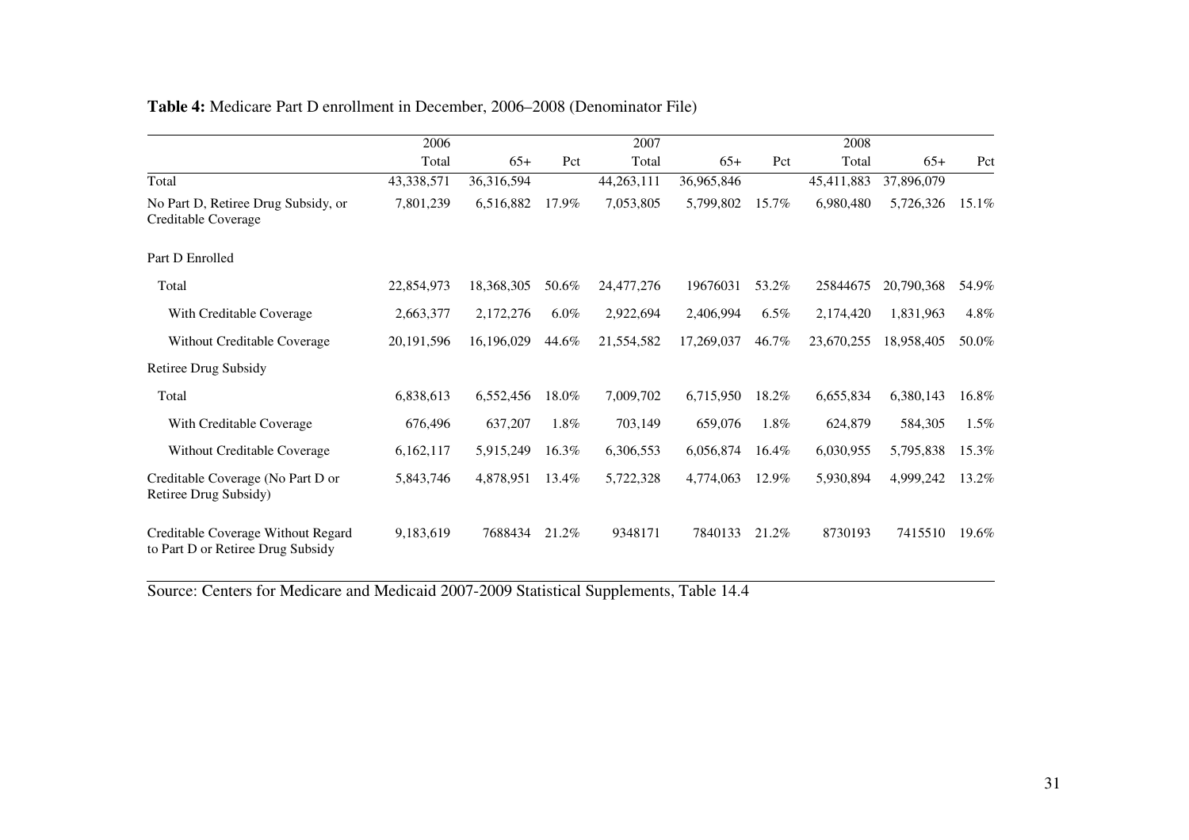**Table 4:** Medicare Part D enrollment in December, 2006–2008 (Denominator File)

| | 2006 | | | 2007 | | | 2008 | | |
|---|---|---|---|---|---|---|---|---|---|
| | Total | 65+ | Pct | Total | 65+ | Pct | Total | 65+ | Pct |
| Total | 43,338,571 | 36,316,594 | | 44,263,111 | 36,965,846 | | 45,411,883 | 37,896,079 | |
| No Part D, Retiree Drug Subsidy, or Creditable Coverage | 7,801,239 | 6,516,882 | 17.9% | 7,053,805 | 5,799,802 | 15.7% | 6,980,480 | 5,726,326 | 15.1% |
| Part D Enrolled | | | | | | | | | |
| Total | 22,854,973 | 18,368,305 | 50.6% | 24,477,276 | 19676031 | 53.2% | 25844675 | 20,790,368 | 54.9% |
| With Creditable Coverage | 2,663,377 | 2,172,276 | 6.0% | 2,922,694 | 2,406,994 | 6.5% | 2,174,420 | 1,831,963 | 4.8% |
| Without Creditable Coverage | 20,191,596 | 16,196,029 | 44.6% | 21,554,582 | 17,269,037 | 46.7% | 23,670,255 | 18,958,405 | 50.0% |
| Retiree Drug Subsidy | | | | | | | | | |
| Total | 6,838,613 | 6,552,456 | 18.0% | 7,009,702 | 6,715,950 | 18.2% | 6,655,834 | 6,380,143 | 16.8% |
| With Creditable Coverage | 676,496 | 637,207 | 1.8% | 703,149 | 659,076 | 1.8% | 624,879 | 584,305 | 1.5% |
| Without Creditable Coverage | 6,162,117 | 5,915,249 | 16.3% | 6,306,553 | 6,056,874 | 16.4% | 6,030,955 | 5,795,838 | 15.3% |
| Creditable Coverage (No Part D or Retiree Drug Subsidy) | 5,843,746 | 4,878,951 | 13.4% | 5,722,328 | 4,774,063 | 12.9% | 5,930,894 | 4,999,242 | 13.2% |
| Creditable Coverage Without Regard to Part D or Retiree Drug Subsidy | 9,183,619 | 7688434 | 21.2% | 9348171 | 7840133 | 21.2% | 8730193 | 7415510 | 19.6% |

Source: Centers for Medicare and Medicaid 2007-2009 Statistical Supplements, Table 14.4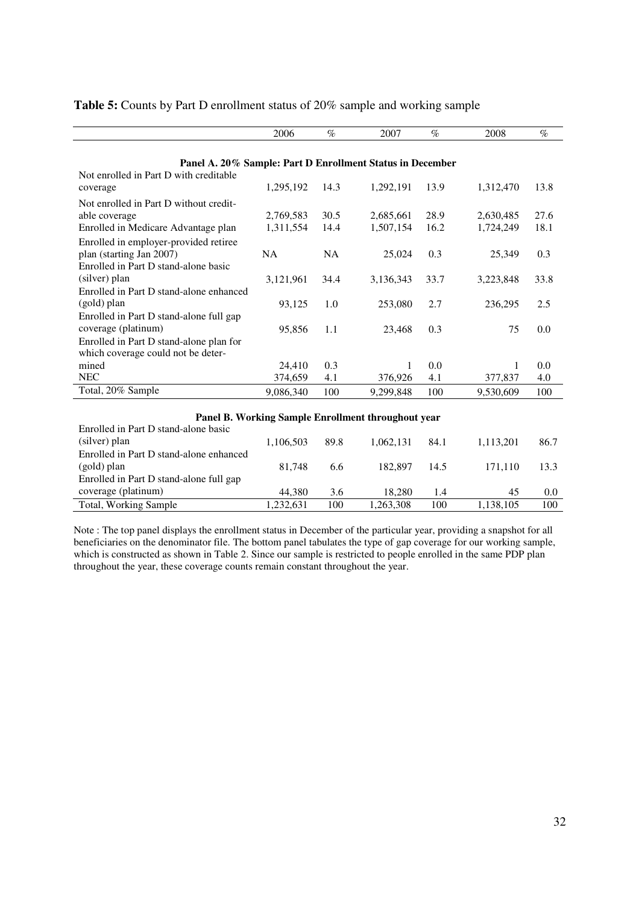**Table 5:** Counts by Part D enrollment status of 20% sample and working sample

| | 2006 | % | 2007 | % | 2008 | % |
|---|---|---|---|---|---|---|
| **Panel A. 20% Sample: Part D Enrollment Status in December** | | | | | | |
| Not enrolled in Part D with creditable coverage | 1,295,192 | 14.3 | 1,292,191 | 13.9 | 1,312,470 | 13.8 |
| Not enrolled in Part D without creditable coverage | 2,769,583 | 30.5 | 2,685,661 | 28.9 | 2,630,485 | 27.6 |
| Enrolled in Medicare Advantage plan | 1,311,554 | 14.4 | 1,507,154 | 16.2 | 1,724,249 | 18.1 |
| Enrolled in employer-provided retiree plan (starting Jan 2007) | NA | NA | 25,024 | 0.3 | 25,349 | 0.3 |
| Enrolled in Part D stand-alone basic (silver) plan | 3,121,961 | 34.4 | 3,136,343 | 33.7 | 3,223,848 | 33.8 |
| Enrolled in Part D stand-alone enhanced (gold) plan | 93,125 | 1.0 | 253,080 | 2.7 | 236,295 | 2.5 |
| Enrolled in Part D stand-alone full gap coverage (platinum) | 95,856 | 1.1 | 23,468 | 0.3 | 75 | 0.0 |
| Enrolled in Part D stand-alone plan for which coverage could not be determined | 24,410 | 0.3 | 1 | 0.0 | 1 | 0.0 |
| NEC | 374,659 | 4.1 | 376,926 | 4.1 | 377,837 | 4.0 |
| Total, 20% Sample | 9,086,340 | 100 | 9,299,848 | 100 | 9,530,609 | 100 |
| **Panel B. Working Sample Enrollment throughout year** | | | | | | |
| Enrolled in Part D stand-alone basic (silver) plan | 1,106,503 | 89.8 | 1,062,131 | 84.1 | 1,113,201 | 86.7 |
| Enrolled in Part D stand-alone enhanced (gold) plan | 81,748 | 6.6 | 182,897 | 14.5 | 171,110 | 13.3 |
| Enrolled in Part D stand-alone full gap coverage (platinum) | 44,380 | 3.6 | 18,280 | 1.4 | 45 | 0.0 |
| Total, Working Sample | 1,232,631 | 100 | 1,263,308 | 100 | 1,138,105 | 100 |

Note : The top panel displays the enrollment status in December of the particular year, providing a snapshot for all beneficiaries on the denominator file. The bottom panel tabulates the type of gap coverage for our working sample, which is constructed as shown in Table 2. Since our sample is restricted to people enrolled in the same PDP plan throughout the year, these coverage counts remain constant throughout the year.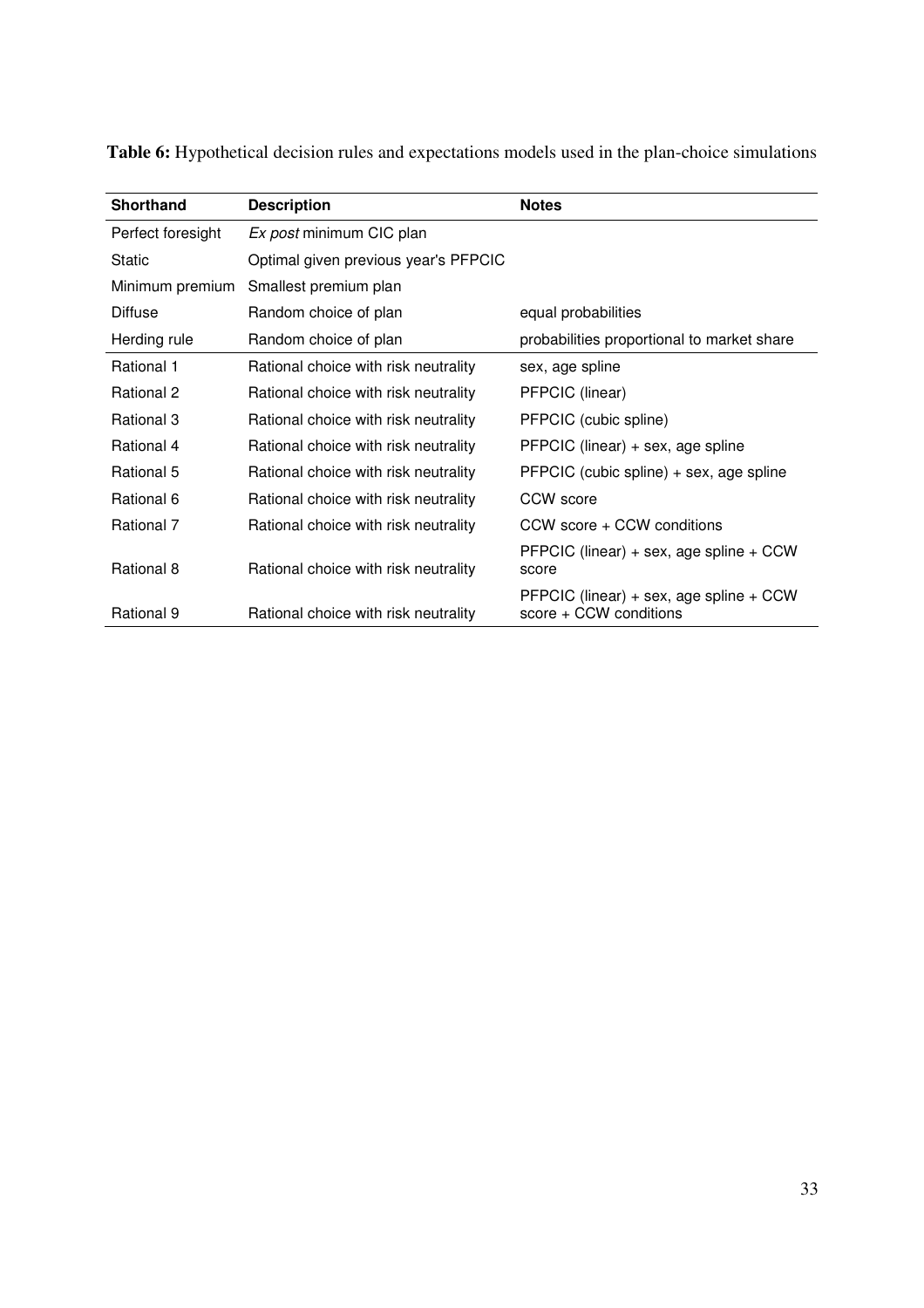**Table 6:** Hypothetical decision rules and expectations models used in the plan-choice simulations

| Shorthand | Description | Notes |
|---|---|---|
| Perfect foresight | *Ex post* minimum CIC plan | |
| Static | Optimal given previous year's PFPCIC | |
| Minimum premium | Smallest premium plan | |
| Diffuse | Random choice of plan | equal probabilities |
| Herding rule | Random choice of plan | probabilities proportional to market share |
| Rational 1 | Rational choice with risk neutrality | sex, age spline |
| Rational 2 | Rational choice with risk neutrality | PFPCIC (linear) |
| Rational 3 | Rational choice with risk neutrality | PFPCIC (cubic spline) |
| Rational 4 | Rational choice with risk neutrality | PFPCIC (linear) + sex, age spline |
| Rational 5 | Rational choice with risk neutrality | PFPCIC (cubic spline) + sex, age spline |
| Rational 6 | Rational choice with risk neutrality | CCW score |
| Rational 7 | Rational choice with risk neutrality | CCW score + CCW conditions |
| Rational 8 | Rational choice with risk neutrality | PFPCIC (linear) + sex, age spline + CCW score |
| Rational 9 | Rational choice with risk neutrality | PFPCIC (linear) + sex, age spline + CCW score + CCW conditions |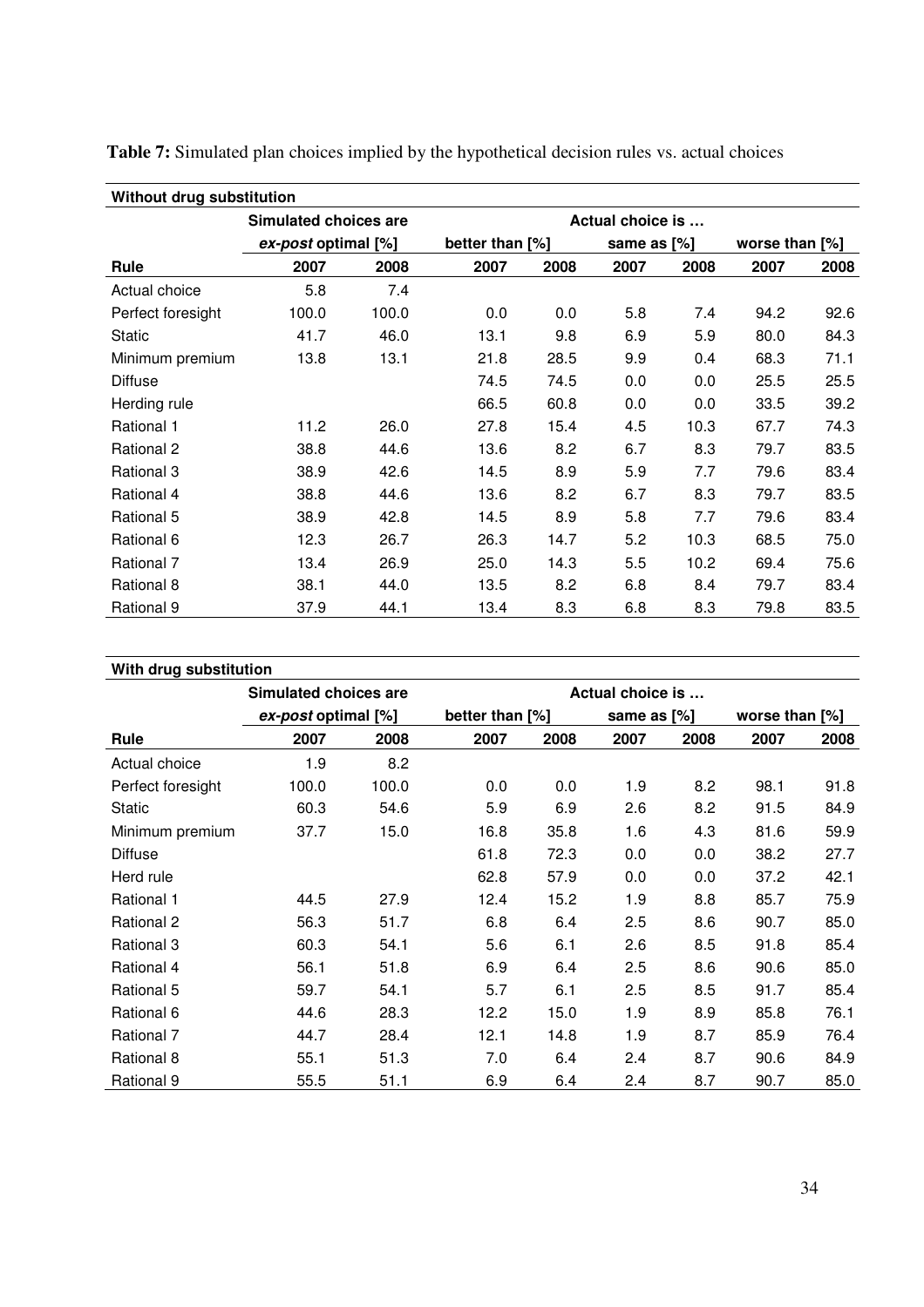**Table 7:** Simulated plan choices implied by the hypothetical decision rules vs. actual choices

| **Without drug substitution** | | | | | | | | |
|---|---|---|---|---|---|---|---|---|
| | **Simulated choices are** | | **Actual choice is …** | | | | | |
| | ***ex-post* optimal [%]** | | **better than [%]** | | **same as [%]** | | **worse than [%]** | |
| **Rule** | **2007** | **2008** | **2007** | **2008** | **2007** | **2008** | **2007** | **2008** |
| Actual choice | 5.8 | 7.4 | | | | | | |
| Perfect foresight | 100.0 | 100.0 | 0.0 | 0.0 | 5.8 | 7.4 | 94.2 | 92.6 |
| Static | 41.7 | 46.0 | 13.1 | 9.8 | 6.9 | 5.9 | 80.0 | 84.3 |
| Minimum premium | 13.8 | 13.1 | 21.8 | 28.5 | 9.9 | 0.4 | 68.3 | 71.1 |
| Diffuse | | | 74.5 | 74.5 | 0.0 | 0.0 | 25.5 | 25.5 |
| Herding rule | | | 66.5 | 60.8 | 0.0 | 0.0 | 33.5 | 39.2 |
| Rational 1 | 11.2 | 26.0 | 27.8 | 15.4 | 4.5 | 10.3 | 67.7 | 74.3 |
| Rational 2 | 38.8 | 44.6 | 13.6 | 8.2 | 6.7 | 8.3 | 79.7 | 83.5 |
| Rational 3 | 38.9 | 42.6 | 14.5 | 8.9 | 5.9 | 7.7 | 79.6 | 83.4 |
| Rational 4 | 38.8 | 44.6 | 13.6 | 8.2 | 6.7 | 8.3 | 79.7 | 83.5 |
| Rational 5 | 38.9 | 42.8 | 14.5 | 8.9 | 5.8 | 7.7 | 79.6 | 83.4 |
| Rational 6 | 12.3 | 26.7 | 26.3 | 14.7 | 5.2 | 10.3 | 68.5 | 75.0 |
| Rational 7 | 13.4 | 26.9 | 25.0 | 14.3 | 5.5 | 10.2 | 69.4 | 75.6 |
| Rational 8 | 38.1 | 44.0 | 13.5 | 8.2 | 6.8 | 8.4 | 79.7 | 83.4 |
| Rational 9 | 37.9 | 44.1 | 13.4 | 8.3 | 6.8 | 8.3 | 79.8 | 83.5 |

| **With drug substitution** | | | | | | | | |
|---|---|---|---|---|---|---|---|---|
| | **Simulated choices are** | | **Actual choice is …** | | | | | |
| | ***ex-post* optimal [%]** | | **better than [%]** | | **same as [%]** | | **worse than [%]** | |
| **Rule** | **2007** | **2008** | **2007** | **2008** | **2007** | **2008** | **2007** | **2008** |
| Actual choice | 1.9 | 8.2 | | | | | | |
| Perfect foresight | 100.0 | 100.0 | 0.0 | 0.0 | 1.9 | 8.2 | 98.1 | 91.8 |
| Static | 60.3 | 54.6 | 5.9 | 6.9 | 2.6 | 8.2 | 91.5 | 84.9 |
| Minimum premium | 37.7 | 15.0 | 16.8 | 35.8 | 1.6 | 4.3 | 81.6 | 59.9 |
| Diffuse | | | 61.8 | 72.3 | 0.0 | 0.0 | 38.2 | 27.7 |
| Herd rule | | | 62.8 | 57.9 | 0.0 | 0.0 | 37.2 | 42.1 |
| Rational 1 | 44.5 | 27.9 | 12.4 | 15.2 | 1.9 | 8.8 | 85.7 | 75.9 |
| Rational 2 | 56.3 | 51.7 | 6.8 | 6.4 | 2.5 | 8.6 | 90.7 | 85.0 |
| Rational 3 | 60.3 | 54.1 | 5.6 | 6.1 | 2.6 | 8.5 | 91.8 | 85.4 |
| Rational 4 | 56.1 | 51.8 | 6.9 | 6.4 | 2.5 | 8.6 | 90.6 | 85.0 |
| Rational 5 | 59.7 | 54.1 | 5.7 | 6.1 | 2.5 | 8.5 | 91.7 | 85.4 |
| Rational 6 | 44.6 | 28.3 | 12.2 | 15.0 | 1.9 | 8.9 | 85.8 | 76.1 |
| Rational 7 | 44.7 | 28.4 | 12.1 | 14.8 | 1.9 | 8.7 | 85.9 | 76.4 |
| Rational 8 | 55.1 | 51.3 | 7.0 | 6.4 | 2.4 | 8.7 | 90.6 | 84.9 |
| Rational 9 | 55.5 | 51.1 | 6.9 | 6.4 | 2.4 | 8.7 | 90.7 | 85.0 |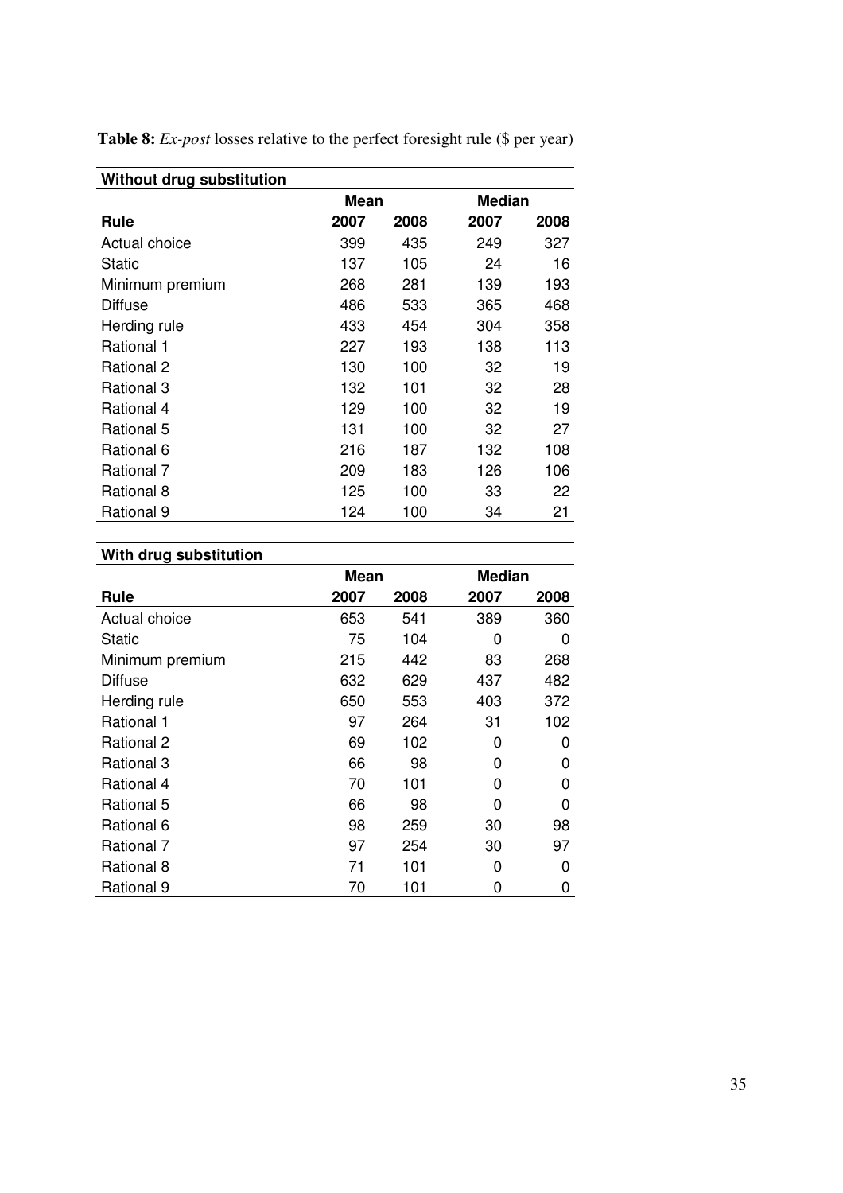**Table 8:** *Ex-post* losses relative to the perfect foresight rule ($ per year)

**Without drug substitution**

| | Mean | | Median | |
|---|---|---|---|---|
| **Rule** | **2007** | **2008** | **2007** | **2008** |
| Actual choice | 399 | 435 | 249 | 327 |
| Static | 137 | 105 | 24 | 16 |
| Minimum premium | 268 | 281 | 139 | 193 |
| Diffuse | 486 | 533 | 365 | 468 |
| Herding rule | 433 | 454 | 304 | 358 |
| Rational 1 | 227 | 193 | 138 | 113 |
| Rational 2 | 130 | 100 | 32 | 19 |
| Rational 3 | 132 | 101 | 32 | 28 |
| Rational 4 | 129 | 100 | 32 | 19 |
| Rational 5 | 131 | 100 | 32 | 27 |
| Rational 6 | 216 | 187 | 132 | 108 |
| Rational 7 | 209 | 183 | 126 | 106 |
| Rational 8 | 125 | 100 | 33 | 22 |
| Rational 9 | 124 | 100 | 34 | 21 |

**With drug substitution**

| | Mean | | Median | |
|---|---|---|---|---|
| **Rule** | **2007** | **2008** | **2007** | **2008** |
| Actual choice | 653 | 541 | 389 | 360 |
| Static | 75 | 104 | 0 | 0 |
| Minimum premium | 215 | 442 | 83 | 268 |
| Diffuse | 632 | 629 | 437 | 482 |
| Herding rule | 650 | 553 | 403 | 372 |
| Rational 1 | 97 | 264 | 31 | 102 |
| Rational 2 | 69 | 102 | 0 | 0 |
| Rational 3 | 66 | 98 | 0 | 0 |
| Rational 4 | 70 | 101 | 0 | 0 |
| Rational 5 | 66 | 98 | 0 | 0 |
| Rational 6 | 98 | 259 | 30 | 98 |
| Rational 7 | 97 | 254 | 30 | 97 |
| Rational 8 | 71 | 101 | 0 | 0 |
| Rational 9 | 70 | 101 | 0 | 0 |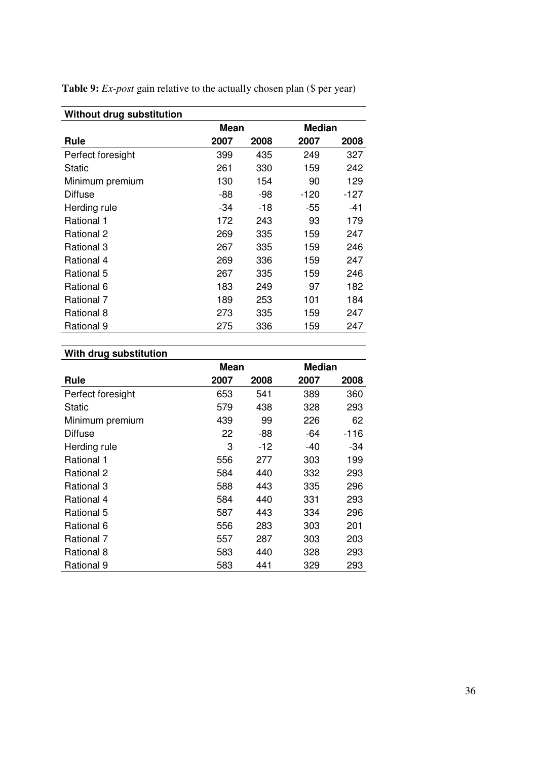**Table 9:** *Ex-post* gain relative to the actually chosen plan ($ per year)

| **Without drug substitution** | | | | |
|---|---|---|---|---|
| | **Mean** | | **Median** | |
| **Rule** | **2007** | **2008** | **2007** | **2008** |
| Perfect foresight | 399 | 435 | 249 | 327 |
| Static | 261 | 330 | 159 | 242 |
| Minimum premium | 130 | 154 | 90 | 129 |
| Diffuse | -88 | -98 | -120 | -127 |
| Herding rule | -34 | -18 | -55 | -41 |
| Rational 1 | 172 | 243 | 93 | 179 |
| Rational 2 | 269 | 335 | 159 | 247 |
| Rational 3 | 267 | 335 | 159 | 246 |
| Rational 4 | 269 | 336 | 159 | 247 |
| Rational 5 | 267 | 335 | 159 | 246 |
| Rational 6 | 183 | 249 | 97 | 182 |
| Rational 7 | 189 | 253 | 101 | 184 |
| Rational 8 | 273 | 335 | 159 | 247 |
| Rational 9 | 275 | 336 | 159 | 247 |

| **With drug substitution** | | | | |
|---|---|---|---|---|
| | **Mean** | | **Median** | |
| **Rule** | **2007** | **2008** | **2007** | **2008** |
| Perfect foresight | 653 | 541 | 389 | 360 |
| Static | 579 | 438 | 328 | 293 |
| Minimum premium | 439 | 99 | 226 | 62 |
| Diffuse | 22 | -88 | -64 | -116 |
| Herding rule | 3 | -12 | -40 | -34 |
| Rational 1 | 556 | 277 | 303 | 199 |
| Rational 2 | 584 | 440 | 332 | 293 |
| Rational 3 | 588 | 443 | 335 | 296 |
| Rational 4 | 584 | 440 | 331 | 293 |
| Rational 5 | 587 | 443 | 334 | 296 |
| Rational 6 | 556 | 283 | 303 | 201 |
| Rational 7 | 557 | 287 | 303 | 203 |
| Rational 8 | 583 | 440 | 328 | 293 |
| Rational 9 | 583 | 441 | 329 | 293 |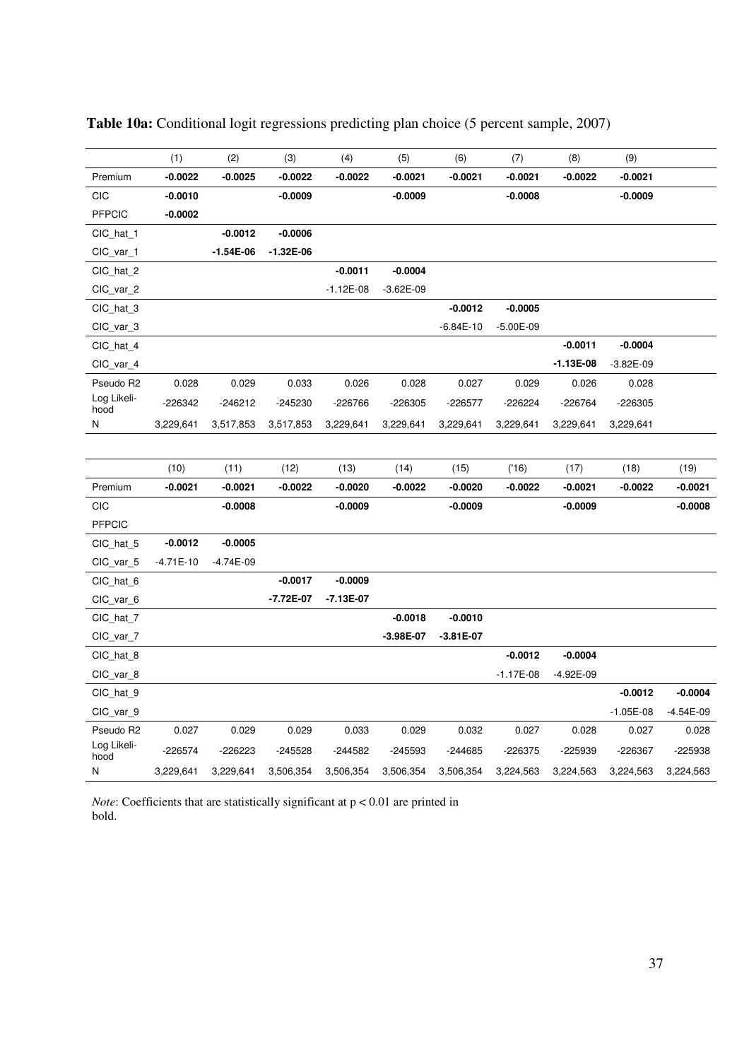**Table 10a:** Conditional logit regressions predicting plan choice (5 percent sample, 2007)

| | (1) | (2) | (3) | (4) | (5) | (6) | (7) | (8) | (9) |
|---|---|---|---|---|---|---|---|---|---|
| Premium | **-0.0022** | **-0.0025** | **-0.0022** | **-0.0022** | **-0.0021** | **-0.0021** | **-0.0021** | **-0.0022** | **-0.0021** |
| CIC | **-0.0010** | | **-0.0009** | | **-0.0009** | | **-0.0008** | | **-0.0009** |
| PFPCIC | **-0.0002** | | | | | | | | |
| CIC_hat_1 | | **-0.0012** | **-0.0006** | | | | | | |
| CIC_var_1 | | **-1.54E-06** | **-1.32E-06** | | | | | | |
| CIC_hat_2 | | | | **-0.0011** | **-0.0004** | | | | |
| CIC_var_2 | | | | -1.12E-08 | -3.62E-09 | | | | |
| CIC_hat_3 | | | | | | **-0.0012** | **-0.0005** | | |
| CIC_var_3 | | | | | | -6.84E-10 | -5.00E-09 | | |
| CIC_hat_4 | | | | | | | | **-0.0011** | **-0.0004** |
| CIC_var_4 | | | | | | | | **-1.13E-08** | -3.82E-09 |
| Pseudo R2 | 0.028 | 0.029 | 0.033 | 0.026 | 0.028 | 0.027 | 0.029 | 0.026 | 0.028 |
| Log Likeli-hood | -226342 | -246212 | -245230 | -226766 | -226305 | -226577 | -226224 | -226764 | -226305 |
| N | 3,229,641 | 3,517,853 | 3,517,853 | 3,229,641 | 3,229,641 | 3,229,641 | 3,229,641 | 3,229,641 | 3,229,641 |

| | (10) | (11) | (12) | (13) | (14) | (15) | ('16) | (17) | (18) | (19) |
|---|---|---|---|---|---|---|---|---|---|---|
| Premium | **-0.0021** | **-0.0021** | **-0.0022** | **-0.0020** | **-0.0022** | **-0.0020** | **-0.0022** | **-0.0021** | **-0.0022** | **-0.0021** |
| CIC | | **-0.0008** | | **-0.0009** | | **-0.0009** | | **-0.0009** | | **-0.0008** |
| PFPCIC | | | | | | | | | | |
| CIC_hat_5 | **-0.0012** | **-0.0005** | | | | | | | | |
| CIC_var_5 | -4.71E-10 | -4.74E-09 | | | | | | | | |
| CIC_hat_6 | | | **-0.0017** | **-0.0009** | | | | | | |
| CIC_var_6 | | | **-7.72E-07** | **-7.13E-07** | | | | | | |
| CIC_hat_7 | | | | | **-0.0018** | **-0.0010** | | | | |
| CIC_var_7 | | | | | **-3.98E-07** | **-3.81E-07** | | | | |
| CIC_hat_8 | | | | | | | **-0.0012** | **-0.0004** | | |
| CIC_var_8 | | | | | | | -1.17E-08 | -4.92E-09 | | |
| CIC_hat_9 | | | | | | | | | **-0.0012** | **-0.0004** |
| CIC_var_9 | | | | | | | | | -1.05E-08 | -4.54E-09 |
| Pseudo R2 | 0.027 | 0.029 | 0.029 | 0.033 | 0.029 | 0.032 | 0.027 | 0.028 | 0.027 | 0.028 |
| Log Likeli-hood | -226574 | -226223 | -245528 | -244582 | -245593 | -244685 | -226375 | -225939 | -226367 | -225938 |
| N | 3,229,641 | 3,229,641 | 3,506,354 | 3,506,354 | 3,506,354 | 3,506,354 | 3,224,563 | 3,224,563 | 3,224,563 | 3,224,563 |

*Note*: Coefficients that are statistically significant at $p < 0.01$ are printed in bold.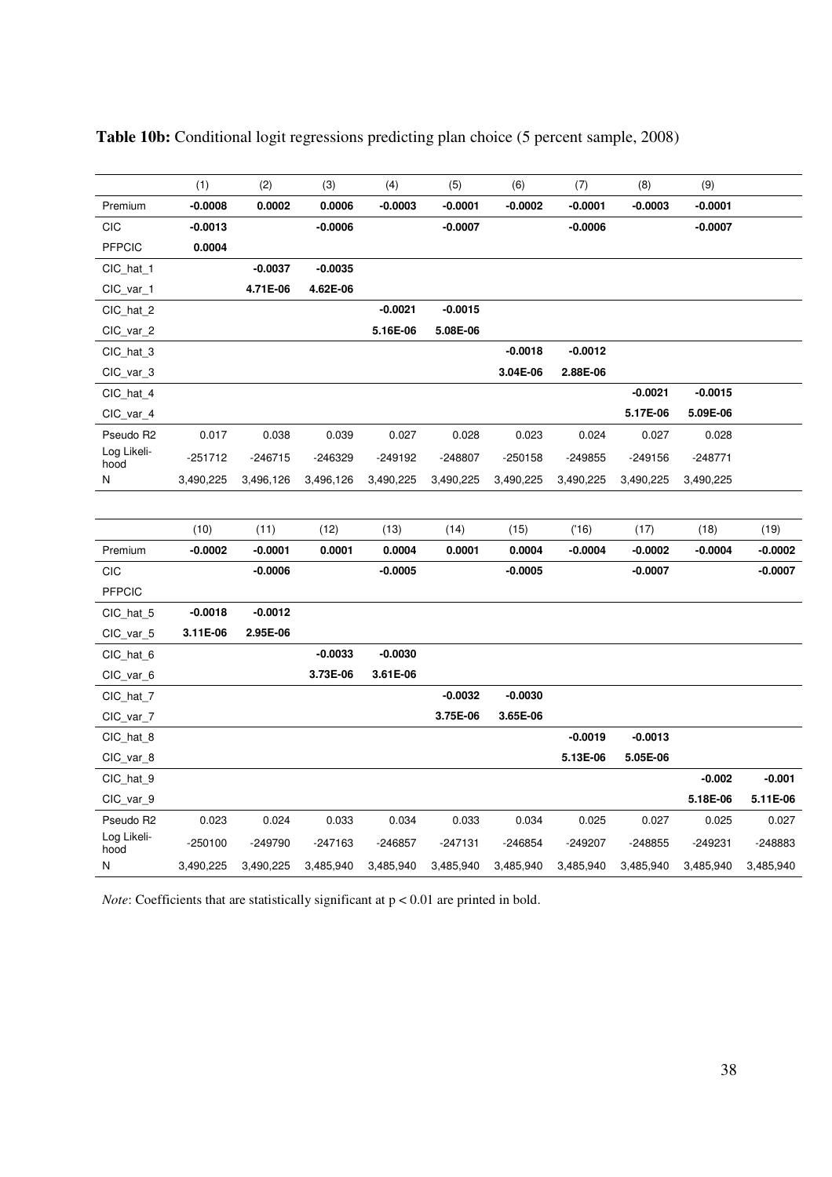**Table 10b:** Conditional logit regressions predicting plan choice (5 percent sample, 2008)

| | (1) | (2) | (3) | (4) | (5) | (6) | (7) | (8) | (9) |
|---|---|---|---|---|---|---|---|---|---|
| Premium | **-0.0008** | **0.0002** | **0.0006** | **-0.0003** | **-0.0001** | **-0.0002** | **-0.0001** | **-0.0003** | **-0.0001** |
| CIC | **-0.0013** | | **-0.0006** | | **-0.0007** | | **-0.0006** | | **-0.0007** |
| PFPCIC | **0.0004** | | | | | | | | |
| CIC_hat_1 | | **-0.0037** | **-0.0035** | | | | | | |
| CIC_var_1 | | **4.71E-06** | **4.62E-06** | | | | | | |
| CIC_hat_2 | | | | **-0.0021** | **-0.0015** | | | | |
| CIC_var_2 | | | | **5.16E-06** | **5.08E-06** | | | | |
| CIC_hat_3 | | | | | | **-0.0018** | **-0.0012** | | |
| CIC_var_3 | | | | | | **3.04E-06** | **2.88E-06** | | |
| CIC_hat_4 | | | | | | | | **-0.0021** | **-0.0015** |
| CIC_var_4 | | | | | | | | **5.17E-06** | **5.09E-06** |
| Pseudo R2 | 0.017 | 0.038 | 0.039 | 0.027 | 0.028 | 0.023 | 0.024 | 0.027 | 0.028 |
| Log Likeli-hood | -251712 | -246715 | -246329 | -249192 | -248807 | -250158 | -249855 | -249156 | -248771 |
| N | 3,490,225 | 3,496,126 | 3,496,126 | 3,490,225 | 3,490,225 | 3,490,225 | 3,490,225 | 3,490,225 | 3,490,225 |

| | (10) | (11) | (12) | (13) | (14) | (15) | ('16) | (17) | (18) | (19) |
|---|---|---|---|---|---|---|---|---|---|---|
| Premium | **-0.0002** | **-0.0001** | **0.0001** | **0.0004** | **0.0001** | **0.0004** | **-0.0004** | **-0.0002** | **-0.0004** | **-0.0002** |
| CIC | | **-0.0006** | | **-0.0005** | | **-0.0005** | | **-0.0007** | | **-0.0007** |
| PFPCIC | | | | | | | | | | |
| CIC_hat_5 | **-0.0018** | **-0.0012** | | | | | | | | |
| CIC_var_5 | **3.11E-06** | **2.95E-06** | | | | | | | | |
| CIC_hat_6 | | | **-0.0033** | **-0.0030** | | | | | | |
| CIC_var_6 | | | **3.73E-06** | **3.61E-06** | | | | | | |
| CIC_hat_7 | | | | | **-0.0032** | **-0.0030** | | | | |
| CIC_var_7 | | | | | **3.75E-06** | **3.65E-06** | | | | |
| CIC_hat_8 | | | | | | | **-0.0019** | **-0.0013** | | |
| CIC_var_8 | | | | | | | **5.13E-06** | **5.05E-06** | | |
| CIC_hat_9 | | | | | | | | | **-0.002** | **-0.001** |
| CIC_var_9 | | | | | | | | | **5.18E-06** | **5.11E-06** |
| Pseudo R2 | 0.023 | 0.024 | 0.033 | 0.034 | 0.033 | 0.034 | 0.025 | 0.027 | 0.025 | 0.027 |
| Log Likeli-hood | -250100 | -249790 | -247163 | -246857 | -247131 | -246854 | -249207 | -248855 | -249231 | -248883 |
| N | 3,490,225 | 3,490,225 | 3,485,940 | 3,485,940 | 3,485,940 | 3,485,940 | 3,485,940 | 3,485,940 | 3,485,940 | 3,485,940 |

*Note*: Coefficients that are statistically significant at $p < 0.01$ are printed in bold.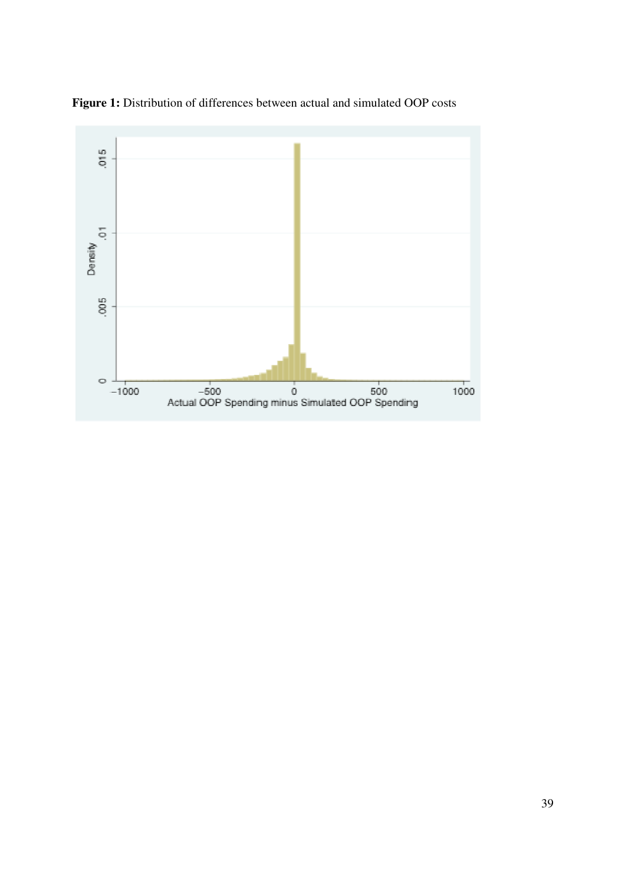**Figure 1:** Distribution of differences between actual and simulated OOP costs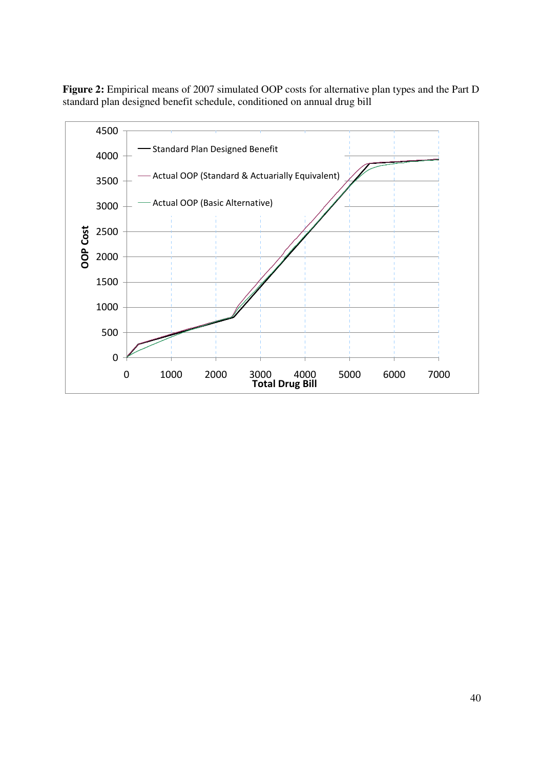**Figure 2:** Empirical means of 2007 simulated OOP costs for alternative plan types and the Part D standard plan designed benefit schedule, conditioned on annual drug bill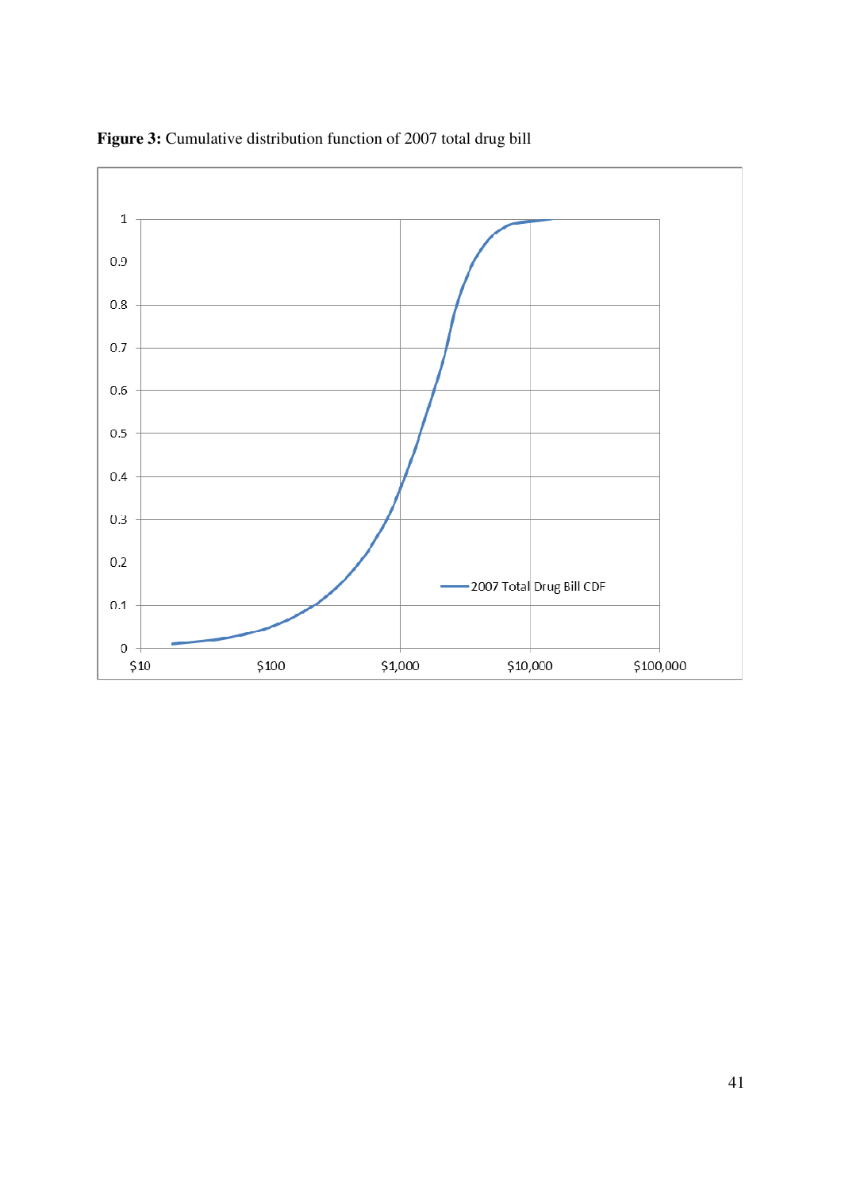**Figure 3:** Cumulative distribution function of 2007 total drug bill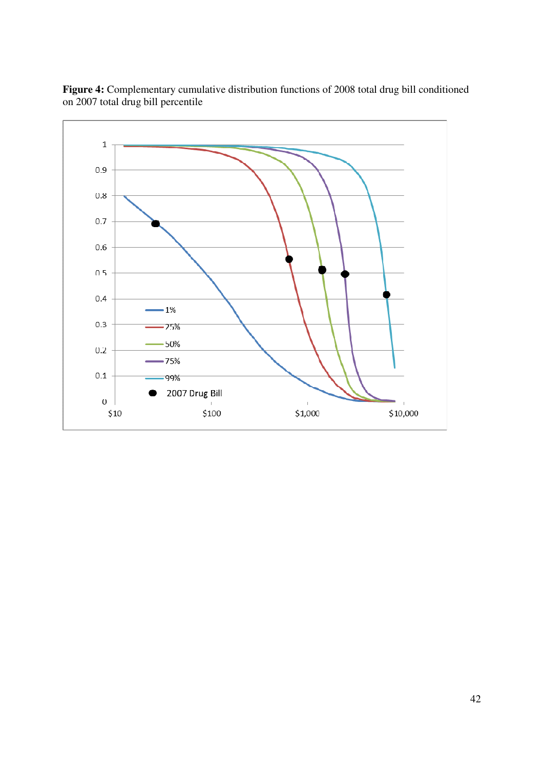**Figure 4:** Complementary cumulative distribution functions of 2008 total drug bill conditioned on 2007 total drug bill percentile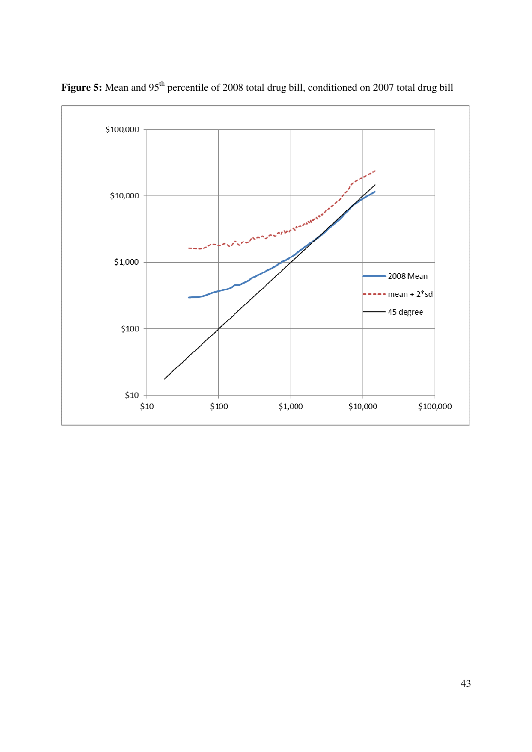**Figure 5:** Mean and 95th percentile of 2008 total drug bill, conditioned on 2007 total drug bill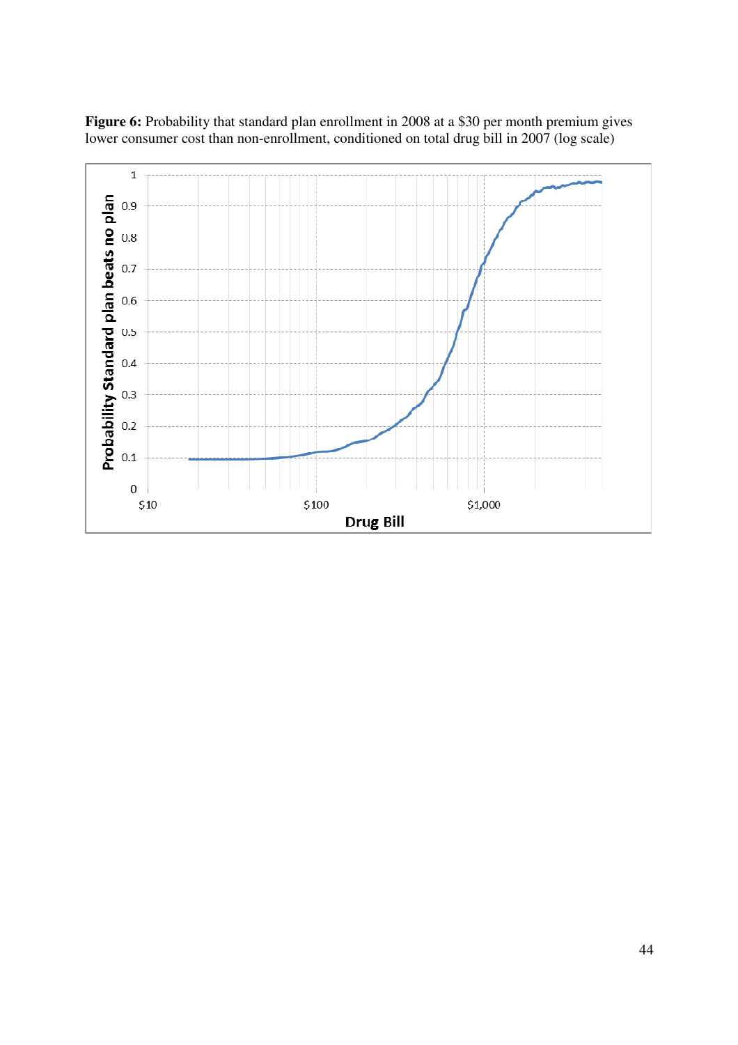**Figure 6:** Probability that standard plan enrollment in 2008 at a $30 per month premium gives lower consumer cost than non-enrollment, conditioned on total drug bill in 2007 (log scale)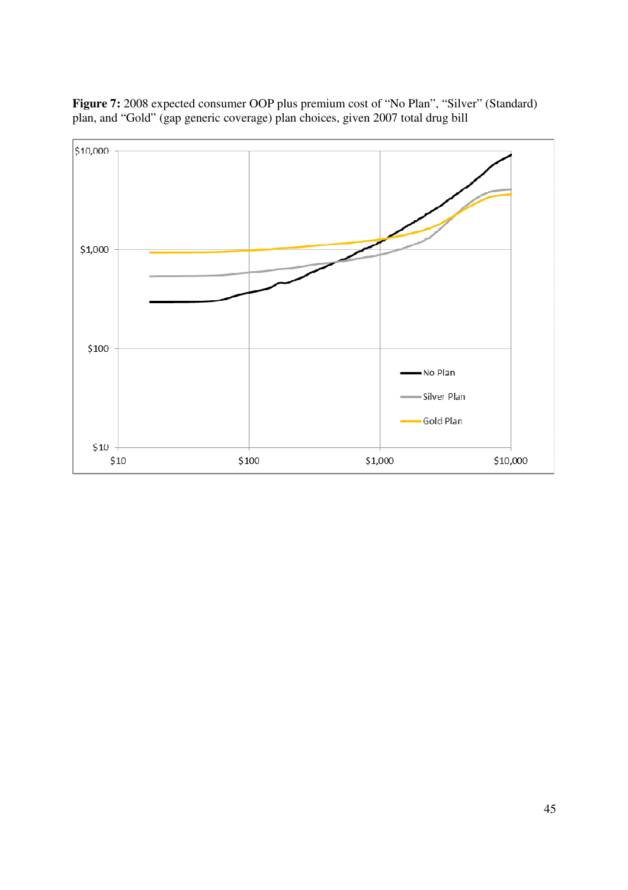**Figure 7:** 2008 expected consumer OOP plus premium cost of "No Plan", "Silver" (Standard) plan, and "Gold" (gap generic coverage) plan choices, given 2007 total drug bill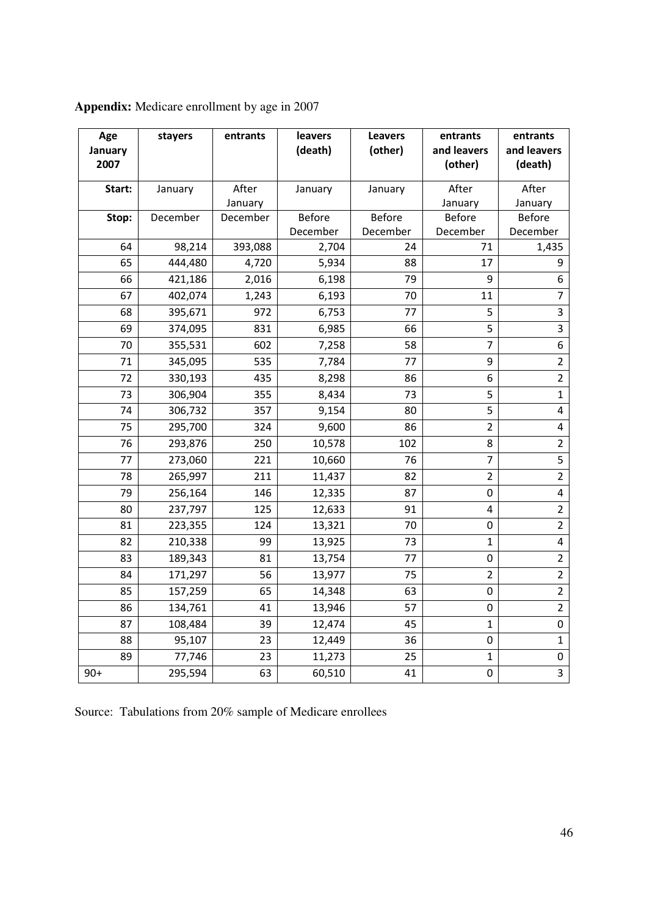**Appendix:** Medicare enrollment by age in 2007

| Age January 2007 | stayers | entrants | leavers (death) | Leavers (other) | entrants and leavers (other) | entrants and leavers (death) |
|---|---|---|---|---|---|---|
| **Start:** | January | After January | January | January | After January | After January |
| **Stop:** | December | December | Before December | Before December | Before December | Before December |
| 64 | 98,214 | 393,088 | 2,704 | 24 | 71 | 1,435 |
| 65 | 444,480 | 4,720 | 5,934 | 88 | 17 | 9 |
| 66 | 421,186 | 2,016 | 6,198 | 79 | 9 | 6 |
| 67 | 402,074 | 1,243 | 6,193 | 70 | 11 | 7 |
| 68 | 395,671 | 972 | 6,753 | 77 | 5 | 3 |
| 69 | 374,095 | 831 | 6,985 | 66 | 5 | 3 |
| 70 | 355,531 | 602 | 7,258 | 58 | 7 | 6 |
| 71 | 345,095 | 535 | 7,784 | 77 | 9 | 2 |
| 72 | 330,193 | 435 | 8,298 | 86 | 6 | 2 |
| 73 | 306,904 | 355 | 8,434 | 73 | 5 | 1 |
| 74 | 306,732 | 357 | 9,154 | 80 | 5 | 4 |
| 75 | 295,700 | 324 | 9,600 | 86 | 2 | 4 |
| 76 | 293,876 | 250 | 10,578 | 102 | 8 | 2 |
| 77 | 273,060 | 221 | 10,660 | 76 | 7 | 5 |
| 78 | 265,997 | 211 | 11,437 | 82 | 2 | 2 |
| 79 | 256,164 | 146 | 12,335 | 87 | 0 | 4 |
| 80 | 237,797 | 125 | 12,633 | 91 | 4 | 2 |
| 81 | 223,355 | 124 | 13,321 | 70 | 0 | 2 |
| 82 | 210,338 | 99 | 13,925 | 73 | 1 | 4 |
| 83 | 189,343 | 81 | 13,754 | 77 | 0 | 2 |
| 84 | 171,297 | 56 | 13,977 | 75 | 2 | 2 |
| 85 | 157,259 | 65 | 14,348 | 63 | 0 | 2 |
| 86 | 134,761 | 41 | 13,946 | 57 | 0 | 2 |
| 87 | 108,484 | 39 | 12,474 | 45 | 1 | 0 |
| 88 | 95,107 | 23 | 12,449 | 36 | 0 | 1 |
| 89 | 77,746 | 23 | 11,273 | 25 | 1 | 0 |
| 90+ | 295,594 | 63 | 60,510 | 41 | 0 | 3 |

Source: Tabulations from 20% sample of Medicare enrollees